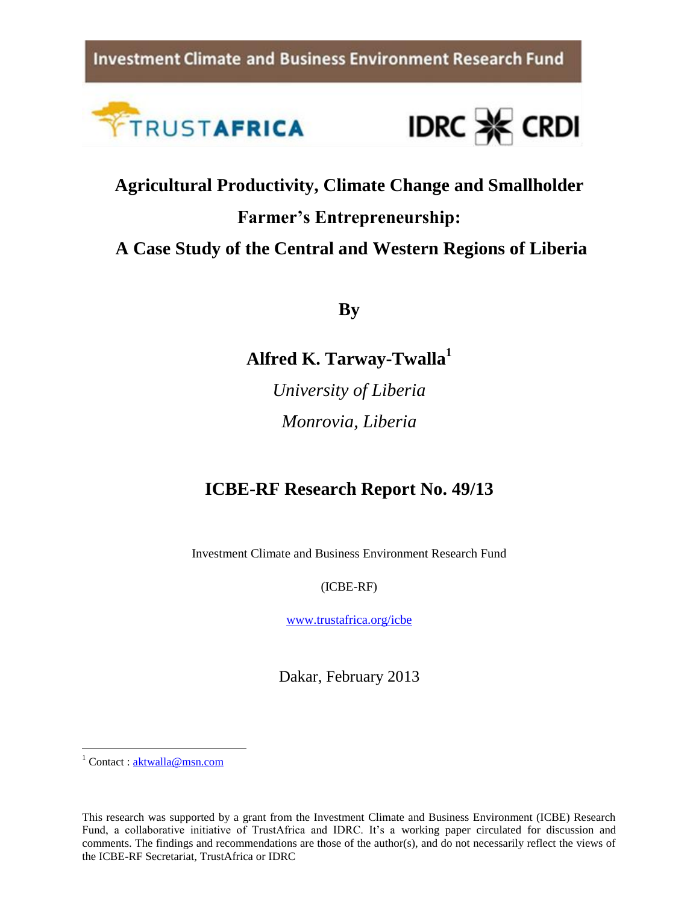Investment Climate and Business Environment Research Fund

TRUSTAFRICA

IDRC CRDI

# Agricultural Productivity, Climate Change and Smallholder Farmer's Entrepreneurship: A Case Study of the Central and Western Regions of Liberia

**By**

**Alfred K. Tarway-Twalla[1]**

*University of Liberia*

*Monrovia, Liberia*

## ICBE-RF Research Report No. 49/13

Investment Climate and Business Environment Research Fund

(ICBE-RF)

www.trustafrica.org/icbe

Dakar, February 2013

[1] Contact : aktwalla@msn.com

This research was supported by a grant from the Investment Climate and Business Environment (ICBE) Research Fund, a collaborative initiative of TrustAfrica and IDRC. It's a working paper circulated for discussion and comments. The findings and recommendations are those of the author(s), and do not necessarily reflect the views of the ICBE-RF Secretariat, TrustAfrica or IDRC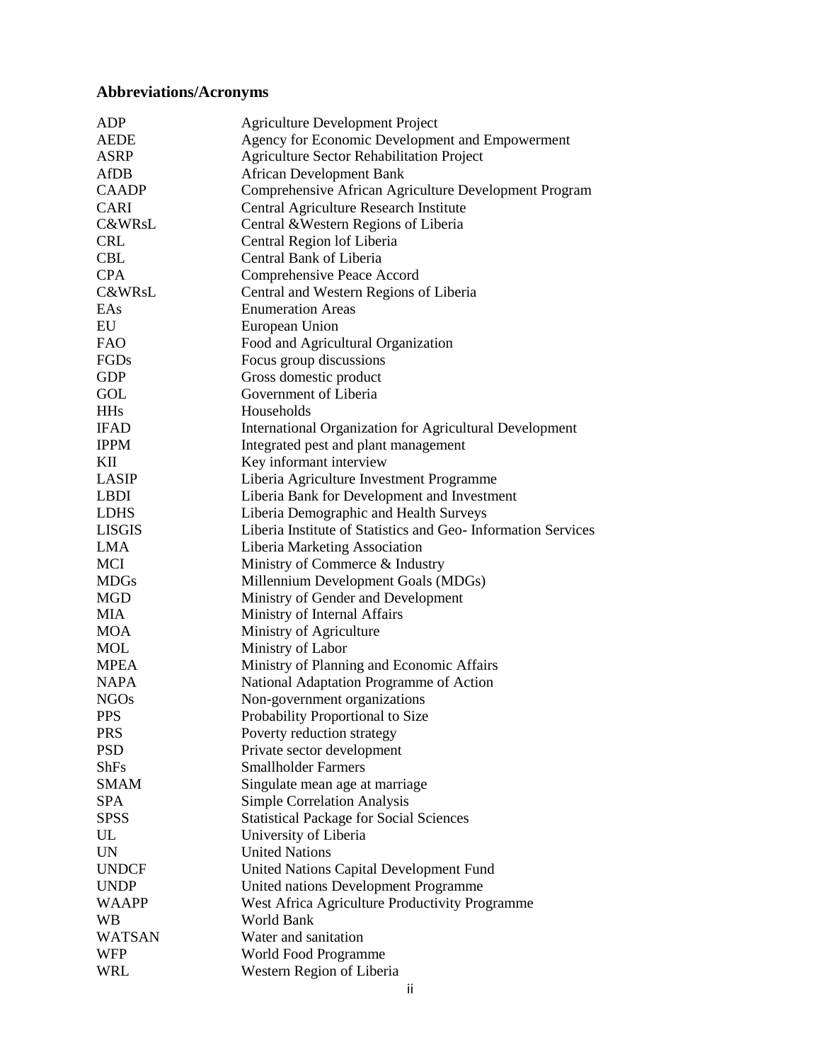## Abbreviations/Acronyms

| | |
|---|---|
| ADP | Agriculture Development Project |
| AEDE | Agency for Economic Development and Empowerment |
| ASRP | Agriculture Sector Rehabilitation Project |
| AfDB | African Development Bank |
| CAADP | Comprehensive African Agriculture Development Program |
| CARI | Central Agriculture Research Institute |
| C&WRsL | Central &Western Regions of Liberia |
| CRL | Central Region lof Liberia |
| CBL | Central Bank of Liberia |
| CPA | Comprehensive Peace Accord |
| C&WRsL | Central and Western Regions of Liberia |
| EAs | Enumeration Areas |
| EU | European Union |
| FAO | Food and Agricultural Organization |
| FGDs | Focus group discussions |
| GDP | Gross domestic product |
| GOL | Government of Liberia |
| HHs | Households |
| IFAD | International Organization for Agricultural Development |
| IPPM | Integrated pest and plant management |
| KII | Key informant interview |
| LASIP | Liberia Agriculture Investment Programme |
| LBDI | Liberia Bank for Development and Investment |
| LDHS | Liberia Demographic and Health Surveys |
| LISGIS | Liberia Institute of Statistics and Geo- Information Services |
| LMA | Liberia Marketing Association |
| MCI | Ministry of Commerce & Industry |
| MDGs | Millennium Development Goals (MDGs) |
| MGD | Ministry of Gender and Development |
| MIA | Ministry of Internal Affairs |
| MOA | Ministry of Agriculture |
| MOL | Ministry of Labor |
| MPEA | Ministry of Planning and Economic Affairs |
| NAPA | National Adaptation Programme of Action |
| NGOs | Non-government organizations |
| PPS | Probability Proportional to Size |
| PRS | Poverty reduction strategy |
| PSD | Private sector development |
| ShFs | Smallholder Farmers |
| SMAM | Singulate mean age at marriage |
| SPA | Simple Correlation Analysis |
| SPSS | Statistical Package for Social Sciences |
| UL | University of Liberia |
| UN | United Nations |
| UNDCF | United Nations Capital Development Fund |
| UNDP | United nations Development Programme |
| WAAPP | West Africa Agriculture Productivity Programme |
| WB | World Bank |
| WATSAN | Water and sanitation |
| WFP | World Food Programme |
| WRL | Western Region of Liberia |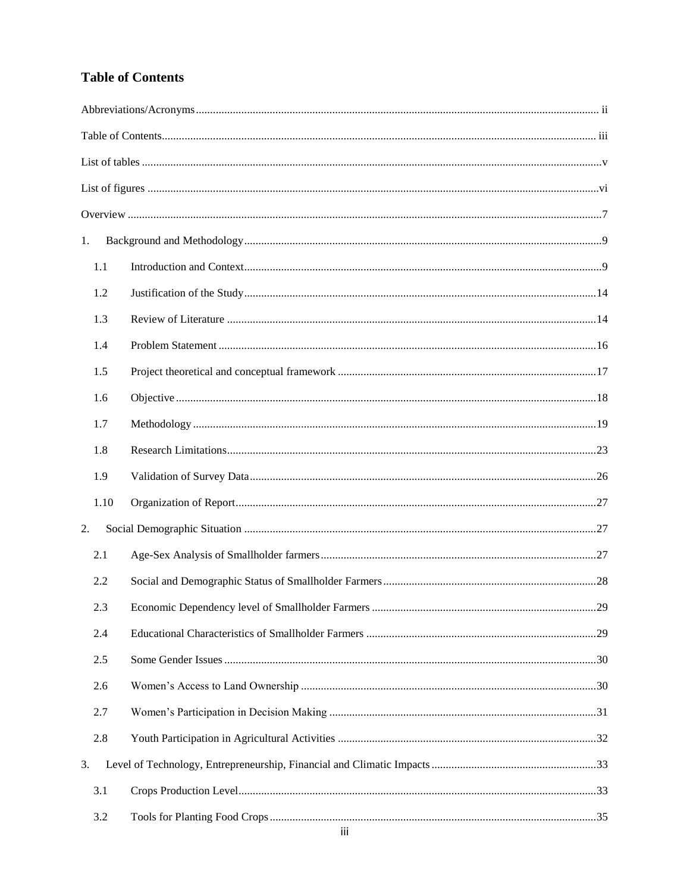# Table of Contents

Abbreviations/Acronyms ..... ii

Table of Contents ..... iii

List of tables ..... v

List of figures ..... vi

Overview ..... 7

1. Background and Methodology ..... 9
   - 1.1 Introduction and Context ..... 9
   - 1.2 Justification of the Study ..... 14
   - 1.3 Review of Literature ..... 14
   - 1.4 Problem Statement ..... 16
   - 1.5 Project theoretical and conceptual framework ..... 17
   - 1.6 Objective ..... 18
   - 1.7 Methodology ..... 19
   - 1.8 Research Limitations ..... 23
   - 1.9 Validation of Survey Data ..... 26
   - 1.10 Organization of Report ..... 27
2. Social Demographic Situation ..... 27
   - 2.1 Age-Sex Analysis of Smallholder farmers ..... 27
   - 2.2 Social and Demographic Status of Smallholder Farmers ..... 28
   - 2.3 Economic Dependency level of Smallholder Farmers ..... 29
   - 2.4 Educational Characteristics of Smallholder Farmers ..... 29
   - 2.5 Some Gender Issues ..... 30
   - 2.6 Women's Access to Land Ownership ..... 30
   - 2.7 Women's Participation in Decision Making ..... 31
   - 2.8 Youth Participation in Agricultural Activities ..... 32
3. Level of Technology, Entrepreneurship, Financial and Climatic Impacts ..... 33
   - 3.1 Crops Production Level ..... 33
   - 3.2 Tools for Planting Food Crops ..... 35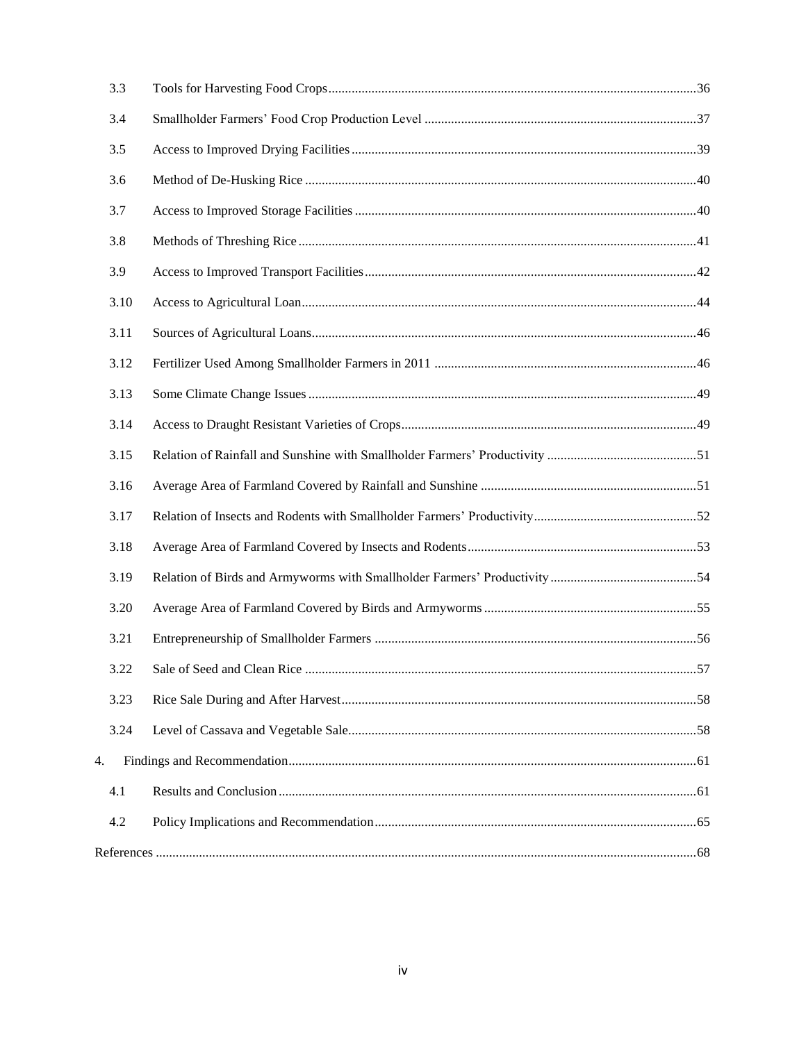3.3 Tools for Harvesting Food Crops ... 36

3.4 Smallholder Farmers' Food Crop Production Level ... 37

3.5 Access to Improved Drying Facilities ... 39

3.6 Method of De-Husking Rice ... 40

3.7 Access to Improved Storage Facilities ... 40

3.8 Methods of Threshing Rice ... 41

3.9 Access to Improved Transport Facilities ... 42

3.10 Access to Agricultural Loan ... 44

3.11 Sources of Agricultural Loans ... 46

3.12 Fertilizer Used Among Smallholder Farmers in 2011 ... 46

3.13 Some Climate Change Issues ... 49

3.14 Access to Draught Resistant Varieties of Crops ... 49

3.15 Relation of Rainfall and Sunshine with Smallholder Farmers' Productivity ... 51

3.16 Average Area of Farmland Covered by Rainfall and Sunshine ... 51

3.17 Relation of Insects and Rodents with Smallholder Farmers' Productivity ... 52

3.18 Average Area of Farmland Covered by Insects and Rodents ... 53

3.19 Relation of Birds and Armyworms with Smallholder Farmers' Productivity ... 54

3.20 Average Area of Farmland Covered by Birds and Armyworms ... 55

3.21 Entrepreneurship of Smallholder Farmers ... 56

3.22 Sale of Seed and Clean Rice ... 57

3.23 Rice Sale During and After Harvest ... 58

3.24 Level of Cassava and Vegetable Sale ... 58

4. Findings and Recommendation ... 61

4.1 Results and Conclusion ... 61

4.2 Policy Implications and Recommendation ... 65

References ... 68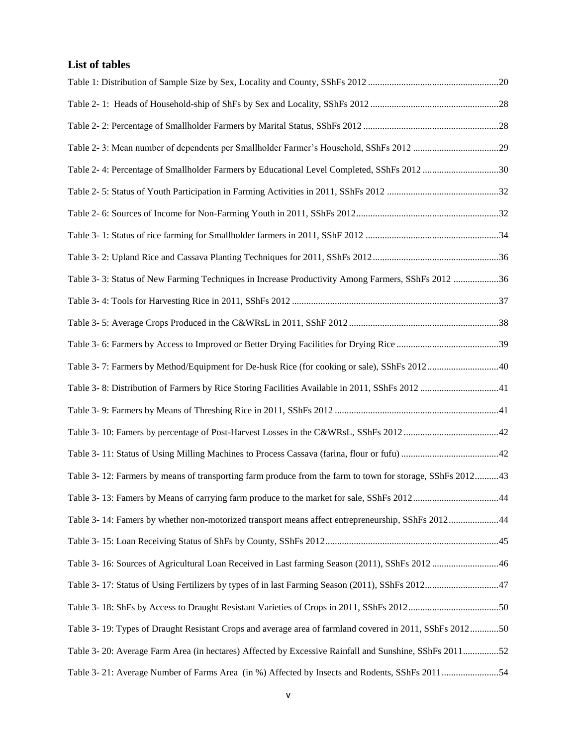## List of tables

Table 1: Distribution of Sample Size by Sex, Locality and County, SShFs 2012 ....................................................... 20

Table 2- 1: Heads of Household-ship of ShFs by Sex and Locality, SShFs 2012 ...................................................... 28

Table 2- 2: Percentage of Smallholder Farmers by Marital Status, SShFs 2012 ......................................................... 28

Table 2- 3: Mean number of dependents per Smallholder Farmer's Household, SShFs 2012 .................................... 29

Table 2- 4: Percentage of Smallholder Farmers by Educational Level Completed, SShFs 2012 ................................ 30

Table 2- 5: Status of Youth Participation in Farming Activities in 2011, SShFs 2012 ............................................... 32

Table 2- 6: Sources of Income for Non-Farming Youth in 2011, SShFs 2012 ............................................................ 32

Table 3- 1: Status of rice farming for Smallholder farmers in 2011, SShF 2012 ........................................................ 34

Table 3- 2: Upland Rice and Cassava Planting Techniques for 2011, SShFs 2012 ..................................................... 36

Table 3- 3: Status of New Farming Techniques in Increase Productivity Among Farmers, SShFs 2012 ................... 36

Table 3- 4: Tools for Harvesting Rice in 2011, SShFs 2012 ....................................................................................... 37

Table 3- 5: Average Crops Produced in the C&WRsL in 2011, SShF 2012 ............................................................... 38

Table 3- 6: Farmers by Access to Improved or Better Drying Facilities for Drying Rice ........................................... 39

Table 3- 7: Farmers by Method/Equipment for De-husk Rice (for cooking or sale), SShFs 2012 .............................. 40

Table 3- 8: Distribution of Farmers by Rice Storing Facilities Available in 2011, SShFs 2012 ................................. 41

Table 3- 9: Farmers by Means of Threshing Rice in 2011, SShFs 2012 ..................................................................... 41

Table 3- 10: Famers by percentage of Post-Harvest Losses in the C&WRsL, SShFs 2012 ........................................ 42

Table 3- 11: Status of Using Milling Machines to Process Cassava (farina, flour or fufu) ......................................... 42

Table 3- 12: Farmers by means of transporting farm produce from the farm to town for storage, SShFs 2012 .......... 43

Table 3- 13: Famers by Means of carrying farm produce to the market for sale, SShFs 2012 .................................... 44

Table 3- 14: Famers by whether non-motorized transport means affect entrepreneurship, SShFs 2012 ..................... 44

Table 3- 15: Loan Receiving Status of ShFs by County, SShFs 2012 ......................................................................... 45

Table 3- 16: Sources of Agricultural Loan Received in Last farming Season (2011), SShFs 2012 ............................ 46

Table 3- 17: Status of Using Fertilizers by types of in last Farming Season (2011), SShFs 2012 ............................... 47

Table 3- 18: ShFs by Access to Draught Resistant Varieties of Crops in 2011, SShFs 2012 ...................................... 50

Table 3- 19: Types of Draught Resistant Crops and average area of farmland covered in 2011, SShFs 2012 ............ 50

Table 3- 20: Average Farm Area (in hectares) Affected by Excessive Rainfall and Sunshine, SShFs 2011 ............... 52

Table 3- 21: Average Number of Farms Area (in %) Affected by Insects and Rodents, SShFs 2011 ........................ 54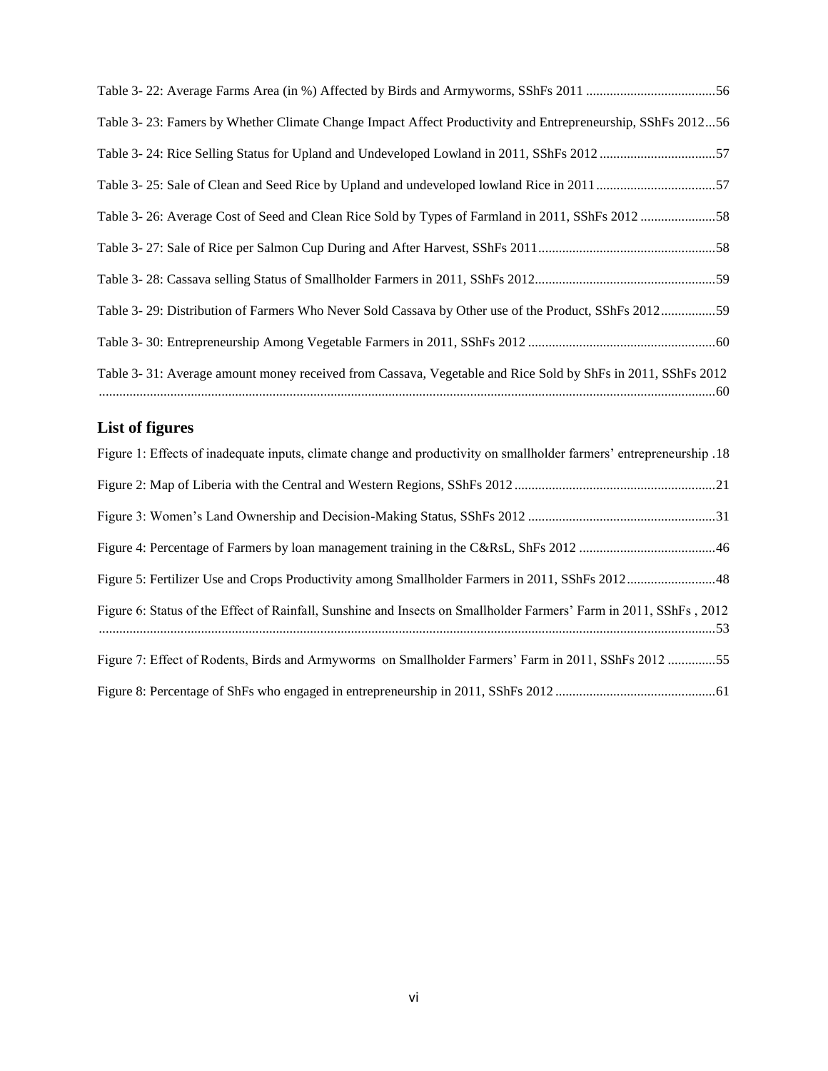Table 3- 22: Average Farms Area (in %) Affected by Birds and Armyworms, SShFs 2011 ......................................56

Table 3- 23: Famers by Whether Climate Change Impact Affect Productivity and Entrepreneurship, SShFs 2012...56

Table 3- 24: Rice Selling Status for Upland and Undeveloped Lowland in 2011, SShFs 2012 ..................................57

Table 3- 25: Sale of Clean and Seed Rice by Upland and undeveloped lowland Rice in 2011 ...................................57

Table 3- 26: Average Cost of Seed and Clean Rice Sold by Types of Farmland in 2011, SShFs 2012 ......................58

Table 3- 27: Sale of Rice per Salmon Cup During and After Harvest, SShFs 2011....................................................58

Table 3- 28: Cassava selling Status of Smallholder Farmers in 2011, SShFs 2012.....................................................59

Table 3- 29: Distribution of Farmers Who Never Sold Cassava by Other use of the Product, SShFs 2012................59

Table 3- 30: Entrepreneurship Among Vegetable Farmers in 2011, SShFs 2012 .......................................................60

Table 3- 31: Average amount money received from Cassava, Vegetable and Rice Sold by ShFs in 2011, SShFs 2012 ...................................................................................................................................................................60

## List of figures

Figure 1: Effects of inadequate inputs, climate change and productivity on smallholder farmers' entrepreneurship .18

Figure 2: Map of Liberia with the Central and Western Regions, SShFs 2012 ...........................................................21

Figure 3: Women's Land Ownership and Decision-Making Status, SShFs 2012 .......................................................31

Figure 4: Percentage of Farmers by loan management training in the C&RsL, ShFs 2012 ........................................46

Figure 5: Fertilizer Use and Crops Productivity among Smallholder Farmers in 2011, SShFs 2012..........................48

Figure 6: Status of the Effect of Rainfall, Sunshine and Insects on Smallholder Farmers' Farm in 2011, SShFs , 2012 ...................................................................................................................................................................53

Figure 7: Effect of Rodents, Birds and Armyworms on Smallholder Farmers' Farm in 2011, SShFs 2012 ..............55

Figure 8: Percentage of ShFs who engaged in entrepreneurship in 2011, SShFs 2012 ...............................................61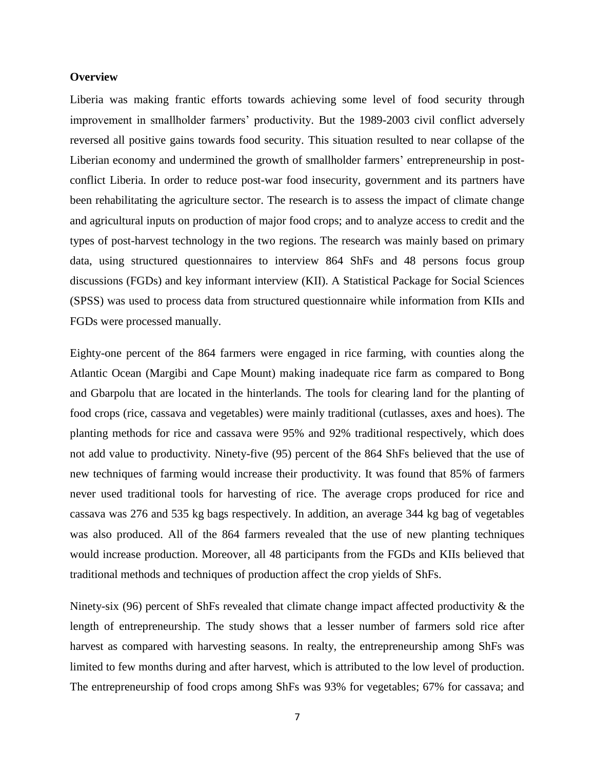**Overview**

Liberia was making frantic efforts towards achieving some level of food security through improvement in smallholder farmers' productivity. But the 1989-2003 civil conflict adversely reversed all positive gains towards food security. This situation resulted to near collapse of the Liberian economy and undermined the growth of smallholder farmers' entrepreneurship in post-conflict Liberia. In order to reduce post-war food insecurity, government and its partners have been rehabilitating the agriculture sector. The research is to assess the impact of climate change and agricultural inputs on production of major food crops; and to analyze access to credit and the types of post-harvest technology in the two regions. The research was mainly based on primary data, using structured questionnaires to interview 864 ShFs and 48 persons focus group discussions (FGDs) and key informant interview (KII). A Statistical Package for Social Sciences (SPSS) was used to process data from structured questionnaire while information from KIIs and FGDs were processed manually.

Eighty-one percent of the 864 farmers were engaged in rice farming, with counties along the Atlantic Ocean (Margibi and Cape Mount) making inadequate rice farm as compared to Bong and Gbarpolu that are located in the hinterlands. The tools for clearing land for the planting of food crops (rice, cassava and vegetables) were mainly traditional (cutlasses, axes and hoes). The planting methods for rice and cassava were 95% and 92% traditional respectively, which does not add value to productivity. Ninety-five (95) percent of the 864 ShFs believed that the use of new techniques of farming would increase their productivity. It was found that 85% of farmers never used traditional tools for harvesting of rice. The average crops produced for rice and cassava was 276 and 535 kg bags respectively. In addition, an average 344 kg bag of vegetables was also produced. All of the 864 farmers revealed that the use of new planting techniques would increase production. Moreover, all 48 participants from the FGDs and KIIs believed that traditional methods and techniques of production affect the crop yields of ShFs.

Ninety-six (96) percent of ShFs revealed that climate change impact affected productivity & the length of entrepreneurship. The study shows that a lesser number of farmers sold rice after harvest as compared with harvesting seasons. In realty, the entrepreneurship among ShFs was limited to few months during and after harvest, which is attributed to the low level of production. The entrepreneurship of food crops among ShFs was 93% for vegetables; 67% for cassava; and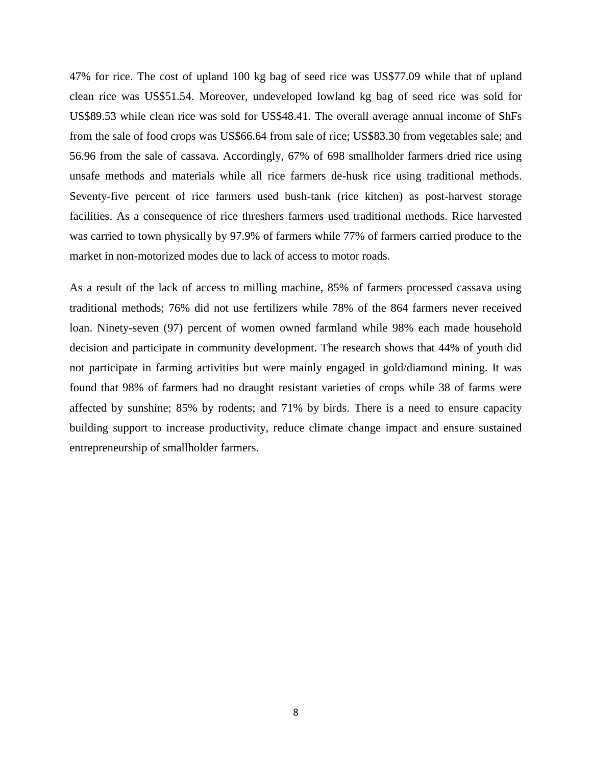47% for rice. The cost of upland 100 kg bag of seed rice was US$77.09 while that of upland clean rice was US$51.54. Moreover, undeveloped lowland kg bag of seed rice was sold for US$89.53 while clean rice was sold for US$48.41. The overall average annual income of ShFs from the sale of food crops was US$66.64 from sale of rice; US$83.30 from vegetables sale; and 56.96 from the sale of cassava. Accordingly, 67% of 698 smallholder farmers dried rice using unsafe methods and materials while all rice farmers de-husk rice using traditional methods. Seventy-five percent of rice farmers used bush-tank (rice kitchen) as post-harvest storage facilities. As a consequence of rice threshers farmers used traditional methods. Rice harvested was carried to town physically by 97.9% of farmers while 77% of farmers carried produce to the market in non-motorized modes due to lack of access to motor roads.

As a result of the lack of access to milling machine, 85% of farmers processed cassava using traditional methods; 76% did not use fertilizers while 78% of the 864 farmers never received loan. Ninety-seven (97) percent of women owned farmland while 98% each made household decision and participate in community development. The research shows that 44% of youth did not participate in farming activities but were mainly engaged in gold/diamond mining. It was found that 98% of farmers had no draught resistant varieties of crops while 38 of farms were affected by sunshine; 85% by rodents; and 71% by birds. There is a need to ensure capacity building support to increase productivity, reduce climate change impact and ensure sustained entrepreneurship of smallholder farmers.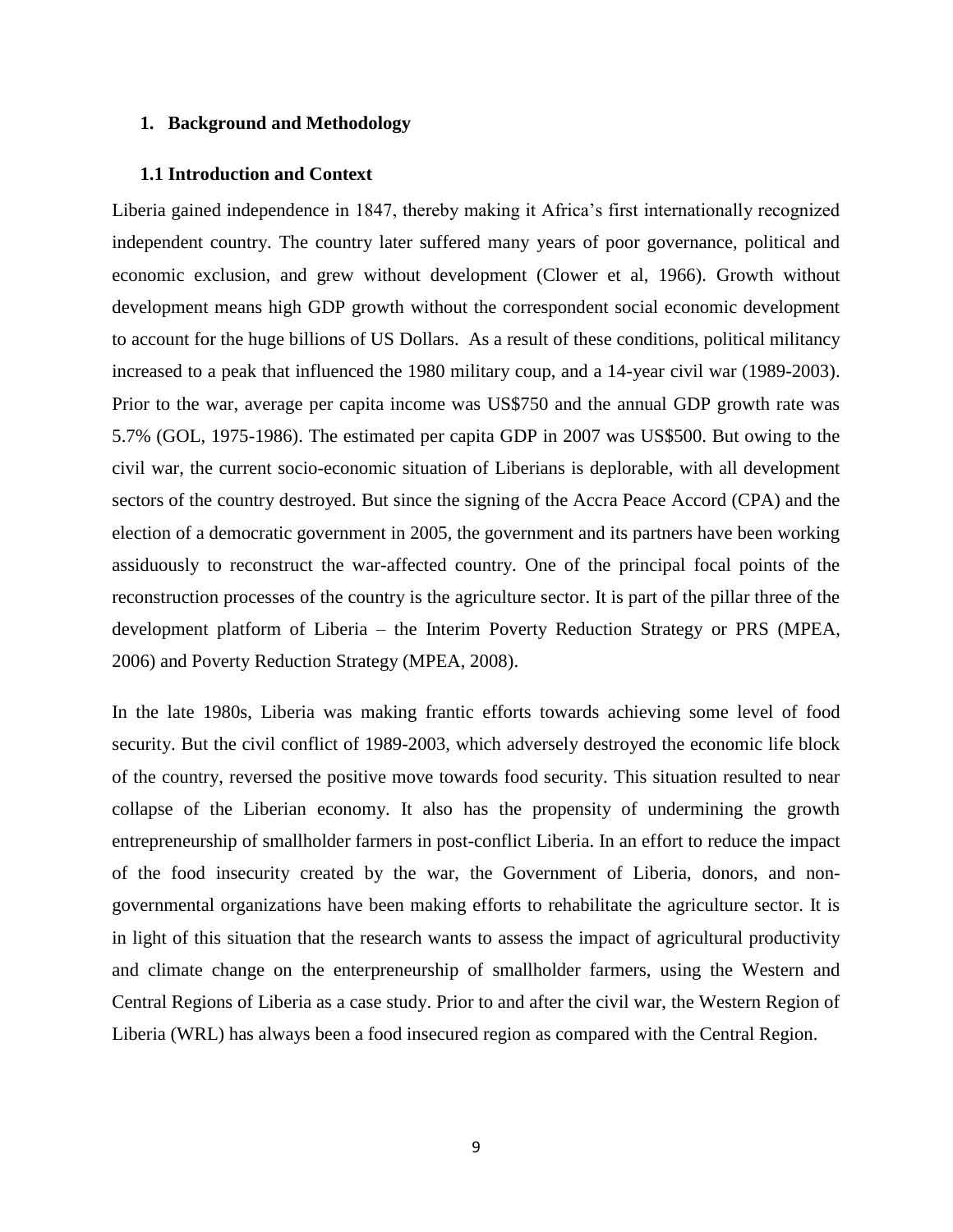## 1. Background and Methodology

### 1.1 Introduction and Context

Liberia gained independence in 1847, thereby making it Africa's first internationally recognized independent country. The country later suffered many years of poor governance, political and economic exclusion, and grew without development (Clower et al, 1966). Growth without development means high GDP growth without the correspondent social economic development to account for the huge billions of US Dollars. As a result of these conditions, political militancy increased to a peak that influenced the 1980 military coup, and a 14-year civil war (1989-2003). Prior to the war, average per capita income was US$750 and the annual GDP growth rate was 5.7% (GOL, 1975-1986). The estimated per capita GDP in 2007 was US$500. But owing to the civil war, the current socio-economic situation of Liberians is deplorable, with all development sectors of the country destroyed. But since the signing of the Accra Peace Accord (CPA) and the election of a democratic government in 2005, the government and its partners have been working assiduously to reconstruct the war-affected country. One of the principal focal points of the reconstruction processes of the country is the agriculture sector. It is part of the pillar three of the development platform of Liberia – the Interim Poverty Reduction Strategy or PRS (MPEA, 2006) and Poverty Reduction Strategy (MPEA, 2008).

In the late 1980s, Liberia was making frantic efforts towards achieving some level of food security. But the civil conflict of 1989-2003, which adversely destroyed the economic life block of the country, reversed the positive move towards food security. This situation resulted to near collapse of the Liberian economy. It also has the propensity of undermining the growth entrepreneurship of smallholder farmers in post-conflict Liberia. In an effort to reduce the impact of the food insecurity created by the war, the Government of Liberia, donors, and non-governmental organizations have been making efforts to rehabilitate the agriculture sector. It is in light of this situation that the research wants to assess the impact of agricultural productivity and climate change on the enterpreneurship of smallholder farmers, using the Western and Central Regions of Liberia as a case study. Prior to and after the civil war, the Western Region of Liberia (WRL) has always been a food insecured region as compared with the Central Region.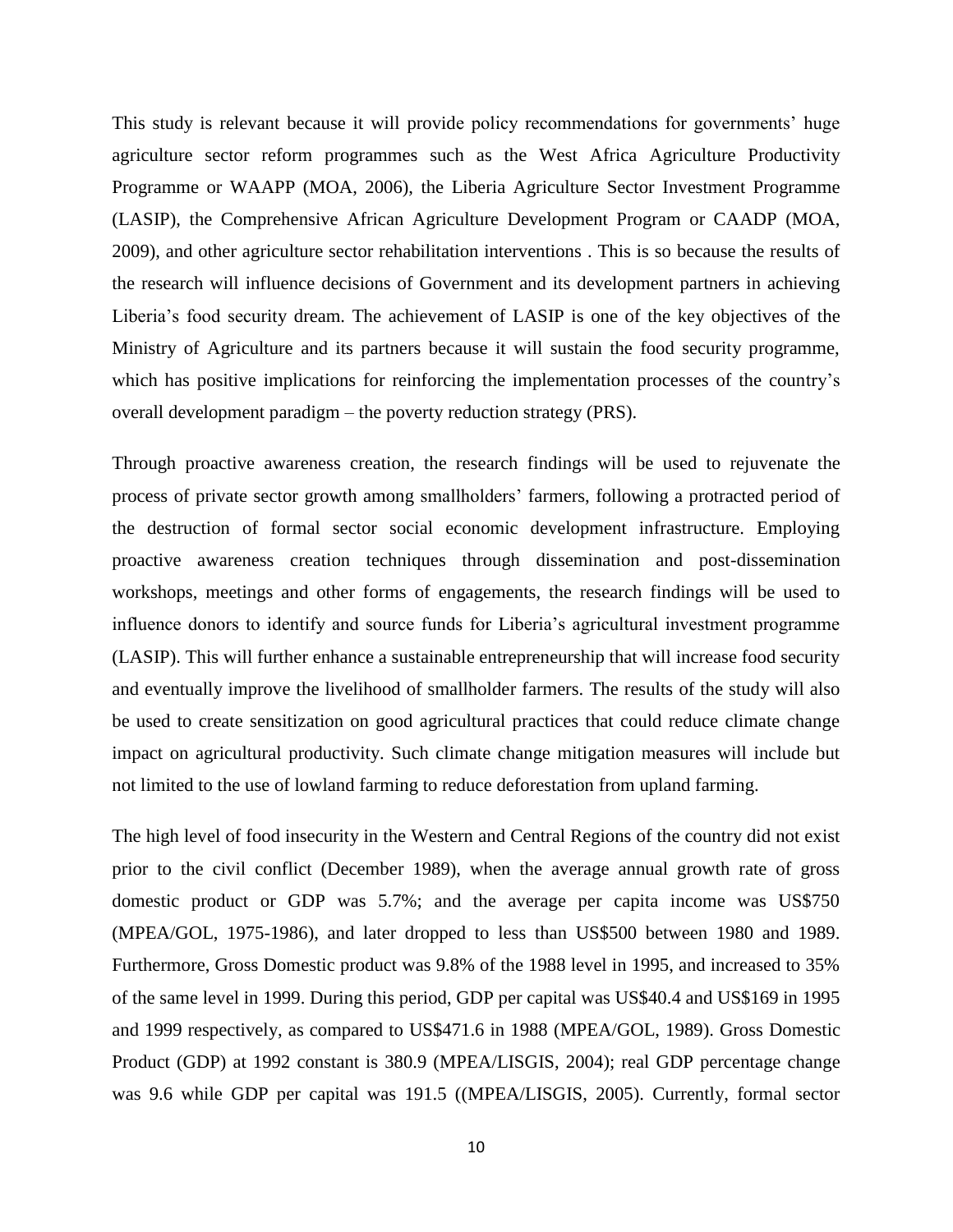This study is relevant because it will provide policy recommendations for governments' huge agriculture sector reform programmes such as the West Africa Agriculture Productivity Programme or WAAPP (MOA, 2006), the Liberia Agriculture Sector Investment Programme (LASIP), the Comprehensive African Agriculture Development Program or CAADP (MOA, 2009), and other agriculture sector rehabilitation interventions . This is so because the results of the research will influence decisions of Government and its development partners in achieving Liberia's food security dream. The achievement of LASIP is one of the key objectives of the Ministry of Agriculture and its partners because it will sustain the food security programme, which has positive implications for reinforcing the implementation processes of the country's overall development paradigm – the poverty reduction strategy (PRS).

Through proactive awareness creation, the research findings will be used to rejuvenate the process of private sector growth among smallholders' farmers, following a protracted period of the destruction of formal sector social economic development infrastructure. Employing proactive awareness creation techniques through dissemination and post-dissemination workshops, meetings and other forms of engagements, the research findings will be used to influence donors to identify and source funds for Liberia's agricultural investment programme (LASIP). This will further enhance a sustainable entrepreneurship that will increase food security and eventually improve the livelihood of smallholder farmers. The results of the study will also be used to create sensitization on good agricultural practices that could reduce climate change impact on agricultural productivity. Such climate change mitigation measures will include but not limited to the use of lowland farming to reduce deforestation from upland farming.

The high level of food insecurity in the Western and Central Regions of the country did not exist prior to the civil conflict (December 1989), when the average annual growth rate of gross domestic product or GDP was 5.7%; and the average per capita income was US$750 (MPEA/GOL, 1975-1986), and later dropped to less than US$500 between 1980 and 1989. Furthermore, Gross Domestic product was 9.8% of the 1988 level in 1995, and increased to 35% of the same level in 1999. During this period, GDP per capital was US$40.4 and US$169 in 1995 and 1999 respectively, as compared to US$471.6 in 1988 (MPEA/GOL, 1989). Gross Domestic Product (GDP) at 1992 constant is 380.9 (MPEA/LISGIS, 2004); real GDP percentage change was 9.6 while GDP per capital was 191.5 ((MPEA/LISGIS, 2005). Currently, formal sector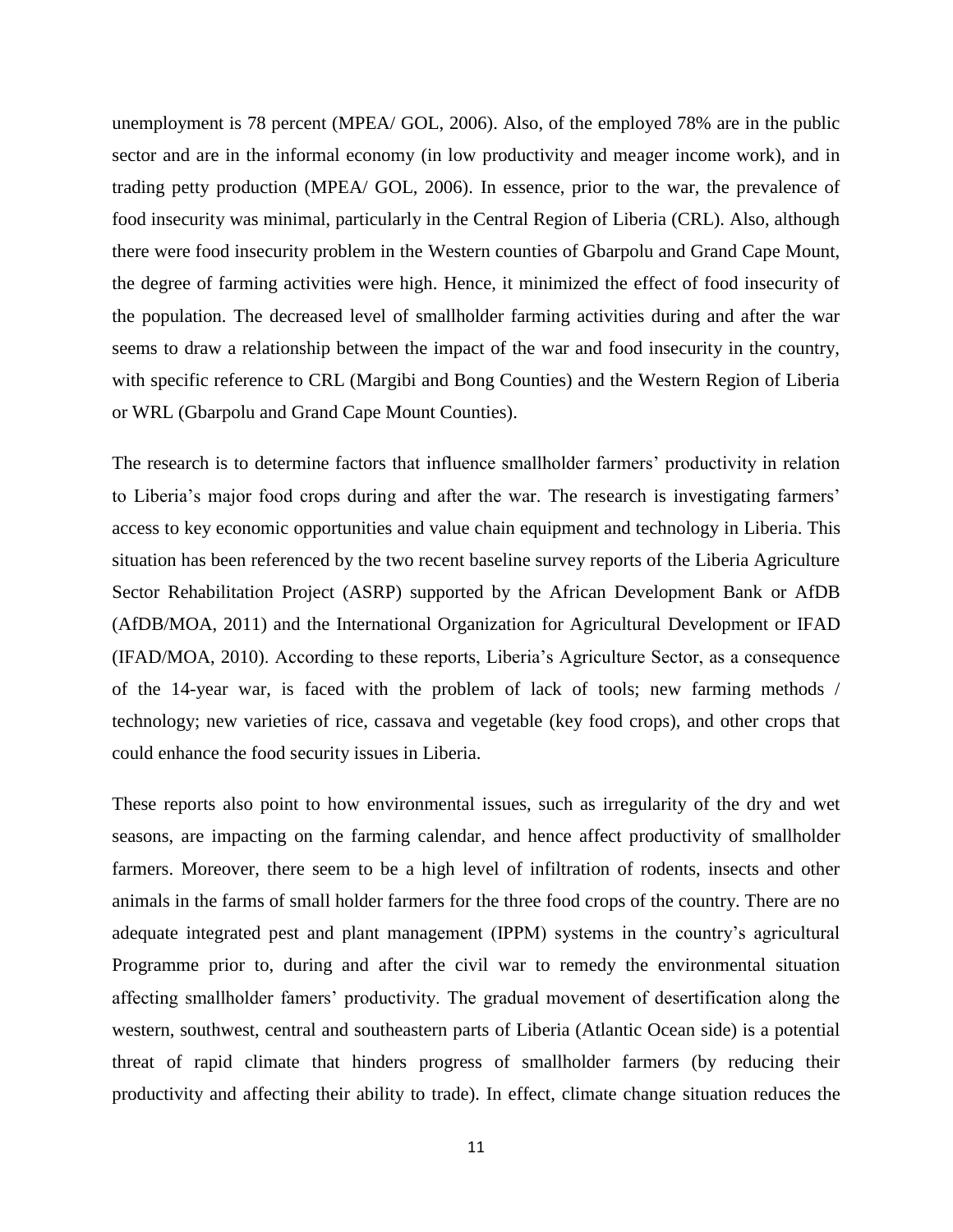unemployment is 78 percent (MPEA/ GOL, 2006). Also, of the employed 78% are in the public sector and are in the informal economy (in low productivity and meager income work), and in trading petty production (MPEA/ GOL, 2006). In essence, prior to the war, the prevalence of food insecurity was minimal, particularly in the Central Region of Liberia (CRL). Also, although there were food insecurity problem in the Western counties of Gbarpolu and Grand Cape Mount, the degree of farming activities were high. Hence, it minimized the effect of food insecurity of the population. The decreased level of smallholder farming activities during and after the war seems to draw a relationship between the impact of the war and food insecurity in the country, with specific reference to CRL (Margibi and Bong Counties) and the Western Region of Liberia or WRL (Gbarpolu and Grand Cape Mount Counties).

The research is to determine factors that influence smallholder farmers' productivity in relation to Liberia's major food crops during and after the war. The research is investigating farmers' access to key economic opportunities and value chain equipment and technology in Liberia. This situation has been referenced by the two recent baseline survey reports of the Liberia Agriculture Sector Rehabilitation Project (ASRP) supported by the African Development Bank or AfDB (AfDB/MOA, 2011) and the International Organization for Agricultural Development or IFAD (IFAD/MOA, 2010). According to these reports, Liberia's Agriculture Sector, as a consequence of the 14-year war, is faced with the problem of lack of tools; new farming methods / technology; new varieties of rice, cassava and vegetable (key food crops), and other crops that could enhance the food security issues in Liberia.

These reports also point to how environmental issues, such as irregularity of the dry and wet seasons, are impacting on the farming calendar, and hence affect productivity of smallholder farmers. Moreover, there seem to be a high level of infiltration of rodents, insects and other animals in the farms of small holder farmers for the three food crops of the country. There are no adequate integrated pest and plant management (IPPM) systems in the country's agricultural Programme prior to, during and after the civil war to remedy the environmental situation affecting smallholder famers' productivity. The gradual movement of desertification along the western, southwest, central and southeastern parts of Liberia (Atlantic Ocean side) is a potential threat of rapid climate that hinders progress of smallholder farmers (by reducing their productivity and affecting their ability to trade). In effect, climate change situation reduces the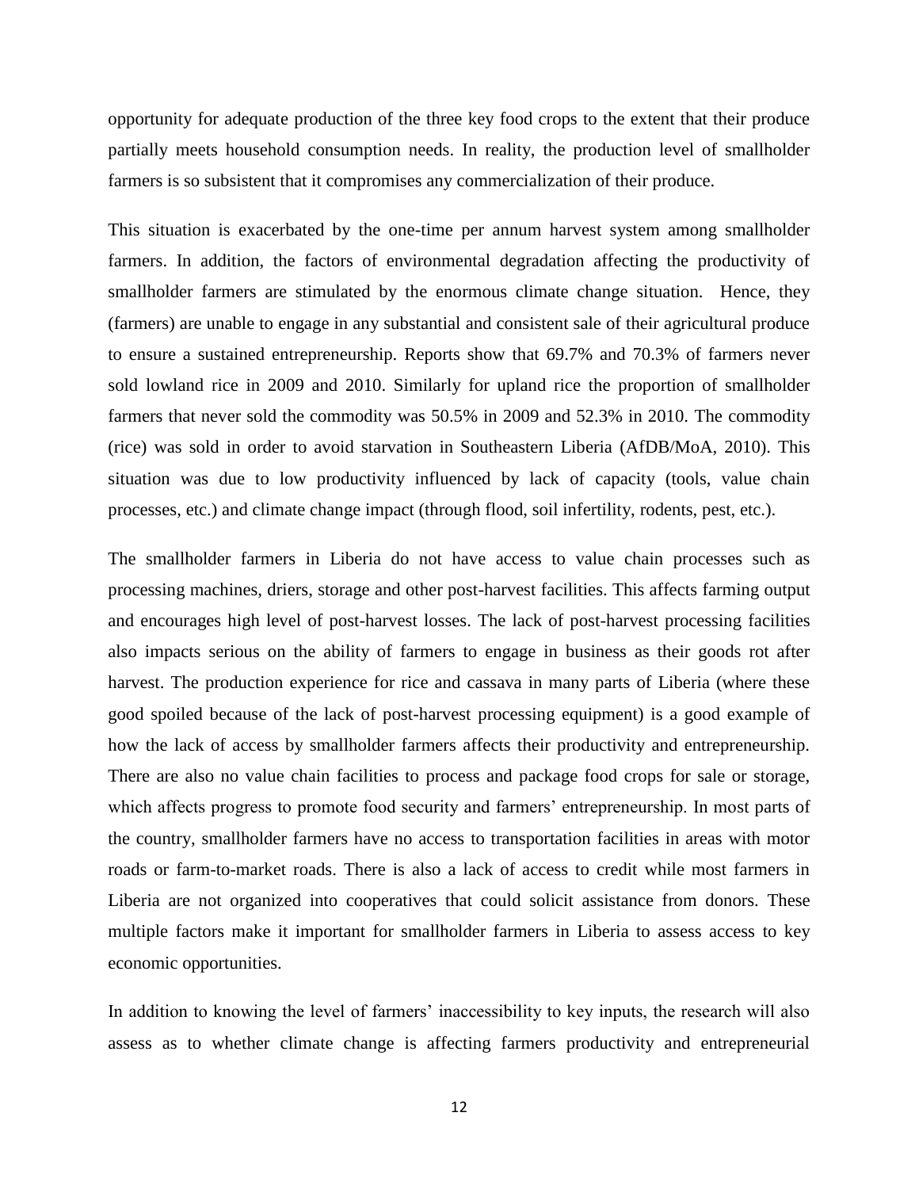opportunity for adequate production of the three key food crops to the extent that their produce partially meets household consumption needs. In reality, the production level of smallholder farmers is so subsistent that it compromises any commercialization of their produce.

This situation is exacerbated by the one-time per annum harvest system among smallholder farmers. In addition, the factors of environmental degradation affecting the productivity of smallholder farmers are stimulated by the enormous climate change situation. Hence, they (farmers) are unable to engage in any substantial and consistent sale of their agricultural produce to ensure a sustained entrepreneurship. Reports show that 69.7% and 70.3% of farmers never sold lowland rice in 2009 and 2010. Similarly for upland rice the proportion of smallholder farmers that never sold the commodity was 50.5% in 2009 and 52.3% in 2010. The commodity (rice) was sold in order to avoid starvation in Southeastern Liberia (AfDB/MoA, 2010). This situation was due to low productivity influenced by lack of capacity (tools, value chain processes, etc.) and climate change impact (through flood, soil infertility, rodents, pest, etc.).

The smallholder farmers in Liberia do not have access to value chain processes such as processing machines, driers, storage and other post-harvest facilities. This affects farming output and encourages high level of post-harvest losses. The lack of post-harvest processing facilities also impacts serious on the ability of farmers to engage in business as their goods rot after harvest. The production experience for rice and cassava in many parts of Liberia (where these good spoiled because of the lack of post-harvest processing equipment) is a good example of how the lack of access by smallholder farmers affects their productivity and entrepreneurship. There are also no value chain facilities to process and package food crops for sale or storage, which affects progress to promote food security and farmers' entrepreneurship. In most parts of the country, smallholder farmers have no access to transportation facilities in areas with motor roads or farm-to-market roads. There is also a lack of access to credit while most farmers in Liberia are not organized into cooperatives that could solicit assistance from donors. These multiple factors make it important for smallholder farmers in Liberia to assess access to key economic opportunities.

In addition to knowing the level of farmers' inaccessibility to key inputs, the research will also assess as to whether climate change is affecting farmers productivity and entrepreneurial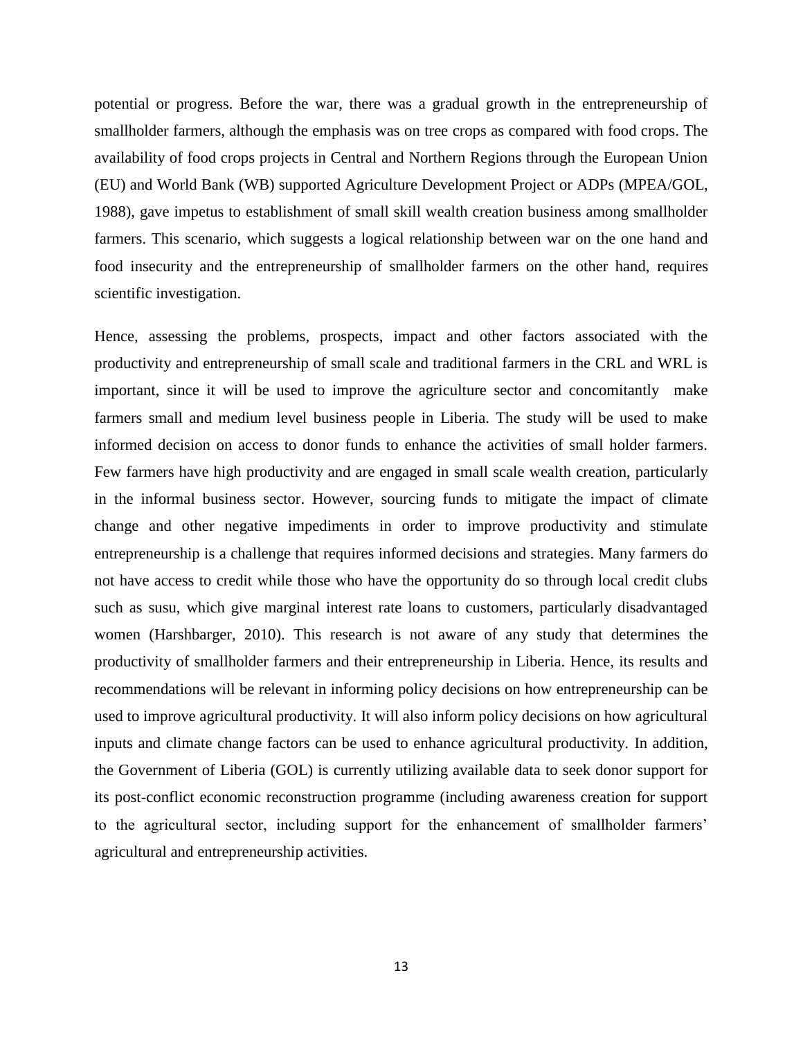potential or progress. Before the war, there was a gradual growth in the entrepreneurship of smallholder farmers, although the emphasis was on tree crops as compared with food crops. The availability of food crops projects in Central and Northern Regions through the European Union (EU) and World Bank (WB) supported Agriculture Development Project or ADPs (MPEA/GOL, 1988), gave impetus to establishment of small skill wealth creation business among smallholder farmers. This scenario, which suggests a logical relationship between war on the one hand and food insecurity and the entrepreneurship of smallholder farmers on the other hand, requires scientific investigation.

Hence, assessing the problems, prospects, impact and other factors associated with the productivity and entrepreneurship of small scale and traditional farmers in the CRL and WRL is important, since it will be used to improve the agriculture sector and concomitantly make farmers small and medium level business people in Liberia. The study will be used to make informed decision on access to donor funds to enhance the activities of small holder farmers. Few farmers have high productivity and are engaged in small scale wealth creation, particularly in the informal business sector. However, sourcing funds to mitigate the impact of climate change and other negative impediments in order to improve productivity and stimulate entrepreneurship is a challenge that requires informed decisions and strategies. Many farmers do not have access to credit while those who have the opportunity do so through local credit clubs such as susu, which give marginal interest rate loans to customers, particularly disadvantaged women (Harshbarger, 2010). This research is not aware of any study that determines the productivity of smallholder farmers and their entrepreneurship in Liberia. Hence, its results and recommendations will be relevant in informing policy decisions on how entrepreneurship can be used to improve agricultural productivity. It will also inform policy decisions on how agricultural inputs and climate change factors can be used to enhance agricultural productivity. In addition, the Government of Liberia (GOL) is currently utilizing available data to seek donor support for its post-conflict economic reconstruction programme (including awareness creation for support to the agricultural sector, including support for the enhancement of smallholder farmers' agricultural and entrepreneurship activities.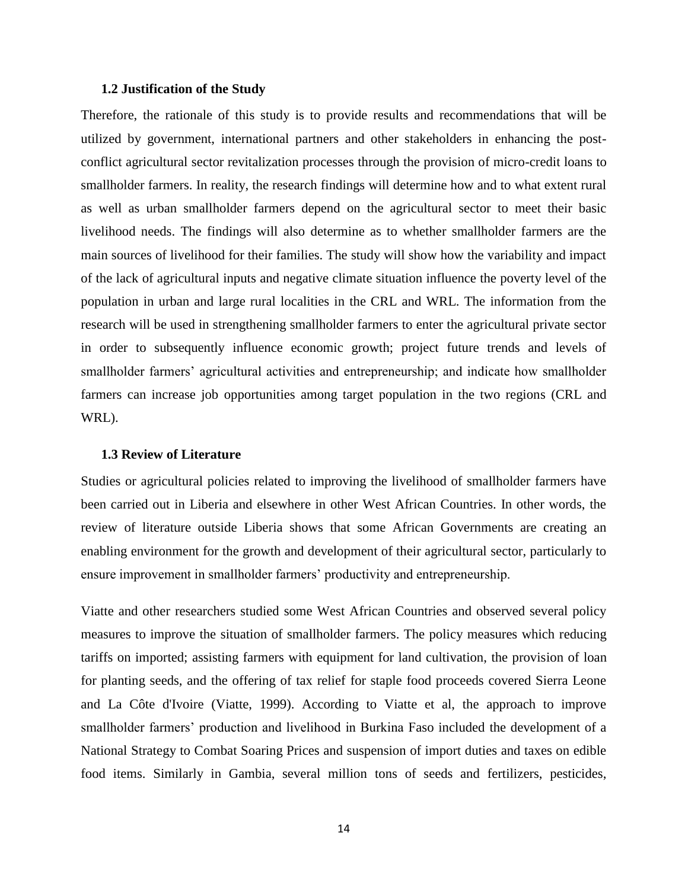### 1.2 Justification of the Study

Therefore, the rationale of this study is to provide results and recommendations that will be utilized by government, international partners and other stakeholders in enhancing the post-conflict agricultural sector revitalization processes through the provision of micro-credit loans to smallholder farmers. In reality, the research findings will determine how and to what extent rural as well as urban smallholder farmers depend on the agricultural sector to meet their basic livelihood needs. The findings will also determine as to whether smallholder farmers are the main sources of livelihood for their families. The study will show how the variability and impact of the lack of agricultural inputs and negative climate situation influence the poverty level of the population in urban and large rural localities in the CRL and WRL. The information from the research will be used in strengthening smallholder farmers to enter the agricultural private sector in order to subsequently influence economic growth; project future trends and levels of smallholder farmers' agricultural activities and entrepreneurship; and indicate how smallholder farmers can increase job opportunities among target population in the two regions (CRL and WRL).

### 1.3 Review of Literature

Studies or agricultural policies related to improving the livelihood of smallholder farmers have been carried out in Liberia and elsewhere in other West African Countries. In other words, the review of literature outside Liberia shows that some African Governments are creating an enabling environment for the growth and development of their agricultural sector, particularly to ensure improvement in smallholder farmers' productivity and entrepreneurship.

Viatte and other researchers studied some West African Countries and observed several policy measures to improve the situation of smallholder farmers. The policy measures which reducing tariffs on imported; assisting farmers with equipment for land cultivation, the provision of loan for planting seeds, and the offering of tax relief for staple food proceeds covered Sierra Leone and La Côte d'Ivoire (Viatte, 1999). According to Viatte et al, the approach to improve smallholder farmers' production and livelihood in Burkina Faso included the development of a National Strategy to Combat Soaring Prices and suspension of import duties and taxes on edible food items. Similarly in Gambia, several million tons of seeds and fertilizers, pesticides,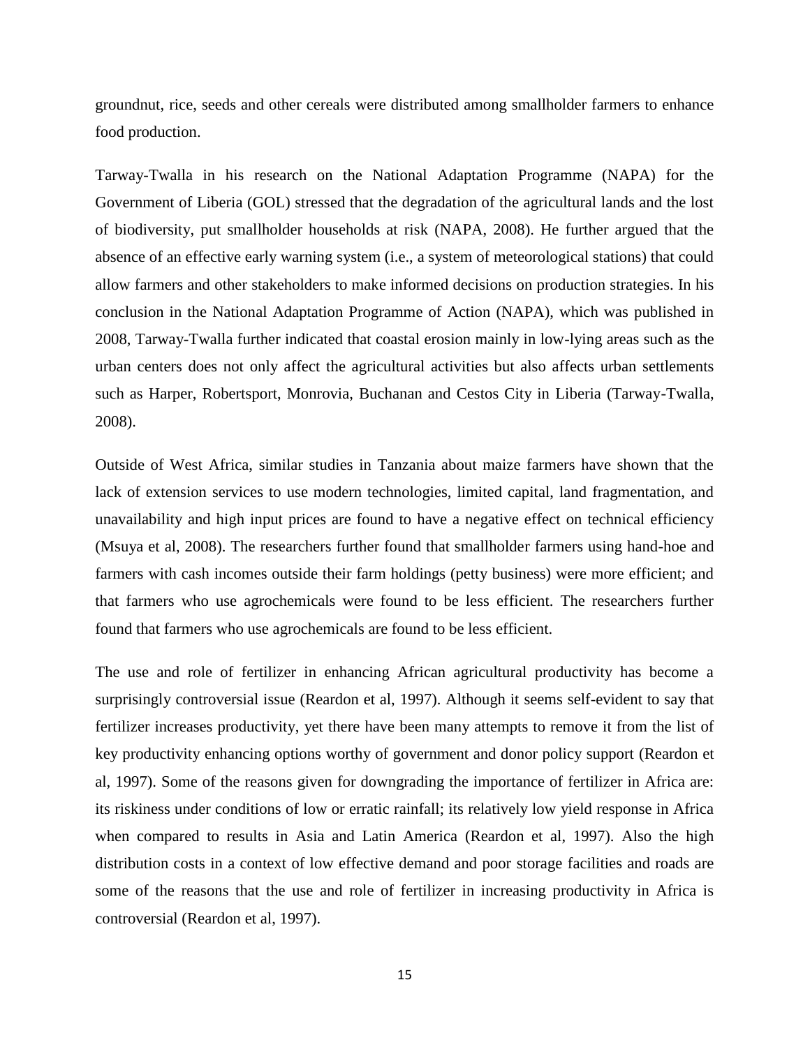groundnut, rice, seeds and other cereals were distributed among smallholder farmers to enhance food production.

Tarway-Twalla in his research on the National Adaptation Programme (NAPA) for the Government of Liberia (GOL) stressed that the degradation of the agricultural lands and the lost of biodiversity, put smallholder households at risk (NAPA, 2008). He further argued that the absence of an effective early warning system (i.e., a system of meteorological stations) that could allow farmers and other stakeholders to make informed decisions on production strategies. In his conclusion in the National Adaptation Programme of Action (NAPA), which was published in 2008, Tarway-Twalla further indicated that coastal erosion mainly in low-lying areas such as the urban centers does not only affect the agricultural activities but also affects urban settlements such as Harper, Robertsport, Monrovia, Buchanan and Cestos City in Liberia (Tarway-Twalla, 2008).

Outside of West Africa, similar studies in Tanzania about maize farmers have shown that the lack of extension services to use modern technologies, limited capital, land fragmentation, and unavailability and high input prices are found to have a negative effect on technical efficiency (Msuya et al, 2008). The researchers further found that smallholder farmers using hand-hoe and farmers with cash incomes outside their farm holdings (petty business) were more efficient; and that farmers who use agrochemicals were found to be less efficient. The researchers further found that farmers who use agrochemicals are found to be less efficient.

The use and role of fertilizer in enhancing African agricultural productivity has become a surprisingly controversial issue (Reardon et al, 1997). Although it seems self-evident to say that fertilizer increases productivity, yet there have been many attempts to remove it from the list of key productivity enhancing options worthy of government and donor policy support (Reardon et al, 1997). Some of the reasons given for downgrading the importance of fertilizer in Africa are: its riskiness under conditions of low or erratic rainfall; its relatively low yield response in Africa when compared to results in Asia and Latin America (Reardon et al, 1997). Also the high distribution costs in a context of low effective demand and poor storage facilities and roads are some of the reasons that the use and role of fertilizer in increasing productivity in Africa is controversial (Reardon et al, 1997).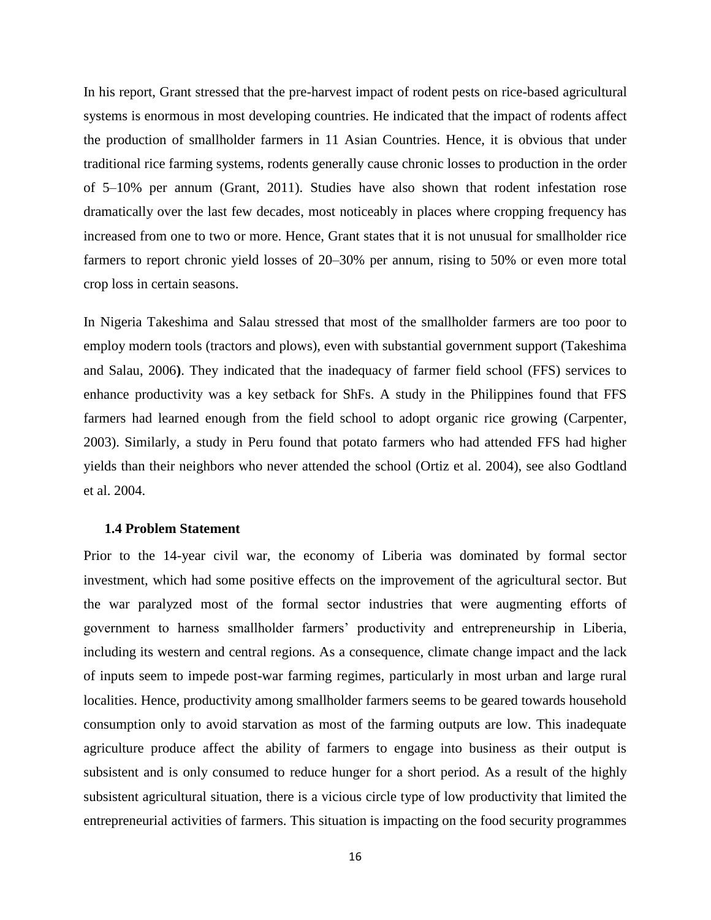In his report, Grant stressed that the pre-harvest impact of rodent pests on rice-based agricultural systems is enormous in most developing countries. He indicated that the impact of rodents affect the production of smallholder farmers in 11 Asian Countries. Hence, it is obvious that under traditional rice farming systems, rodents generally cause chronic losses to production in the order of 5–10% per annum (Grant, 2011). Studies have also shown that rodent infestation rose dramatically over the last few decades, most noticeably in places where cropping frequency has increased from one to two or more. Hence, Grant states that it is not unusual for smallholder rice farmers to report chronic yield losses of 20–30% per annum, rising to 50% or even more total crop loss in certain seasons.

In Nigeria Takeshima and Salau stressed that most of the smallholder farmers are too poor to employ modern tools (tractors and plows), even with substantial government support (Takeshima and Salau, 2006**)**. They indicated that the inadequacy of farmer field school (FFS) services to enhance productivity was a key setback for ShFs. A study in the Philippines found that FFS farmers had learned enough from the field school to adopt organic rice growing (Carpenter, 2003). Similarly, a study in Peru found that potato farmers who had attended FFS had higher yields than their neighbors who never attended the school (Ortiz et al. 2004), see also Godtland et al. 2004.

### 1.4 Problem Statement

Prior to the 14-year civil war, the economy of Liberia was dominated by formal sector investment, which had some positive effects on the improvement of the agricultural sector. But the war paralyzed most of the formal sector industries that were augmenting efforts of government to harness smallholder farmers' productivity and entrepreneurship in Liberia, including its western and central regions. As a consequence, climate change impact and the lack of inputs seem to impede post-war farming regimes, particularly in most urban and large rural localities. Hence, productivity among smallholder farmers seems to be geared towards household consumption only to avoid starvation as most of the farming outputs are low. This inadequate agriculture produce affect the ability of farmers to engage into business as their output is subsistent and is only consumed to reduce hunger for a short period. As a result of the highly subsistent agricultural situation, there is a vicious circle type of low productivity that limited the entrepreneurial activities of farmers. This situation is impacting on the food security programmes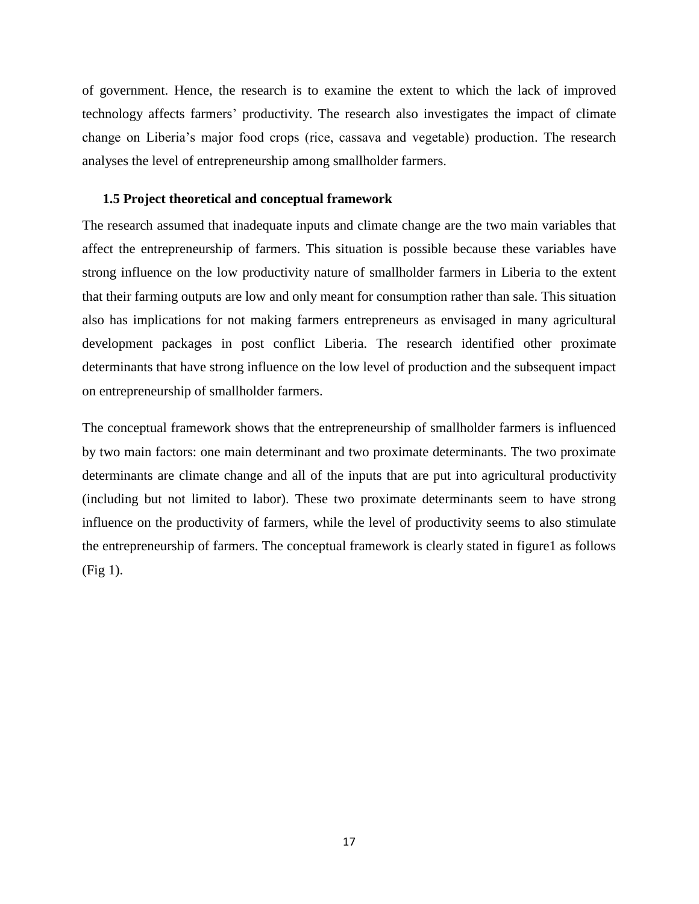of government. Hence, the research is to examine the extent to which the lack of improved technology affects farmers' productivity. The research also investigates the impact of climate change on Liberia's major food crops (rice, cassava and vegetable) production. The research analyses the level of entrepreneurship among smallholder farmers.

### 1.5 Project theoretical and conceptual framework

The research assumed that inadequate inputs and climate change are the two main variables that affect the entrepreneurship of farmers. This situation is possible because these variables have strong influence on the low productivity nature of smallholder farmers in Liberia to the extent that their farming outputs are low and only meant for consumption rather than sale. This situation also has implications for not making farmers entrepreneurs as envisaged in many agricultural development packages in post conflict Liberia. The research identified other proximate determinants that have strong influence on the low level of production and the subsequent impact on entrepreneurship of smallholder farmers.

The conceptual framework shows that the entrepreneurship of smallholder farmers is influenced by two main factors: one main determinant and two proximate determinants. The two proximate determinants are climate change and all of the inputs that are put into agricultural productivity (including but not limited to labor). These two proximate determinants seem to have strong influence on the productivity of farmers, while the level of productivity seems to also stimulate the entrepreneurship of farmers. The conceptual framework is clearly stated in figure1 as follows (Fig 1).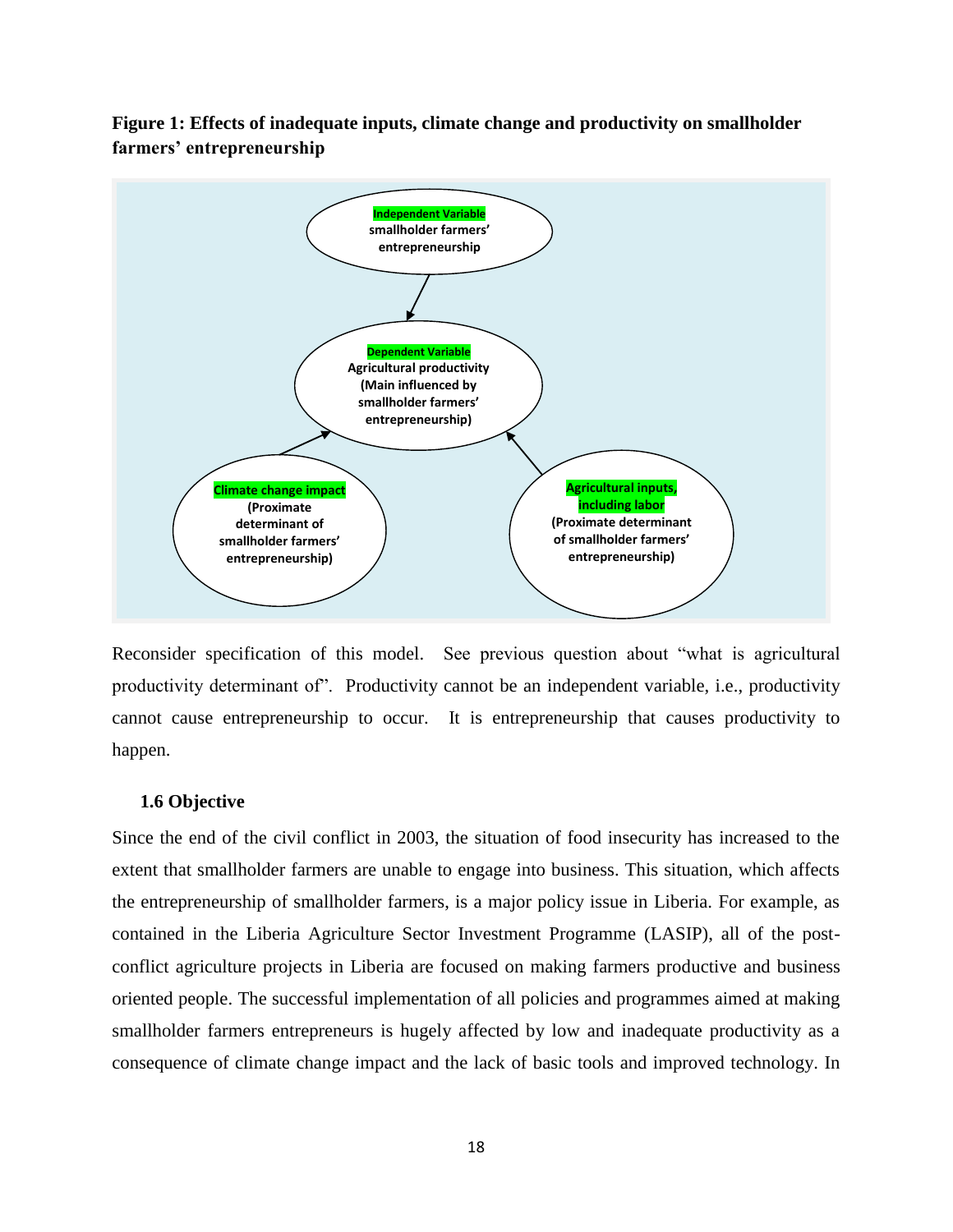**Figure 1: Effects of inadequate inputs, climate change and productivity on smallholder farmers' entrepreneurship**

Independent Variable
smallholder farmers' entrepreneurship

Dependent Variable
Agricultural productivity (Main influenced by smallholder farmers' entrepreneurship)

Climate change impact
(Proximate determinant of smallholder farmers' entrepreneurship)

Agricultural inputs, including labor
(Proximate determinant of smallholder farmers' entrepreneurship)

Reconsider specification of this model. See previous question about "what is agricultural productivity determinant of". Productivity cannot be an independent variable, i.e., productivity cannot cause entrepreneurship to occur. It is entrepreneurship that causes productivity to happen.

### 1.6 Objective

Since the end of the civil conflict in 2003, the situation of food insecurity has increased to the extent that smallholder farmers are unable to engage into business. This situation, which affects the entrepreneurship of smallholder farmers, is a major policy issue in Liberia. For example, as contained in the Liberia Agriculture Sector Investment Programme (LASIP), all of the post-conflict agriculture projects in Liberia are focused on making farmers productive and business oriented people. The successful implementation of all policies and programmes aimed at making smallholder farmers entrepreneurs is hugely affected by low and inadequate productivity as a consequence of climate change impact and the lack of basic tools and improved technology. In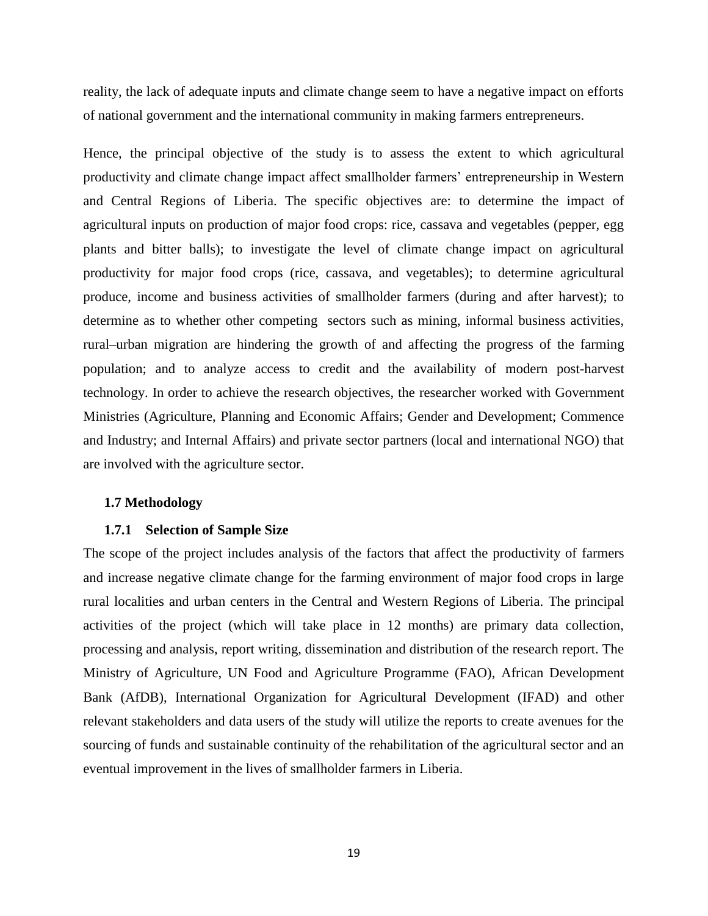reality, the lack of adequate inputs and climate change seem to have a negative impact on efforts of national government and the international community in making farmers entrepreneurs.

Hence, the principal objective of the study is to assess the extent to which agricultural productivity and climate change impact affect smallholder farmers' entrepreneurship in Western and Central Regions of Liberia. The specific objectives are: to determine the impact of agricultural inputs on production of major food crops: rice, cassava and vegetables (pepper, egg plants and bitter balls); to investigate the level of climate change impact on agricultural productivity for major food crops (rice, cassava, and vegetables); to determine agricultural produce, income and business activities of smallholder farmers (during and after harvest); to determine as to whether other competing sectors such as mining, informal business activities, rural–urban migration are hindering the growth of and affecting the progress of the farming population; and to analyze access to credit and the availability of modern post-harvest technology. In order to achieve the research objectives, the researcher worked with Government Ministries (Agriculture, Planning and Economic Affairs; Gender and Development; Commence and Industry; and Internal Affairs) and private sector partners (local and international NGO) that are involved with the agriculture sector.

### 1.7 Methodology

#### 1.7.1 Selection of Sample Size

The scope of the project includes analysis of the factors that affect the productivity of farmers and increase negative climate change for the farming environment of major food crops in large rural localities and urban centers in the Central and Western Regions of Liberia. The principal activities of the project (which will take place in 12 months) are primary data collection, processing and analysis, report writing, dissemination and distribution of the research report. The Ministry of Agriculture, UN Food and Agriculture Programme (FAO), African Development Bank (AfDB), International Organization for Agricultural Development (IFAD) and other relevant stakeholders and data users of the study will utilize the reports to create avenues for the sourcing of funds and sustainable continuity of the rehabilitation of the agricultural sector and an eventual improvement in the lives of smallholder farmers in Liberia.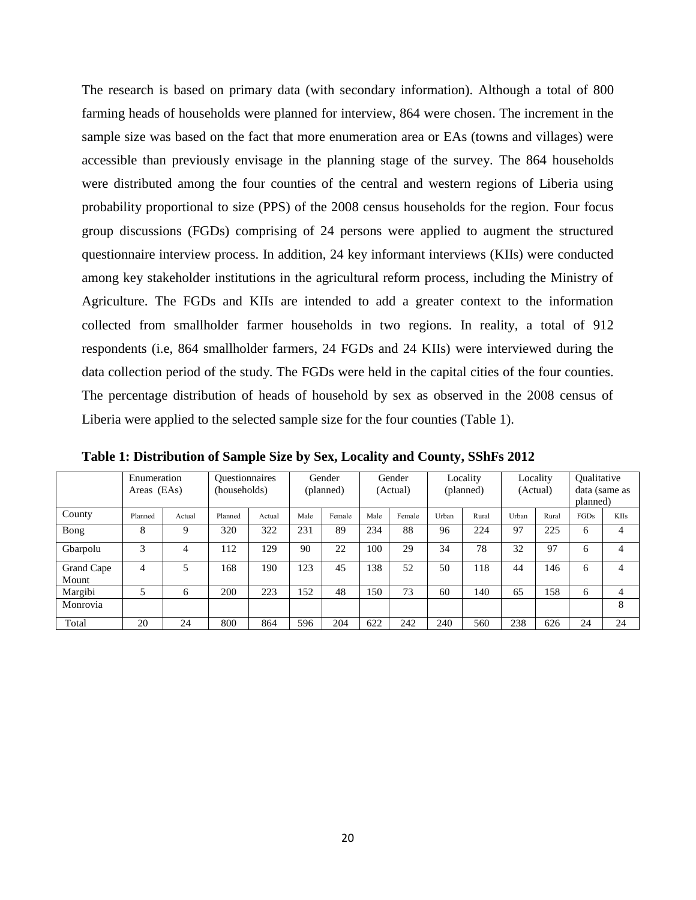The research is based on primary data (with secondary information). Although a total of 800 farming heads of households were planned for interview, 864 were chosen. The increment in the sample size was based on the fact that more enumeration area or EAs (towns and villages) were accessible than previously envisage in the planning stage of the survey. The 864 households were distributed among the four counties of the central and western regions of Liberia using probability proportional to size (PPS) of the 2008 census households for the region. Four focus group discussions (FGDs) comprising of 24 persons were applied to augment the structured questionnaire interview process. In addition, 24 key informant interviews (KIIs) were conducted among key stakeholder institutions in the agricultural reform process, including the Ministry of Agriculture. The FGDs and KIIs are intended to add a greater context to the information collected from smallholder farmer households in two regions. In reality, a total of 912 respondents (i.e, 864 smallholder farmers, 24 FGDs and 24 KIIs) were interviewed during the data collection period of the study. The FGDs were held in the capital cities of the four counties. The percentage distribution of heads of household by sex as observed in the 2008 census of Liberia were applied to the selected sample size for the four counties (Table 1).

**Table 1: Distribution of Sample Size by Sex, Locality and County, SShFs 2012**

| | Enumeration Areas (EAs) | | Questionnaires (households) | | Gender (planned) | | Gender (Actual) | | Locality (planned) | | Locality (Actual) | | Qualitative data (same as planned) | |
|---|---|---|---|---|---|---|---|---|---|---|---|---|---|---|
| County | Planned | Actual | Planned | Actual | Male | Female | Male | Female | Urban | Rural | Urban | Rural | FGDs | KIIs |
| Bong | 8 | 9 | 320 | 322 | 231 | 89 | 234 | 88 | 96 | 224 | 97 | 225 | 6 | 4 |
| Gbarpolu | 3 | 4 | 112 | 129 | 90 | 22 | 100 | 29 | 34 | 78 | 32 | 97 | 6 | 4 |
| Grand Cape Mount | 4 | 5 | 168 | 190 | 123 | 45 | 138 | 52 | 50 | 118 | 44 | 146 | 6 | 4 |
| Margibi | 5 | 6 | 200 | 223 | 152 | 48 | 150 | 73 | 60 | 140 | 65 | 158 | 6 | 4 |
| Monrovia | | | | | | | | | | | | | | 8 |
| Total | 20 | 24 | 800 | 864 | 596 | 204 | 622 | 242 | 240 | 560 | 238 | 626 | 24 | 24 |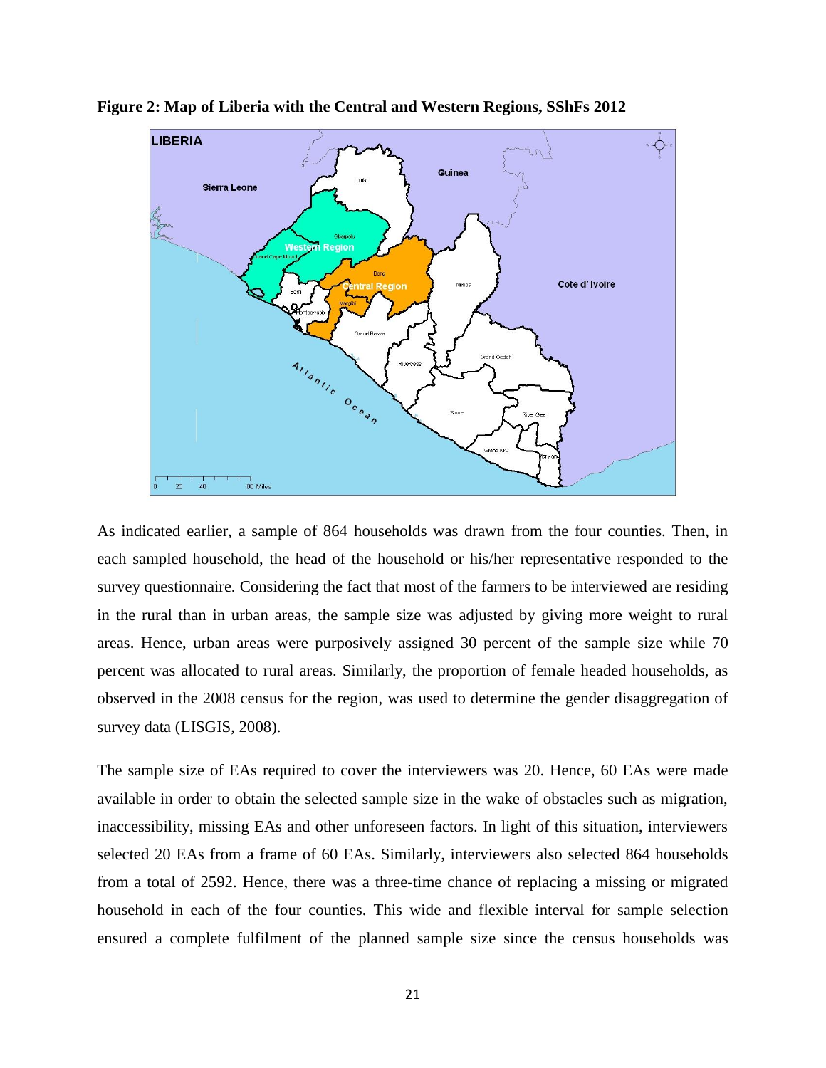**Figure 2: Map of Liberia with the Central and Western Regions, SShFs 2012**

As indicated earlier, a sample of 864 households was drawn from the four counties. Then, in each sampled household, the head of the household or his/her representative responded to the survey questionnaire. Considering the fact that most of the farmers to be interviewed are residing in the rural than in urban areas, the sample size was adjusted by giving more weight to rural areas. Hence, urban areas were purposively assigned 30 percent of the sample size while 70 percent was allocated to rural areas. Similarly, the proportion of female headed households, as observed in the 2008 census for the region, was used to determine the gender disaggregation of survey data (LISGIS, 2008).

The sample size of EAs required to cover the interviewers was 20. Hence, 60 EAs were made available in order to obtain the selected sample size in the wake of obstacles such as migration, inaccessibility, missing EAs and other unforeseen factors. In light of this situation, interviewers selected 20 EAs from a frame of 60 EAs. Similarly, interviewers also selected 864 households from a total of 2592. Hence, there was a three-time chance of replacing a missing or migrated household in each of the four counties. This wide and flexible interval for sample selection ensured a complete fulfilment of the planned sample size since the census households was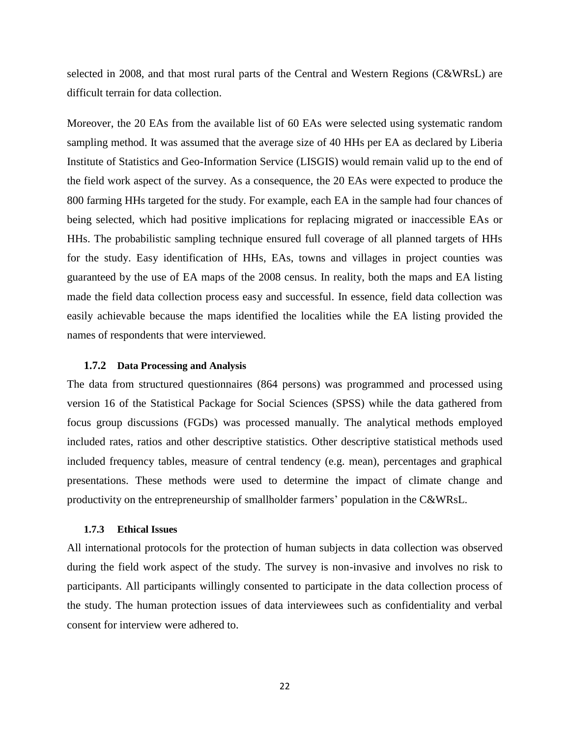selected in 2008, and that most rural parts of the Central and Western Regions (C&WRsL) are difficult terrain for data collection.

Moreover, the 20 EAs from the available list of 60 EAs were selected using systematic random sampling method. It was assumed that the average size of 40 HHs per EA as declared by Liberia Institute of Statistics and Geo-Information Service (LISGIS) would remain valid up to the end of the field work aspect of the survey. As a consequence, the 20 EAs were expected to produce the 800 farming HHs targeted for the study. For example, each EA in the sample had four chances of being selected, which had positive implications for replacing migrated or inaccessible EAs or HHs. The probabilistic sampling technique ensured full coverage of all planned targets of HHs for the study. Easy identification of HHs, EAs, towns and villages in project counties was guaranteed by the use of EA maps of the 2008 census. In reality, both the maps and EA listing made the field data collection process easy and successful. In essence, field data collection was easily achievable because the maps identified the localities while the EA listing provided the names of respondents that were interviewed.

### 1.7.2 Data Processing and Analysis

The data from structured questionnaires (864 persons) was programmed and processed using version 16 of the Statistical Package for Social Sciences (SPSS) while the data gathered from focus group discussions (FGDs) was processed manually. The analytical methods employed included rates, ratios and other descriptive statistics. Other descriptive statistical methods used included frequency tables, measure of central tendency (e.g. mean), percentages and graphical presentations. These methods were used to determine the impact of climate change and productivity on the entrepreneurship of smallholder farmers' population in the C&WRsL.

### 1.7.3 Ethical Issues

All international protocols for the protection of human subjects in data collection was observed during the field work aspect of the study. The survey is non-invasive and involves no risk to participants. All participants willingly consented to participate in the data collection process of the study. The human protection issues of data interviewees such as confidentiality and verbal consent for interview were adhered to.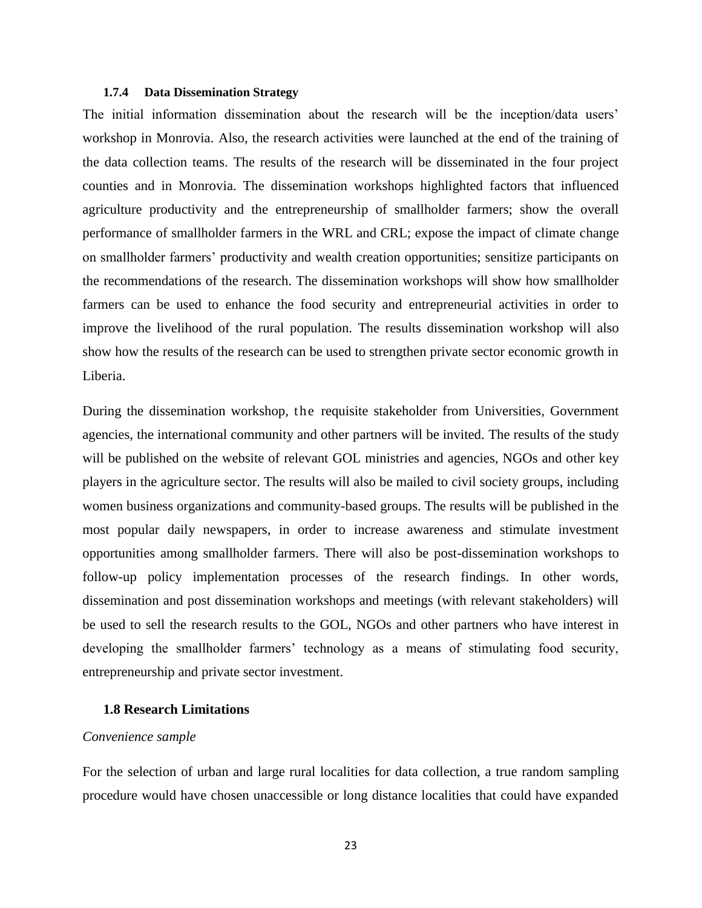### 1.7.4 Data Dissemination Strategy

The initial information dissemination about the research will be the inception/data users' workshop in Monrovia. Also, the research activities were launched at the end of the training of the data collection teams. The results of the research will be disseminated in the four project counties and in Monrovia. The dissemination workshops highlighted factors that influenced agriculture productivity and the entrepreneurship of smallholder farmers; show the overall performance of smallholder farmers in the WRL and CRL; expose the impact of climate change on smallholder farmers' productivity and wealth creation opportunities; sensitize participants on the recommendations of the research. The dissemination workshops will show how smallholder farmers can be used to enhance the food security and entrepreneurial activities in order to improve the livelihood of the rural population. The results dissemination workshop will also show how the results of the research can be used to strengthen private sector economic growth in Liberia.

During the dissemination workshop, the requisite stakeholder from Universities, Government agencies, the international community and other partners will be invited. The results of the study will be published on the website of relevant GOL ministries and agencies, NGOs and other key players in the agriculture sector. The results will also be mailed to civil society groups, including women business organizations and community-based groups. The results will be published in the most popular daily newspapers, in order to increase awareness and stimulate investment opportunities among smallholder farmers. There will also be post-dissemination workshops to follow-up policy implementation processes of the research findings. In other words, dissemination and post dissemination workshops and meetings (with relevant stakeholders) will be used to sell the research results to the GOL, NGOs and other partners who have interest in developing the smallholder farmers' technology as a means of stimulating food security, entrepreneurship and private sector investment.

## 1.8 Research Limitations

*Convenience sample*

For the selection of urban and large rural localities for data collection, a true random sampling procedure would have chosen unaccessible or long distance localities that could have expanded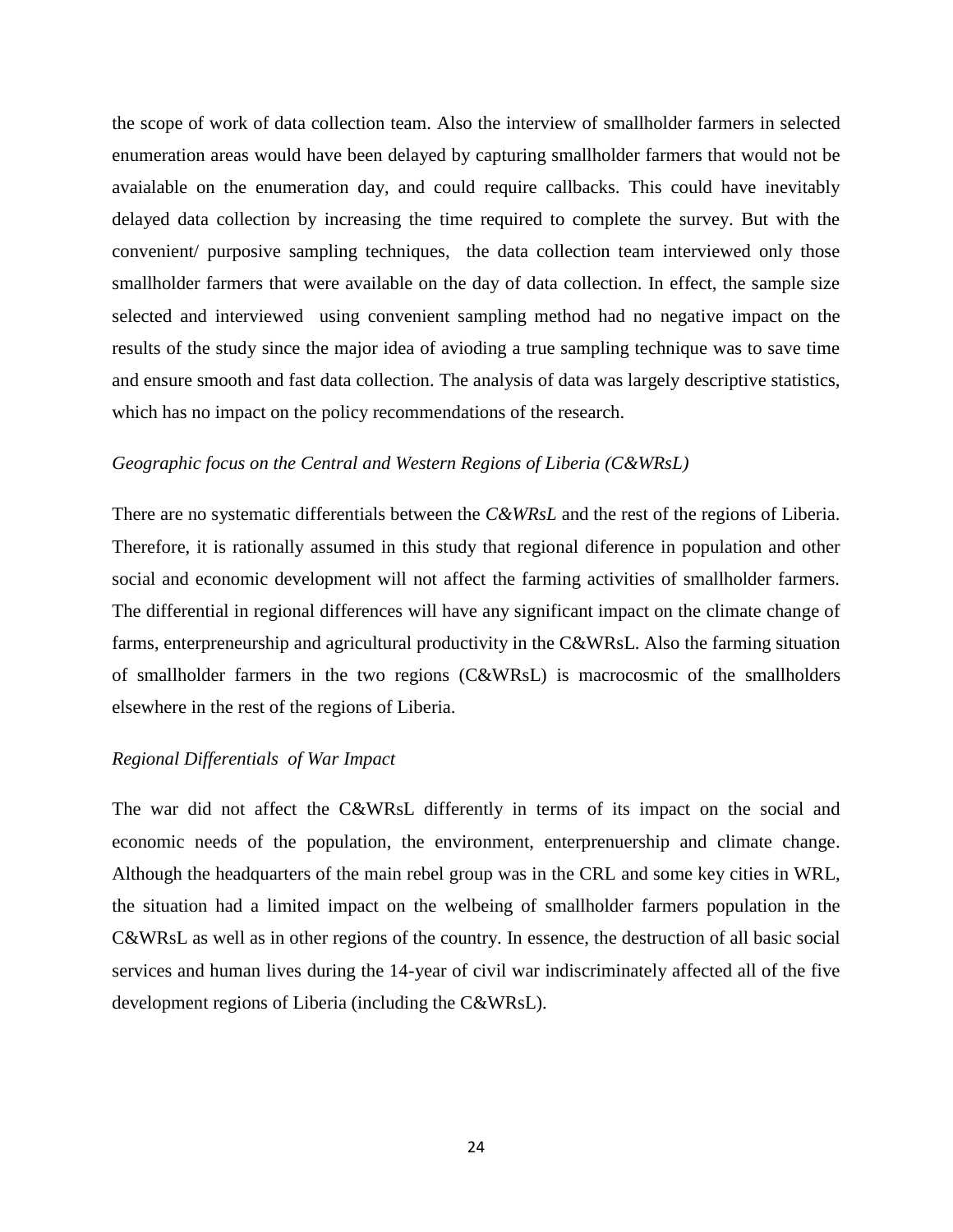the scope of work of data collection team. Also the interview of smallholder farmers in selected enumeration areas would have been delayed by capturing smallholder farmers that would not be avaialable on the enumeration day, and could require callbacks. This could have inevitably delayed data collection by increasing the time required to complete the survey. But with the convenient/ purposive sampling techniques, the data collection team interviewed only those smallholder farmers that were available on the day of data collection. In effect, the sample size selected and interviewed using convenient sampling method had no negative impact on the results of the study since the major idea of avioding a true sampling technique was to save time and ensure smooth and fast data collection. The analysis of data was largely descriptive statistics, which has no impact on the policy recommendations of the research.

*Geographic focus on the Central and Western Regions of Liberia (C&WRsL)*

There are no systematic differentials between the *C&WRsL* and the rest of the regions of Liberia. Therefore, it is rationally assumed in this study that regional diference in population and other social and economic development will not affect the farming activities of smallholder farmers. The differential in regional differences will have any significant impact on the climate change of farms, enterpreneurship and agricultural productivity in the C&WRsL. Also the farming situation of smallholder farmers in the two regions (C&WRsL) is macrocosmic of the smallholders elsewhere in the rest of the regions of Liberia.

*Regional Differentials of War Impact*

The war did not affect the C&WRsL differently in terms of its impact on the social and economic needs of the population, the environment, enterprenuership and climate change. Although the headquarters of the main rebel group was in the CRL and some key cities in WRL, the situation had a limited impact on the welbeing of smallholder farmers population in the C&WRsL as well as in other regions of the country. In essence, the destruction of all basic social services and human lives during the 14-year of civil war indiscriminately affected all of the five development regions of Liberia (including the C&WRsL).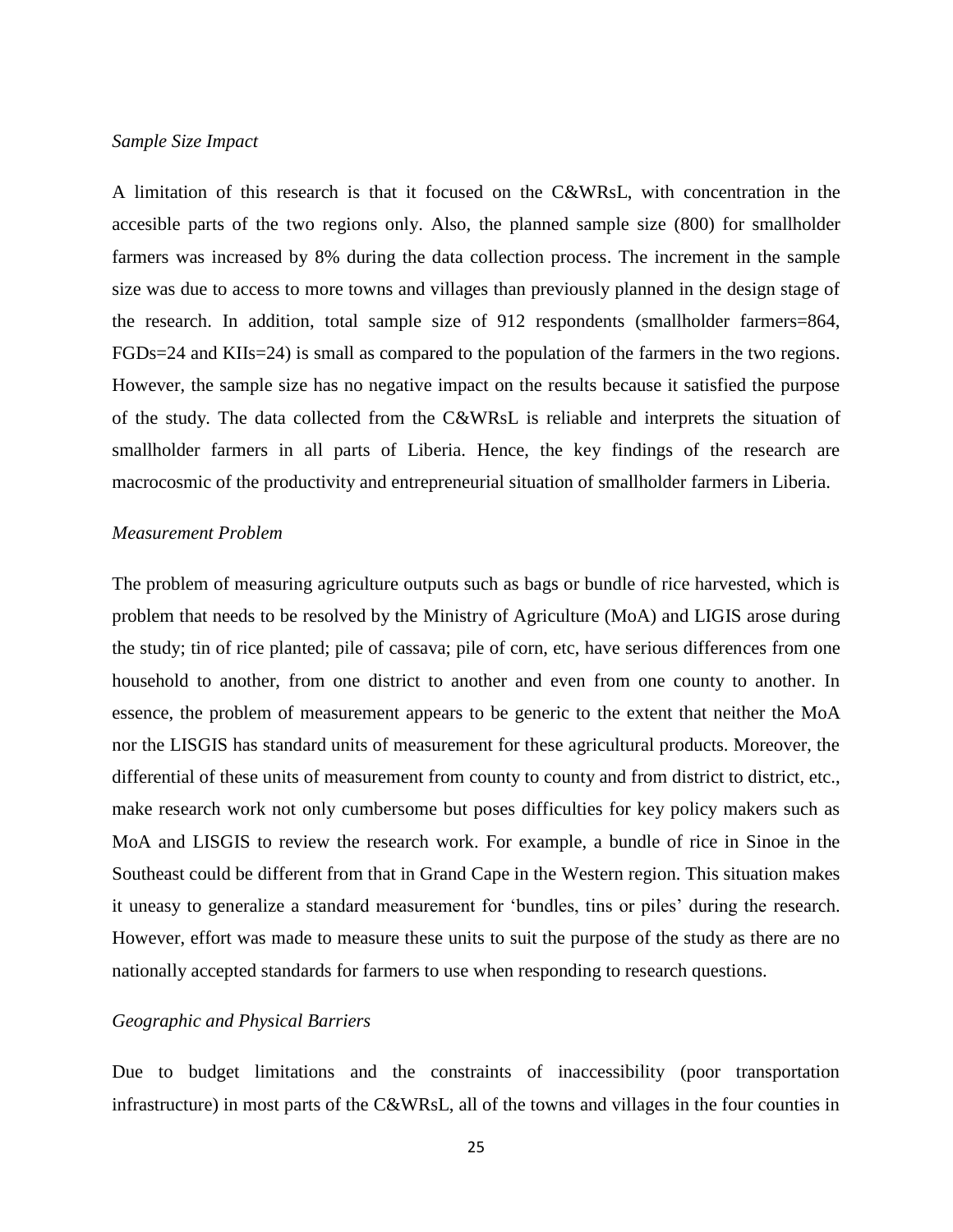*Sample Size Impact*

A limitation of this research is that it focused on the C&WRsL, with concentration in the accesible parts of the two regions only. Also, the planned sample size (800) for smallholder farmers was increased by 8% during the data collection process. The increment in the sample size was due to access to more towns and villages than previously planned in the design stage of the research. In addition, total sample size of 912 respondents (smallholder farmers=864, FGDs=24 and KIIs=24) is small as compared to the population of the farmers in the two regions. However, the sample size has no negative impact on the results because it satisfied the purpose of the study. The data collected from the C&WRsL is reliable and interprets the situation of smallholder farmers in all parts of Liberia. Hence, the key findings of the research are macrocosmic of the productivity and entrepreneurial situation of smallholder farmers in Liberia.

*Measurement Problem*

The problem of measuring agriculture outputs such as bags or bundle of rice harvested, which is problem that needs to be resolved by the Ministry of Agriculture (MoA) and LIGIS arose during the study; tin of rice planted; pile of cassava; pile of corn, etc, have serious differences from one household to another, from one district to another and even from one county to another. In essence, the problem of measurement appears to be generic to the extent that neither the MoA nor the LISGIS has standard units of measurement for these agricultural products. Moreover, the differential of these units of measurement from county to county and from district to district, etc., make research work not only cumbersome but poses difficulties for key policy makers such as MoA and LISGIS to review the research work. For example, a bundle of rice in Sinoe in the Southeast could be different from that in Grand Cape in the Western region. This situation makes it uneasy to generalize a standard measurement for 'bundles, tins or piles' during the research. However, effort was made to measure these units to suit the purpose of the study as there are no nationally accepted standards for farmers to use when responding to research questions.

*Geographic and Physical Barriers*

Due to budget limitations and the constraints of inaccessibility (poor transportation infrastructure) in most parts of the C&WRsL, all of the towns and villages in the four counties in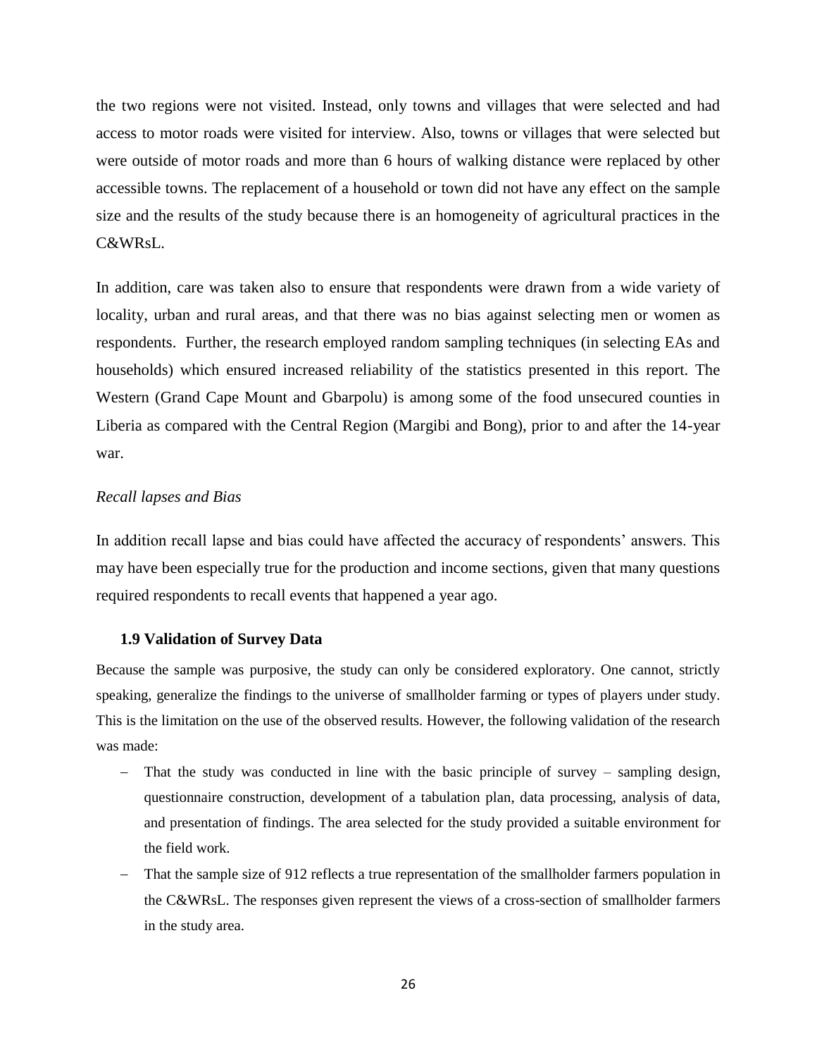the two regions were not visited. Instead, only towns and villages that were selected and had access to motor roads were visited for interview. Also, towns or villages that were selected but were outside of motor roads and more than 6 hours of walking distance were replaced by other accessible towns. The replacement of a household or town did not have any effect on the sample size and the results of the study because there is an homogeneity of agricultural practices in the C&WRsL.

In addition, care was taken also to ensure that respondents were drawn from a wide variety of locality, urban and rural areas, and that there was no bias against selecting men or women as respondents. Further, the research employed random sampling techniques (in selecting EAs and households) which ensured increased reliability of the statistics presented in this report. The Western (Grand Cape Mount and Gbarpolu) is among some of the food unsecured counties in Liberia as compared with the Central Region (Margibi and Bong), prior to and after the 14-year war.

*Recall lapses and Bias*

In addition recall lapse and bias could have affected the accuracy of respondents' answers. This may have been especially true for the production and income sections, given that many questions required respondents to recall events that happened a year ago.

### 1.9 Validation of Survey Data

Because the sample was purposive, the study can only be considered exploratory. One cannot, strictly speaking, generalize the findings to the universe of smallholder farming or types of players under study. This is the limitation on the use of the observed results. However, the following validation of the research was made:

- That the study was conducted in line with the basic principle of survey – sampling design, questionnaire construction, development of a tabulation plan, data processing, analysis of data, and presentation of findings. The area selected for the study provided a suitable environment for the field work.
- That the sample size of 912 reflects a true representation of the smallholder farmers population in the C&WRsL. The responses given represent the views of a cross-section of smallholder farmers in the study area.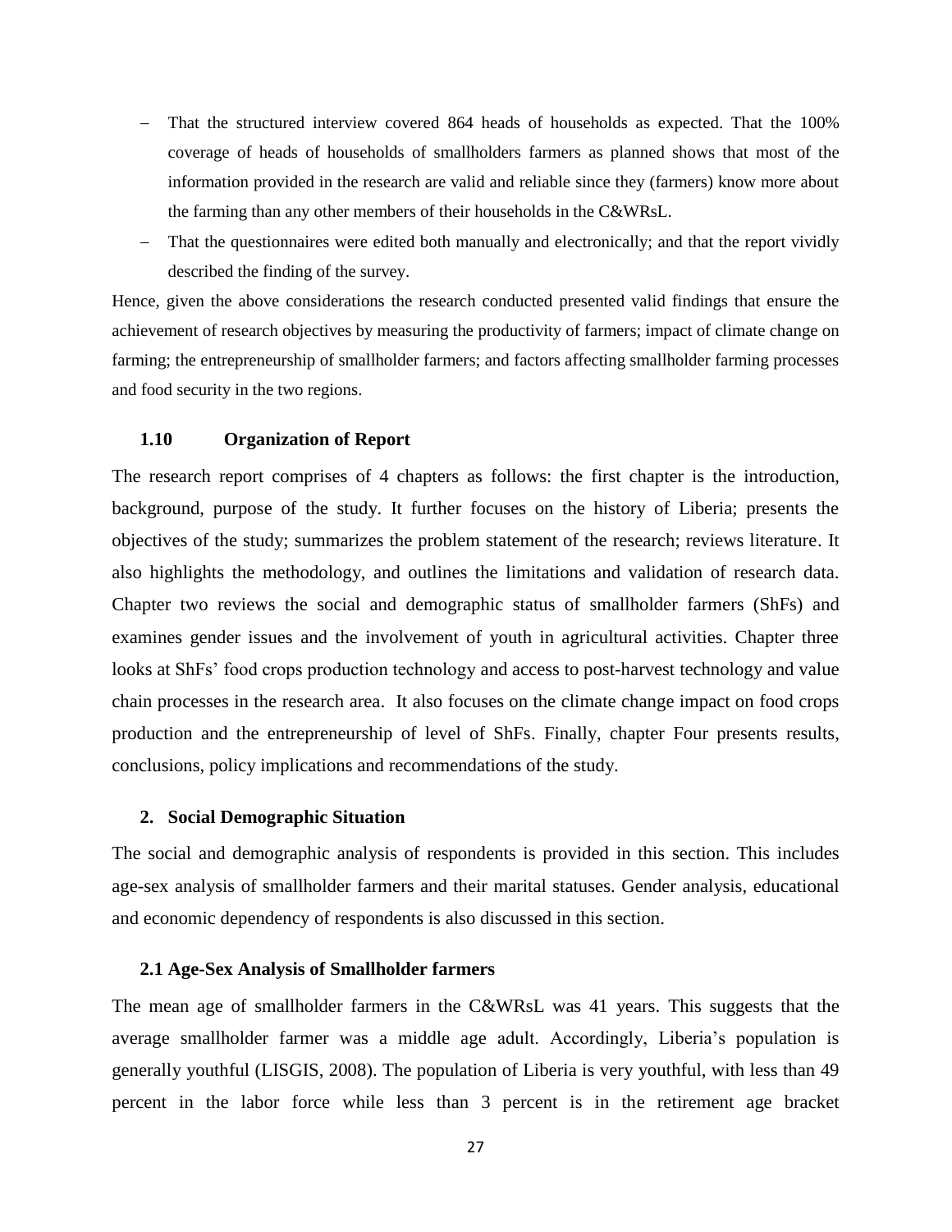- That the structured interview covered 864 heads of households as expected. That the 100% coverage of heads of households of smallholders farmers as planned shows that most of the information provided in the research are valid and reliable since they (farmers) know more about the farming than any other members of their households in the C&WRsL.
- That the questionnaires were edited both manually and electronically; and that the report vividly described the finding of the survey.

Hence, given the above considerations the research conducted presented valid findings that ensure the achievement of research objectives by measuring the productivity of farmers; impact of climate change on farming; the entrepreneurship of smallholder farmers; and factors affecting smallholder farming processes and food security in the two regions.

### 1.10 Organization of Report

The research report comprises of 4 chapters as follows: the first chapter is the introduction, background, purpose of the study. It further focuses on the history of Liberia; presents the objectives of the study; summarizes the problem statement of the research; reviews literature. It also highlights the methodology, and outlines the limitations and validation of research data. Chapter two reviews the social and demographic status of smallholder farmers (ShFs) and examines gender issues and the involvement of youth in agricultural activities. Chapter three looks at ShFs' food crops production technology and access to post-harvest technology and value chain processes in the research area. It also focuses on the climate change impact on food crops production and the entrepreneurship of level of ShFs. Finally, chapter Four presents results, conclusions, policy implications and recommendations of the study.

## 2. Social Demographic Situation

The social and demographic analysis of respondents is provided in this section. This includes age-sex analysis of smallholder farmers and their marital statuses. Gender analysis, educational and economic dependency of respondents is also discussed in this section.

### 2.1 Age-Sex Analysis of Smallholder farmers

The mean age of smallholder farmers in the C&WRsL was 41 years. This suggests that the average smallholder farmer was a middle age adult. Accordingly, Liberia's population is generally youthful (LISGIS, 2008). The population of Liberia is very youthful, with less than 49 percent in the labor force while less than 3 percent is in the retirement age bracket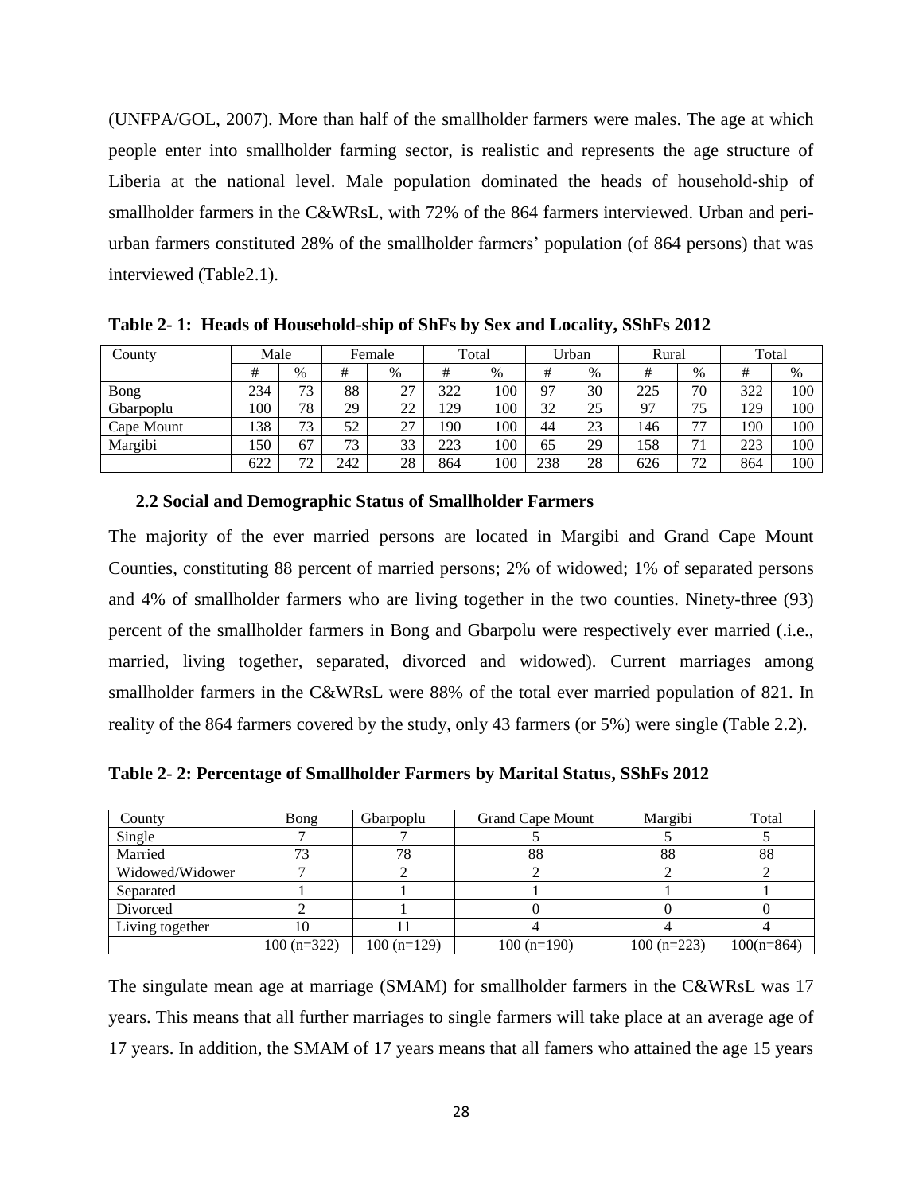(UNFPA/GOL, 2007). More than half of the smallholder farmers were males. The age at which people enter into smallholder farming sector, is realistic and represents the age structure of Liberia at the national level. Male population dominated the heads of household-ship of smallholder farmers in the C&WRsL, with 72% of the 864 farmers interviewed. Urban and peri-urban farmers constituted 28% of the smallholder farmers' population (of 864 persons) that was interviewed (Table2.1).

**Table 2- 1: Heads of Household-ship of ShFs by Sex and Locality, SShFs 2012**

| County | Male | | Female | | Total | | Urban | | Rural | | Total | |
|---|---|---|---|---|---|---|---|---|---|---|---|---|
| | # | % | # | % | # | % | # | % | # | % | # | % |
| Bong | 234 | 73 | 88 | 27 | 322 | 100 | 97 | 30 | 225 | 70 | 322 | 100 |
| Gbarpoplu | 100 | 78 | 29 | 22 | 129 | 100 | 32 | 25 | 97 | 75 | 129 | 100 |
| Cape Mount | 138 | 73 | 52 | 27 | 190 | 100 | 44 | 23 | 146 | 77 | 190 | 100 |
| Margibi | 150 | 67 | 73 | 33 | 223 | 100 | 65 | 29 | 158 | 71 | 223 | 100 |
| | 622 | 72 | 242 | 28 | 864 | 100 | 238 | 28 | 626 | 72 | 864 | 100 |

### 2.2 Social and Demographic Status of Smallholder Farmers

The majority of the ever married persons are located in Margibi and Grand Cape Mount Counties, constituting 88 percent of married persons; 2% of widowed; 1% of separated persons and 4% of smallholder farmers who are living together in the two counties. Ninety-three (93) percent of the smallholder farmers in Bong and Gbarpolu were respectively ever married (.i.e., married, living together, separated, divorced and widowed). Current marriages among smallholder farmers in the C&WRsL were 88% of the total ever married population of 821. In reality of the 864 farmers covered by the study, only 43 farmers (or 5%) were single (Table 2.2).

**Table 2- 2: Percentage of Smallholder Farmers by Marital Status, SShFs 2012**

| County | Bong | Gbarpoplu | Grand Cape Mount | Margibi | Total |
|---|---|---|---|---|---|
| Single | 7 | 7 | 5 | 5 | 5 |
| Married | 73 | 78 | 88 | 88 | 88 |
| Widowed/Widower | 7 | 2 | 2 | 2 | 2 |
| Separated | 1 | 1 | 1 | 1 | 1 |
| Divorced | 2 | 1 | 0 | 0 | 0 |
| Living together | 10 | 11 | 4 | 4 | 4 |
| | 100 (n=322) | 100 (n=129) | 100 (n=190) | 100 (n=223) | 100(n=864) |

The singulate mean age at marriage (SMAM) for smallholder farmers in the C&WRsL was 17 years. This means that all further marriages to single farmers will take place at an average age of 17 years. In addition, the SMAM of 17 years means that all famers who attained the age 15 years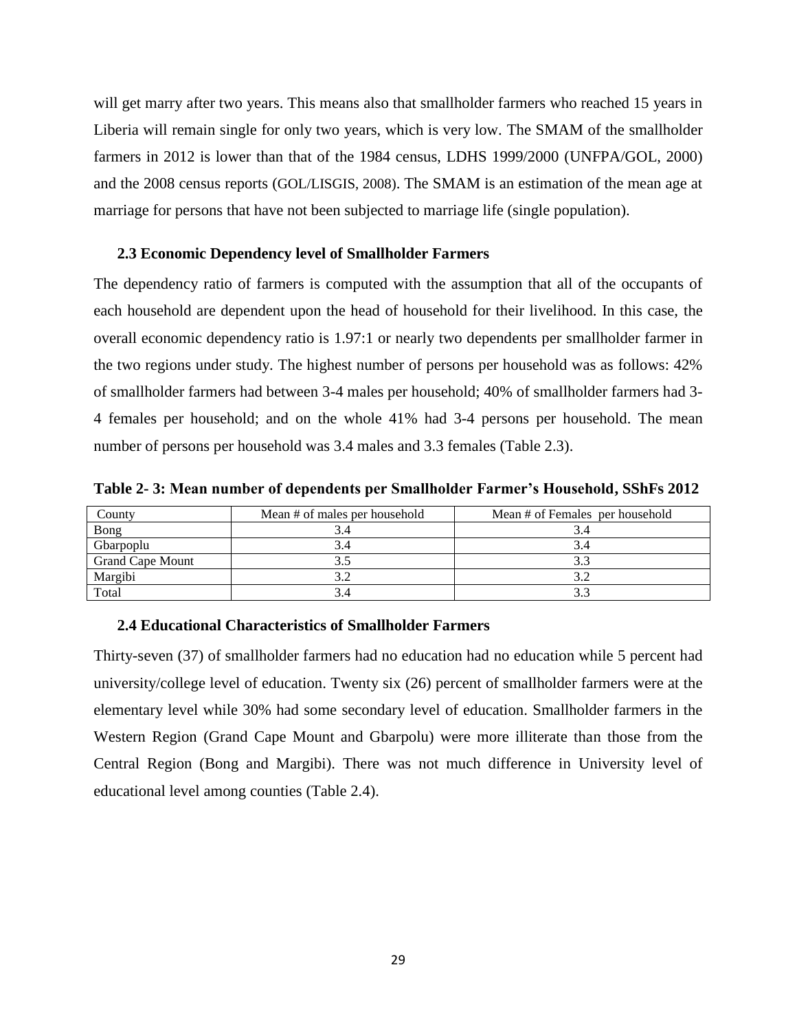will get marry after two years. This means also that smallholder farmers who reached 15 years in Liberia will remain single for only two years, which is very low. The SMAM of the smallholder farmers in 2012 is lower than that of the 1984 census, LDHS 1999/2000 (UNFPA/GOL, 2000) and the 2008 census reports (GOL/LISGIS, 2008). The SMAM is an estimation of the mean age at marriage for persons that have not been subjected to marriage life (single population).

### 2.3 Economic Dependency level of Smallholder Farmers

The dependency ratio of farmers is computed with the assumption that all of the occupants of each household are dependent upon the head of household for their livelihood. In this case, the overall economic dependency ratio is 1.97:1 or nearly two dependents per smallholder farmer in the two regions under study. The highest number of persons per household was as follows: 42% of smallholder farmers had between 3-4 males per household; 40% of smallholder farmers had 3-4 females per household; and on the whole 41% had 3-4 persons per household. The mean number of persons per household was 3.4 males and 3.3 females (Table 2.3).

**Table 2- 3: Mean number of dependents per Smallholder Farmer's Household, SShFs 2012**

| County | Mean # of males per household | Mean # of Females per household |
|---|---|---|
| Bong | 3.4 | 3.4 |
| Gbarpoplu | 3.4 | 3.4 |
| Grand Cape Mount | 3.5 | 3.3 |
| Margibi | 3.2 | 3.2 |
| Total | 3.4 | 3.3 |

### 2.4 Educational Characteristics of Smallholder Farmers

Thirty-seven (37) of smallholder farmers had no education had no education while 5 percent had university/college level of education. Twenty six (26) percent of smallholder farmers were at the elementary level while 30% had some secondary level of education. Smallholder farmers in the Western Region (Grand Cape Mount and Gbarpolu) were more illiterate than those from the Central Region (Bong and Margibi). There was not much difference in University level of educational level among counties (Table 2.4).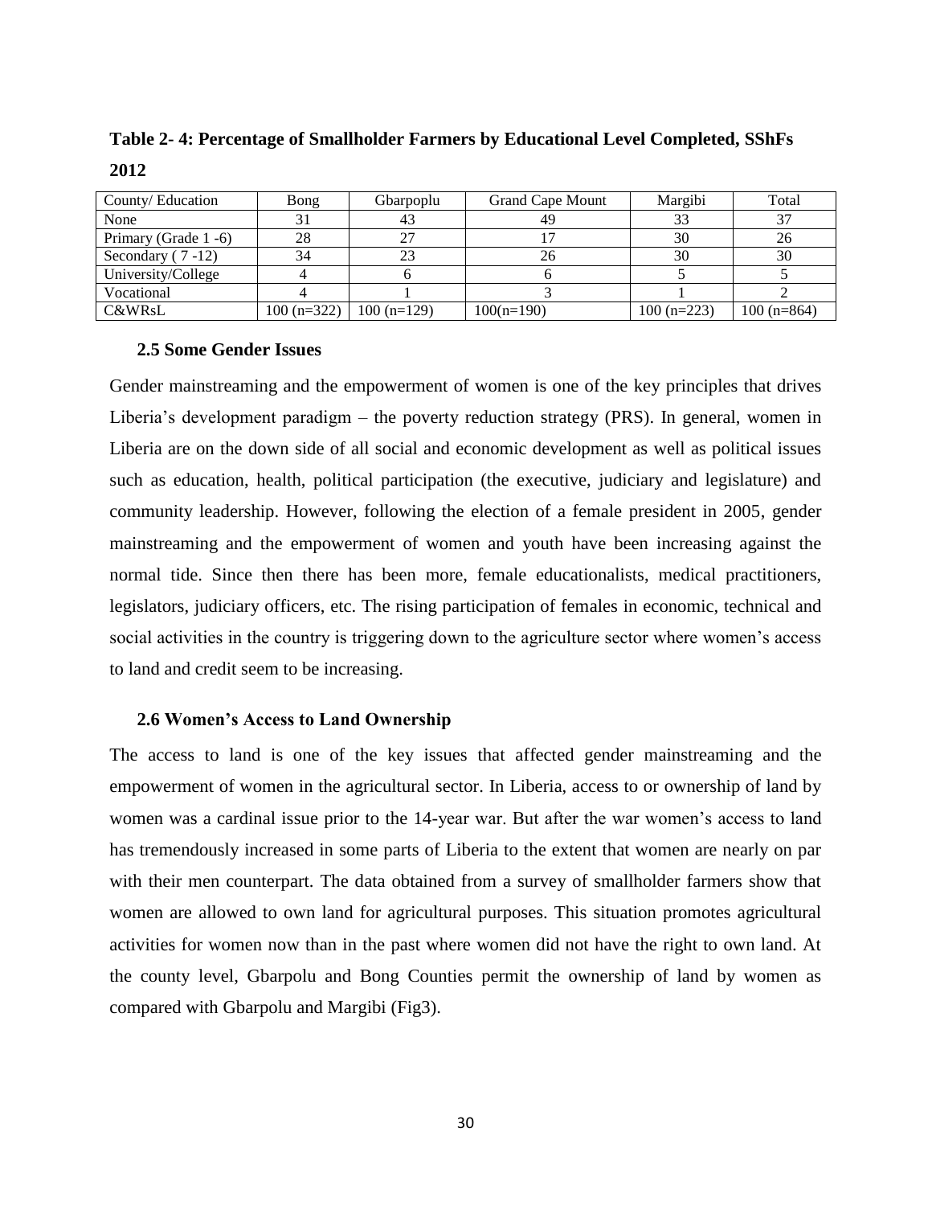**Table 2- 4: Percentage of Smallholder Farmers by Educational Level Completed, SShFs 2012**

| County/ Education | Bong | Gbarpoplu | Grand Cape Mount | Margibi | Total |
|---|---|---|---|---|---|
| None | 31 | 43 | 49 | 33 | 37 |
| Primary (Grade 1 -6) | 28 | 27 | 17 | 30 | 26 |
| Secondary ( 7 -12) | 34 | 23 | 26 | 30 | 30 |
| University/College | 4 | 6 | 6 | 5 | 5 |
| Vocational | 4 | 1 | 3 | 1 | 2 |
| C&WRsL | 100 (n=322) | 100 (n=129) | 100(n=190) | 100 (n=223) | 100 (n=864) |

### 2.5 Some Gender Issues

Gender mainstreaming and the empowerment of women is one of the key principles that drives Liberia's development paradigm – the poverty reduction strategy (PRS). In general, women in Liberia are on the down side of all social and economic development as well as political issues such as education, health, political participation (the executive, judiciary and legislature) and community leadership. However, following the election of a female president in 2005, gender mainstreaming and the empowerment of women and youth have been increasing against the normal tide. Since then there has been more, female educationalists, medical practitioners, legislators, judiciary officers, etc. The rising participation of females in economic, technical and social activities in the country is triggering down to the agriculture sector where women's access to land and credit seem to be increasing.

### 2.6 Women's Access to Land Ownership

The access to land is one of the key issues that affected gender mainstreaming and the empowerment of women in the agricultural sector. In Liberia, access to or ownership of land by women was a cardinal issue prior to the 14-year war. But after the war women's access to land has tremendously increased in some parts of Liberia to the extent that women are nearly on par with their men counterpart. The data obtained from a survey of smallholder farmers show that women are allowed to own land for agricultural purposes. This situation promotes agricultural activities for women now than in the past where women did not have the right to own land. At the county level, Gbarpolu and Bong Counties permit the ownership of land by women as compared with Gbarpolu and Margibi (Fig3).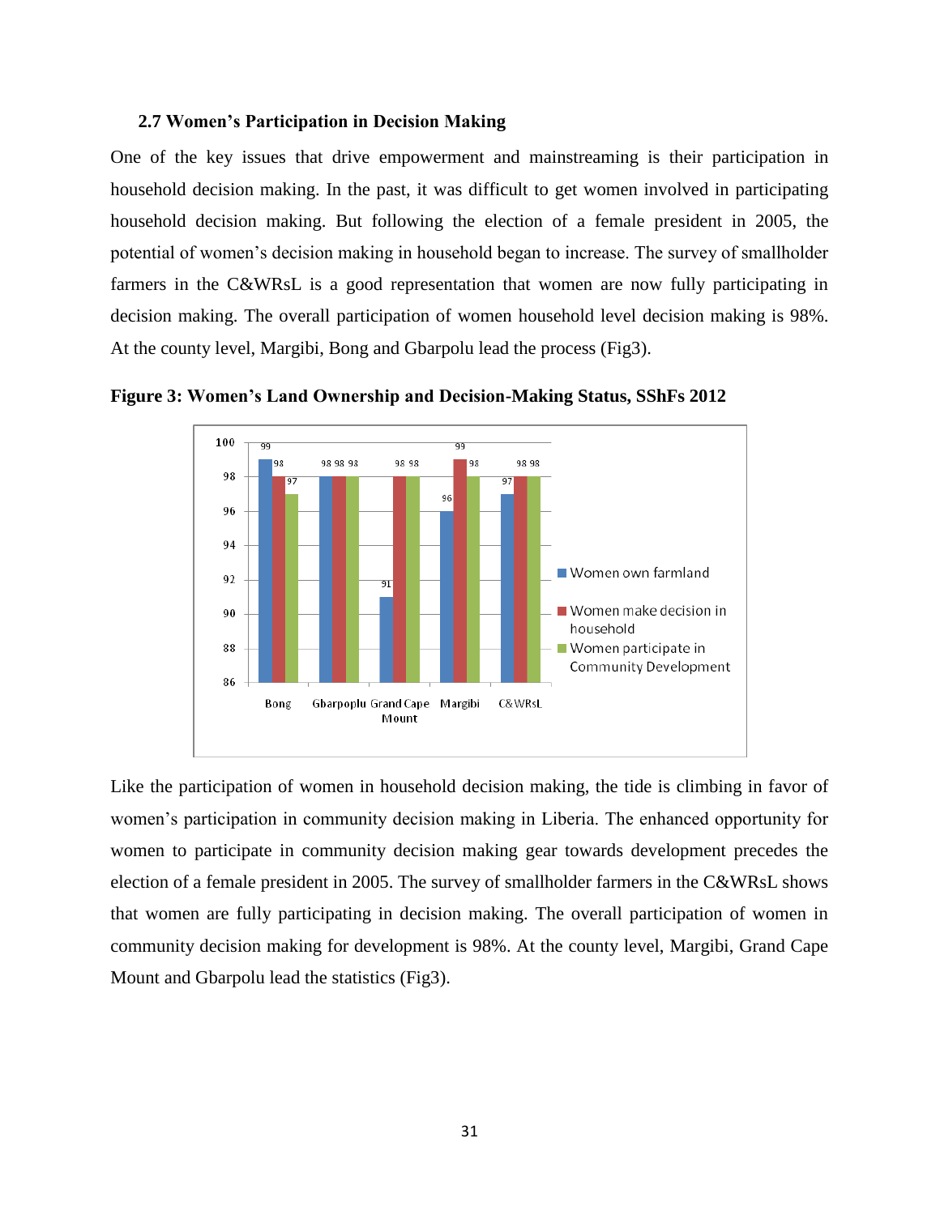### 2.7 Women's Participation in Decision Making

One of the key issues that drive empowerment and mainstreaming is their participation in household decision making. In the past, it was difficult to get women involved in participating household decision making. But following the election of a female president in 2005, the potential of women's decision making in household began to increase. The survey of smallholder farmers in the C&WRsL is a good representation that women are now fully participating in decision making. The overall participation of women household level decision making is 98%. At the county level, Margibi, Bong and Gbarpolu lead the process (Fig3).

**Figure 3: Women's Land Ownership and Decision-Making Status, SShFs 2012**

| | Bong | Gbarpoplu | Grand Cape Mount | Margibi | C&WRsL |
|---|---|---|---|---|---|
| Women own farmland | 99 | 98 | 91 | 96 | 97 |
| Women make decision in household | 98 | 98 | 98 | 99 | 98 |
| Women participate in Community Development | 97 | 98 | 98 | 98 | 98 |

Like the participation of women in household decision making, the tide is climbing in favor of women's participation in community decision making in Liberia. The enhanced opportunity for women to participate in community decision making gear towards development precedes the election of a female president in 2005. The survey of smallholder farmers in the C&WRsL shows that women are fully participating in decision making. The overall participation of women in community decision making for development is 98%. At the county level, Margibi, Grand Cape Mount and Gbarpolu lead the statistics (Fig3).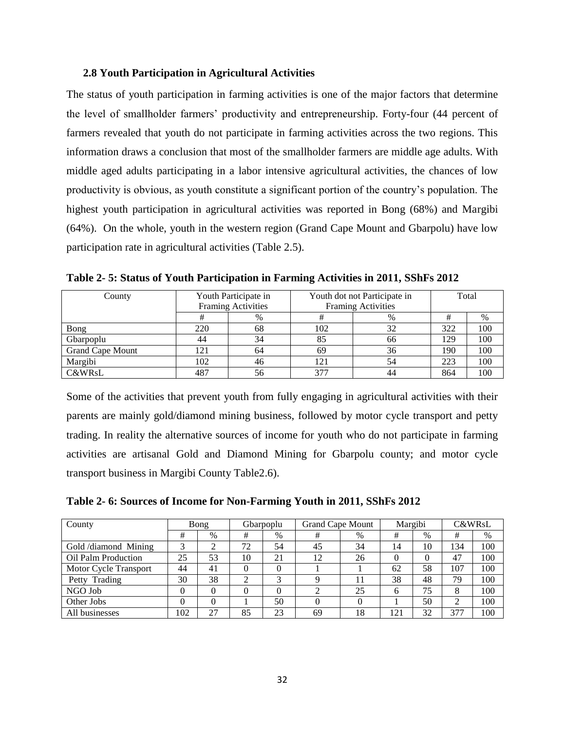### 2.8 Youth Participation in Agricultural Activities

The status of youth participation in farming activities is one of the major factors that determine the level of smallholder farmers' productivity and entrepreneurship. Forty-four (44 percent of farmers revealed that youth do not participate in farming activities across the two regions. This information draws a conclusion that most of the smallholder farmers are middle age adults. With middle aged adults participating in a labor intensive agricultural activities, the chances of low productivity is obvious, as youth constitute a significant portion of the country's population. The highest youth participation in agricultural activities was reported in Bong (68%) and Margibi (64%). On the whole, youth in the western region (Grand Cape Mount and Gbarpolu) have low participation rate in agricultural activities (Table 2.5).

**Table 2- 5: Status of Youth Participation in Farming Activities in 2011, SShFs 2012**

| County | Youth Participate in Framing Activities | | Youth dot not Participate in Framing Activities | | Total | |
|---|---|---|---|---|---|---|
| | # | % | # | % | # | % |
| Bong | 220 | 68 | 102 | 32 | 322 | 100 |
| Gbarpoplu | 44 | 34 | 85 | 66 | 129 | 100 |
| Grand Cape Mount | 121 | 64 | 69 | 36 | 190 | 100 |
| Margibi | 102 | 46 | 121 | 54 | 223 | 100 |
| C&WRsL | 487 | 56 | 377 | 44 | 864 | 100 |

Some of the activities that prevent youth from fully engaging in agricultural activities with their parents are mainly gold/diamond mining business, followed by motor cycle transport and petty trading. In reality the alternative sources of income for youth who do not participate in farming activities are artisanal Gold and Diamond Mining for Gbarpolu county; and motor cycle transport business in Margibi County Table2.6).

**Table 2- 6: Sources of Income for Non-Farming Youth in 2011, SShFs 2012**

| County | Bong | | Gbarpoplu | | Grand Cape Mount | | Margibi | | C&WRsL | |
|---|---|---|---|---|---|---|---|---|---|---|
| | # | % | # | % | # | % | # | % | # | % |
| Gold /diamond Mining | 3 | 2 | 72 | 54 | 45 | 34 | 14 | 10 | 134 | 100 |
| Oil Palm Production | 25 | 53 | 10 | 21 | 12 | 26 | 0 | 0 | 47 | 100 |
| Motor Cycle Transport | 44 | 41 | 0 | 0 | 1 | 1 | 62 | 58 | 107 | 100 |
| Petty Trading | 30 | 38 | 2 | 3 | 9 | 11 | 38 | 48 | 79 | 100 |
| NGO Job | 0 | 0 | 0 | 0 | 2 | 25 | 6 | 75 | 8 | 100 |
| Other Jobs | 0 | 0 | 1 | 50 | 0 | 0 | 1 | 50 | 2 | 100 |
| All businesses | 102 | 27 | 85 | 23 | 69 | 18 | 121 | 32 | 377 | 100 |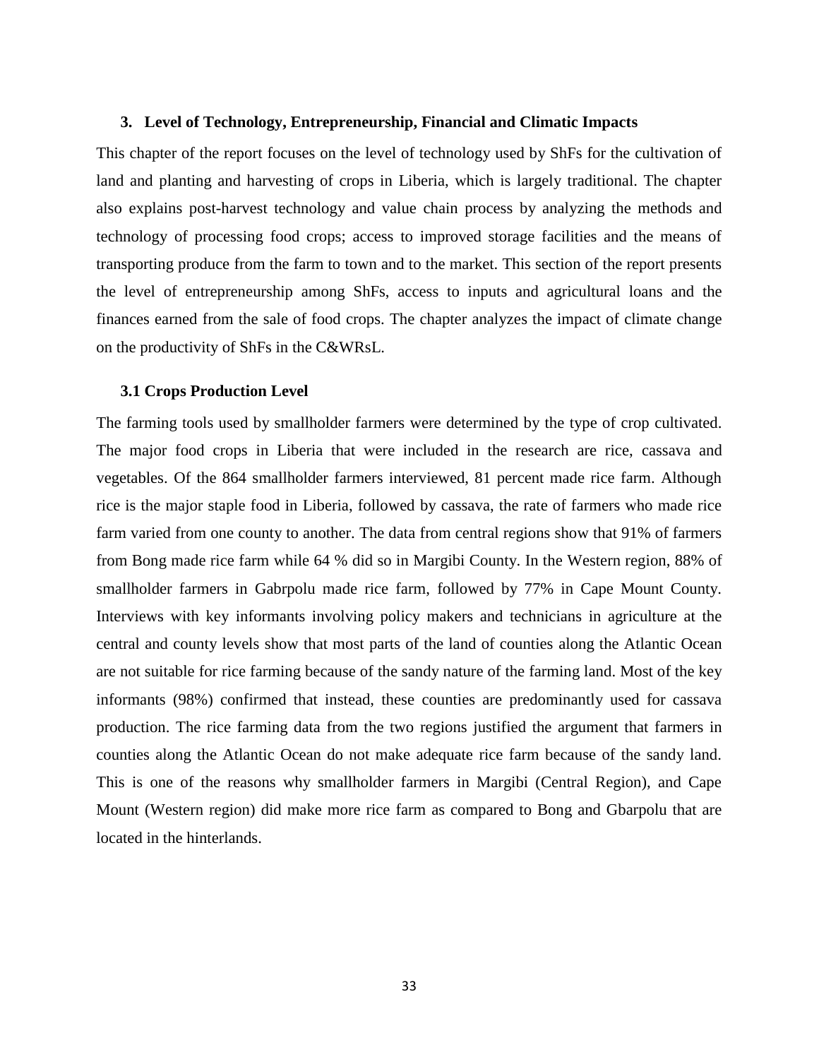## 3. Level of Technology, Entrepreneurship, Financial and Climatic Impacts

This chapter of the report focuses on the level of technology used by ShFs for the cultivation of land and planting and harvesting of crops in Liberia, which is largely traditional. The chapter also explains post-harvest technology and value chain process by analyzing the methods and technology of processing food crops; access to improved storage facilities and the means of transporting produce from the farm to town and to the market. This section of the report presents the level of entrepreneurship among ShFs, access to inputs and agricultural loans and the finances earned from the sale of food crops. The chapter analyzes the impact of climate change on the productivity of ShFs in the C&WRsL.

### 3.1 Crops Production Level

The farming tools used by smallholder farmers were determined by the type of crop cultivated. The major food crops in Liberia that were included in the research are rice, cassava and vegetables. Of the 864 smallholder farmers interviewed, 81 percent made rice farm. Although rice is the major staple food in Liberia, followed by cassava, the rate of farmers who made rice farm varied from one county to another. The data from central regions show that 91% of farmers from Bong made rice farm while 64 % did so in Margibi County. In the Western region, 88% of smallholder farmers in Gabrpolu made rice farm, followed by 77% in Cape Mount County. Interviews with key informants involving policy makers and technicians in agriculture at the central and county levels show that most parts of the land of counties along the Atlantic Ocean are not suitable for rice farming because of the sandy nature of the farming land. Most of the key informants (98%) confirmed that instead, these counties are predominantly used for cassava production. The rice farming data from the two regions justified the argument that farmers in counties along the Atlantic Ocean do not make adequate rice farm because of the sandy land. This is one of the reasons why smallholder farmers in Margibi (Central Region), and Cape Mount (Western region) did make more rice farm as compared to Bong and Gbarpolu that are located in the hinterlands.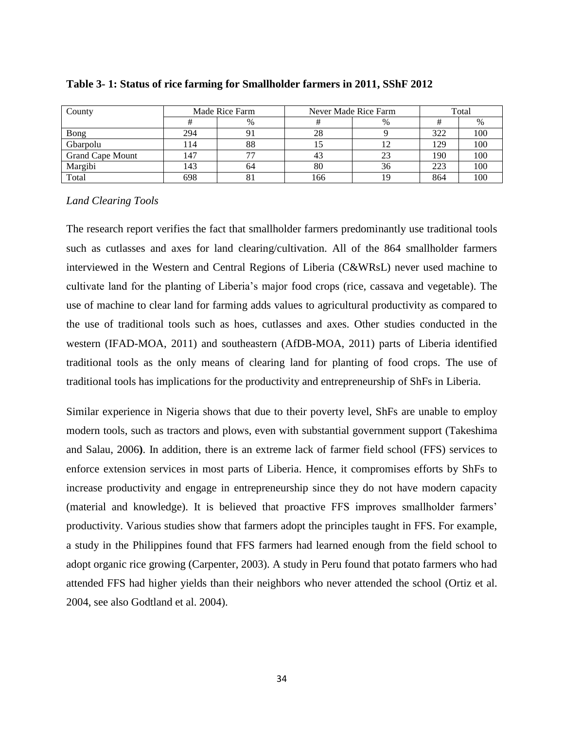**Table 3- 1: Status of rice farming for Smallholder farmers in 2011, SShF 2012**

| County | Made Rice Farm | | Never Made Rice Farm | | Total | |
|---|---|---|---|---|---|---|
| | # | % | # | % | # | % |
| Bong | 294 | 91 | 28 | 9 | 322 | 100 |
| Gbarpolu | 114 | 88 | 15 | 12 | 129 | 100 |
| Grand Cape Mount | 147 | 77 | 43 | 23 | 190 | 100 |
| Margibi | 143 | 64 | 80 | 36 | 223 | 100 |
| Total | 698 | 81 | 166 | 19 | 864 | 100 |

*Land Clearing Tools*

The research report verifies the fact that smallholder farmers predominantly use traditional tools such as cutlasses and axes for land clearing/cultivation. All of the 864 smallholder farmers interviewed in the Western and Central Regions of Liberia (C&WRsL) never used machine to cultivate land for the planting of Liberia's major food crops (rice, cassava and vegetable). The use of machine to clear land for farming adds values to agricultural productivity as compared to the use of traditional tools such as hoes, cutlasses and axes. Other studies conducted in the western (IFAD-MOA, 2011) and southeastern (AfDB-MOA, 2011) parts of Liberia identified traditional tools as the only means of clearing land for planting of food crops. The use of traditional tools has implications for the productivity and entrepreneurship of ShFs in Liberia.

Similar experience in Nigeria shows that due to their poverty level, ShFs are unable to employ modern tools, such as tractors and plows, even with substantial government support (Takeshima and Salau, 2006**)**. In addition, there is an extreme lack of farmer field school (FFS) services to enforce extension services in most parts of Liberia. Hence, it compromises efforts by ShFs to increase productivity and engage in entrepreneurship since they do not have modern capacity (material and knowledge). It is believed that proactive FFS improves smallholder farmers' productivity. Various studies show that farmers adopt the principles taught in FFS. For example, a study in the Philippines found that FFS farmers had learned enough from the field school to adopt organic rice growing (Carpenter, 2003). A study in Peru found that potato farmers who had attended FFS had higher yields than their neighbors who never attended the school (Ortiz et al. 2004, see also Godtland et al. 2004).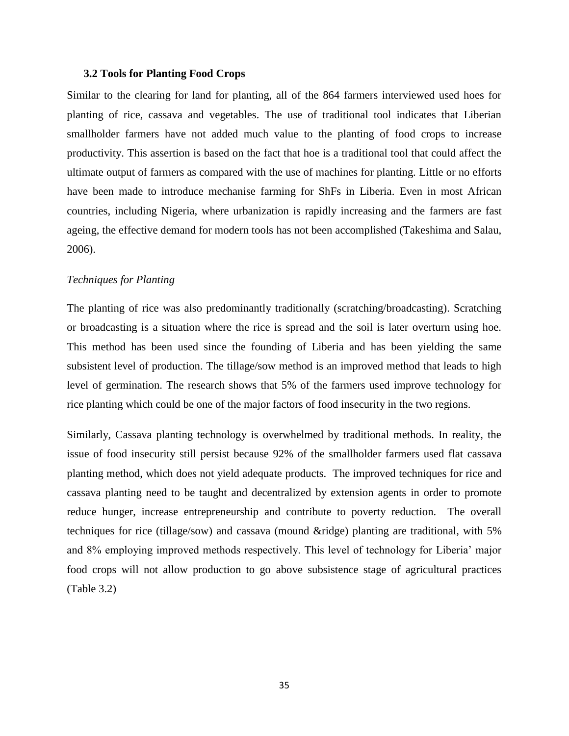### 3.2 Tools for Planting Food Crops

Similar to the clearing for land for planting, all of the 864 farmers interviewed used hoes for planting of rice, cassava and vegetables. The use of traditional tool indicates that Liberian smallholder farmers have not added much value to the planting of food crops to increase productivity. This assertion is based on the fact that hoe is a traditional tool that could affect the ultimate output of farmers as compared with the use of machines for planting. Little or no efforts have been made to introduce mechanise farming for ShFs in Liberia. Even in most African countries, including Nigeria, where urbanization is rapidly increasing and the farmers are fast ageing, the effective demand for modern tools has not been accomplished (Takeshima and Salau, 2006).

*Techniques for Planting*

The planting of rice was also predominantly traditionally (scratching/broadcasting). Scratching or broadcasting is a situation where the rice is spread and the soil is later overturn using hoe. This method has been used since the founding of Liberia and has been yielding the same subsistent level of production. The tillage/sow method is an improved method that leads to high level of germination. The research shows that 5% of the farmers used improve technology for rice planting which could be one of the major factors of food insecurity in the two regions.

Similarly, Cassava planting technology is overwhelmed by traditional methods. In reality, the issue of food insecurity still persist because 92% of the smallholder farmers used flat cassava planting method, which does not yield adequate products. The improved techniques for rice and cassava planting need to be taught and decentralized by extension agents in order to promote reduce hunger, increase entrepreneurship and contribute to poverty reduction. The overall techniques for rice (tillage/sow) and cassava (mound &ridge) planting are traditional, with 5% and 8% employing improved methods respectively. This level of technology for Liberia' major food crops will not allow production to go above subsistence stage of agricultural practices (Table 3.2)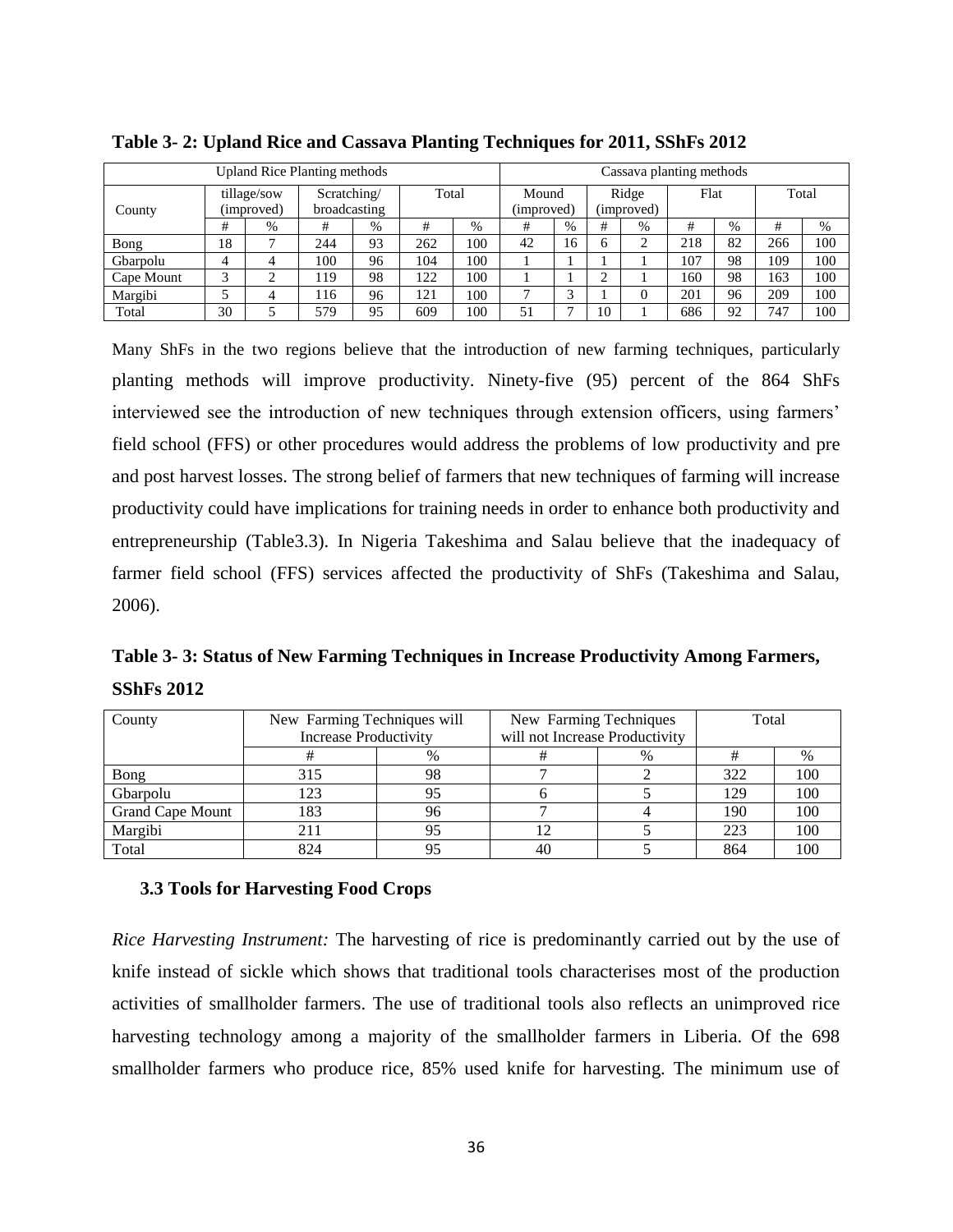**Table 3- 2: Upland Rice and Cassava Planting Techniques for 2011, SShFs 2012**

| County | Upland Rice Planting methods | | | | | | Cassava planting methods | | | | | | | |
|---|---|---|---|---|---|---|---|---|---|---|---|---|---|---|
| | tillage/sow (improved) | | Scratching/ broadcasting | | Total | | Mound (improved) | | Ridge (improved) | | Flat | | Total | |
| | # | % | # | % | # | % | # | % | # | % | # | % | # | % |
| Bong | 18 | 7 | 244 | 93 | 262 | 100 | 42 | 16 | 6 | 2 | 218 | 82 | 266 | 100 |
| Gbarpolu | 4 | 4 | 100 | 96 | 104 | 100 | 1 | 1 | 1 | 1 | 107 | 98 | 109 | 100 |
| Cape Mount | 3 | 2 | 119 | 98 | 122 | 100 | 1 | 1 | 2 | 1 | 160 | 98 | 163 | 100 |
| Margibi | 5 | 4 | 116 | 96 | 121 | 100 | 7 | 3 | 1 | 0 | 201 | 96 | 209 | 100 |
| Total | 30 | 5 | 579 | 95 | 609 | 100 | 51 | 7 | 10 | 1 | 686 | 92 | 747 | 100 |

Many ShFs in the two regions believe that the introduction of new farming techniques, particularly planting methods will improve productivity. Ninety-five (95) percent of the 864 ShFs interviewed see the introduction of new techniques through extension officers, using farmers' field school (FFS) or other procedures would address the problems of low productivity and pre and post harvest losses. The strong belief of farmers that new techniques of farming will increase productivity could have implications for training needs in order to enhance both productivity and entrepreneurship (Table3.3). In Nigeria Takeshima and Salau believe that the inadequacy of farmer field school (FFS) services affected the productivity of ShFs (Takeshima and Salau, 2006).

**Table 3- 3: Status of New Farming Techniques in Increase Productivity Among Farmers, SShFs 2012**

| County | New Farming Techniques will Increase Productivity | | New Farming Techniques will not Increase Productivity | | Total | |
|---|---|---|---|---|---|---|
| | # | % | # | % | # | % |
| Bong | 315 | 98 | 7 | 2 | 322 | 100 |
| Gbarpolu | 123 | 95 | 6 | 5 | 129 | 100 |
| Grand Cape Mount | 183 | 96 | 7 | 4 | 190 | 100 |
| Margibi | 211 | 95 | 12 | 5 | 223 | 100 |
| Total | 824 | 95 | 40 | 5 | 864 | 100 |

### 3.3 Tools for Harvesting Food Crops

*Rice Harvesting Instrument:* The harvesting of rice is predominantly carried out by the use of knife instead of sickle which shows that traditional tools characterises most of the production activities of smallholder farmers. The use of traditional tools also reflects an unimproved rice harvesting technology among a majority of the smallholder farmers in Liberia. Of the 698 smallholder farmers who produce rice, 85% used knife for harvesting. The minimum use of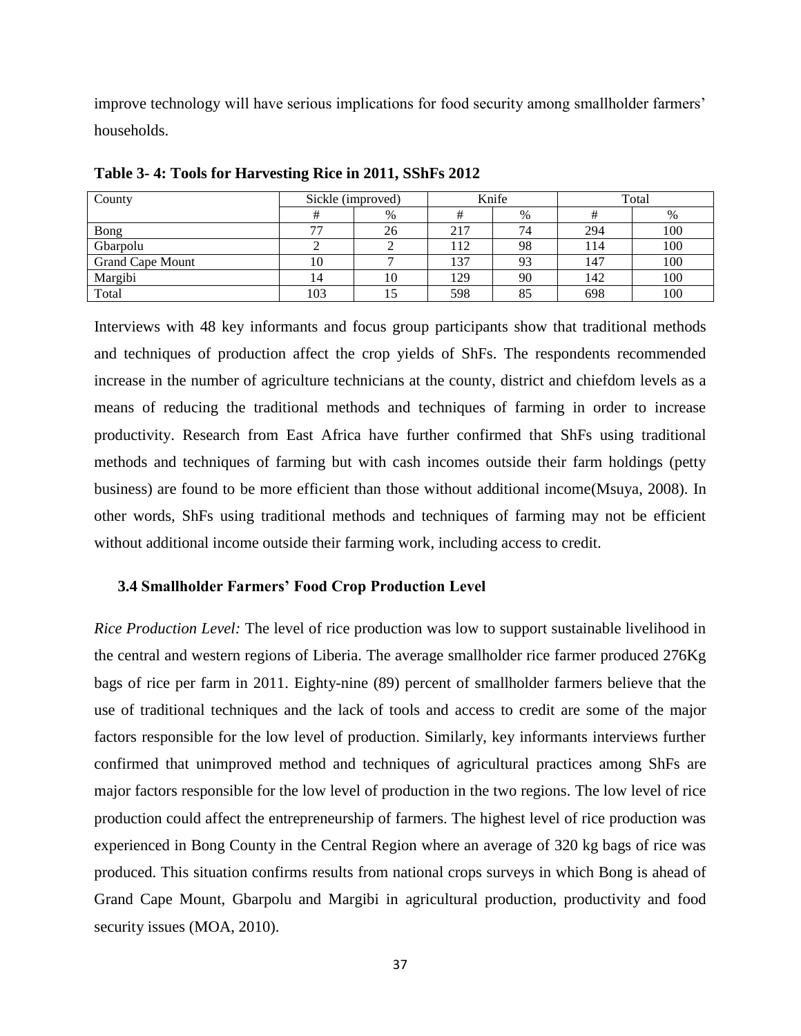improve technology will have serious implications for food security among smallholder farmers' households.

**Table 3- 4: Tools for Harvesting Rice in 2011, SShFs 2012**

| County | Sickle (improved) | | Knife | | Total | |
|---|---|---|---|---|---|---|
| | # | % | # | % | # | % |
| Bong | 77 | 26 | 217 | 74 | 294 | 100 |
| Gbarpolu | 2 | 2 | 112 | 98 | 114 | 100 |
| Grand Cape Mount | 10 | 7 | 137 | 93 | 147 | 100 |
| Margibi | 14 | 10 | 129 | 90 | 142 | 100 |
| Total | 103 | 15 | 598 | 85 | 698 | 100 |

Interviews with 48 key informants and focus group participants show that traditional methods and techniques of production affect the crop yields of ShFs. The respondents recommended increase in the number of agriculture technicians at the county, district and chiefdom levels as a means of reducing the traditional methods and techniques of farming in order to increase productivity. Research from East Africa have further confirmed that ShFs using traditional methods and techniques of farming but with cash incomes outside their farm holdings (petty business) are found to be more efficient than those without additional income(Msuya, 2008). In other words, ShFs using traditional methods and techniques of farming may not be efficient without additional income outside their farming work, including access to credit.

### 3.4 Smallholder Farmers' Food Crop Production Level

*Rice Production Level:* The level of rice production was low to support sustainable livelihood in the central and western regions of Liberia. The average smallholder rice farmer produced 276Kg bags of rice per farm in 2011. Eighty-nine (89) percent of smallholder farmers believe that the use of traditional techniques and the lack of tools and access to credit are some of the major factors responsible for the low level of production. Similarly, key informants interviews further confirmed that unimproved method and techniques of agricultural practices among ShFs are major factors responsible for the low level of production in the two regions. The low level of rice production could affect the entrepreneurship of farmers. The highest level of rice production was experienced in Bong County in the Central Region where an average of 320 kg bags of rice was produced. This situation confirms results from national crops surveys in which Bong is ahead of Grand Cape Mount, Gbarpolu and Margibi in agricultural production, productivity and food security issues (MOA, 2010).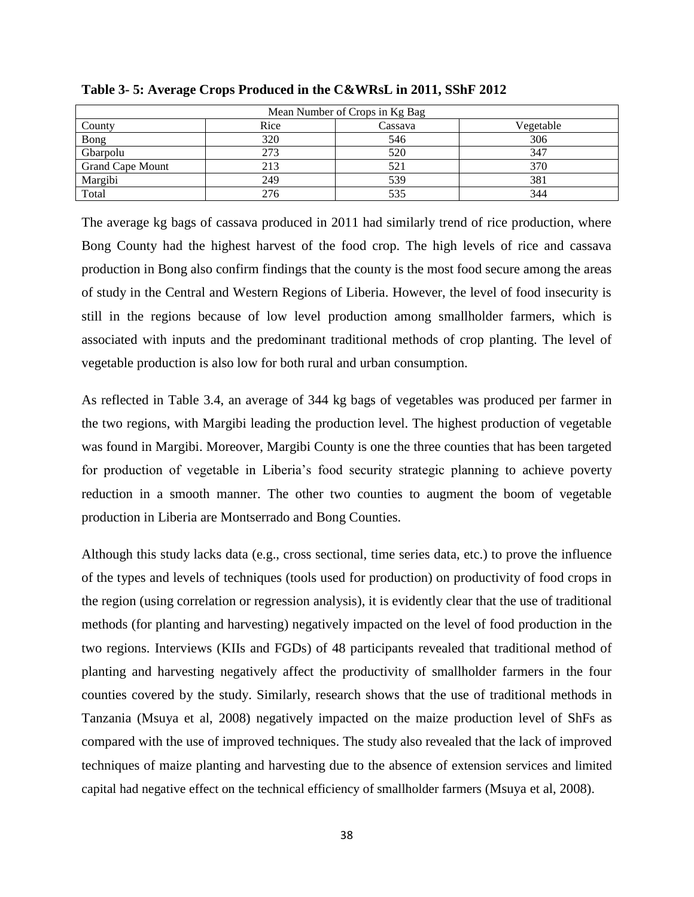**Table 3- 5: Average Crops Produced in the C&WRsL in 2011, SShF 2012**

| Mean Number of Crops in Kg Bag | | | |
|---|---|---|---|
| County | Rice | Cassava | Vegetable |
| Bong | 320 | 546 | 306 |
| Gbarpolu | 273 | 520 | 347 |
| Grand Cape Mount | 213 | 521 | 370 |
| Margibi | 249 | 539 | 381 |
| Total | 276 | 535 | 344 |

The average kg bags of cassava produced in 2011 had similarly trend of rice production, where Bong County had the highest harvest of the food crop. The high levels of rice and cassava production in Bong also confirm findings that the county is the most food secure among the areas of study in the Central and Western Regions of Liberia. However, the level of food insecurity is still in the regions because of low level production among smallholder farmers, which is associated with inputs and the predominant traditional methods of crop planting. The level of vegetable production is also low for both rural and urban consumption.

As reflected in Table 3.4, an average of 344 kg bags of vegetables was produced per farmer in the two regions, with Margibi leading the production level. The highest production of vegetable was found in Margibi. Moreover, Margibi County is one the three counties that has been targeted for production of vegetable in Liberia's food security strategic planning to achieve poverty reduction in a smooth manner. The other two counties to augment the boom of vegetable production in Liberia are Montserrado and Bong Counties.

Although this study lacks data (e.g., cross sectional, time series data, etc.) to prove the influence of the types and levels of techniques (tools used for production) on productivity of food crops in the region (using correlation or regression analysis), it is evidently clear that the use of traditional methods (for planting and harvesting) negatively impacted on the level of food production in the two regions. Interviews (KIIs and FGDs) of 48 participants revealed that traditional method of planting and harvesting negatively affect the productivity of smallholder farmers in the four counties covered by the study. Similarly, research shows that the use of traditional methods in Tanzania (Msuya et al, 2008) negatively impacted on the maize production level of ShFs as compared with the use of improved techniques. The study also revealed that the lack of improved techniques of maize planting and harvesting due to the absence of extension services and limited capital had negative effect on the technical efficiency of smallholder farmers (Msuya et al, 2008).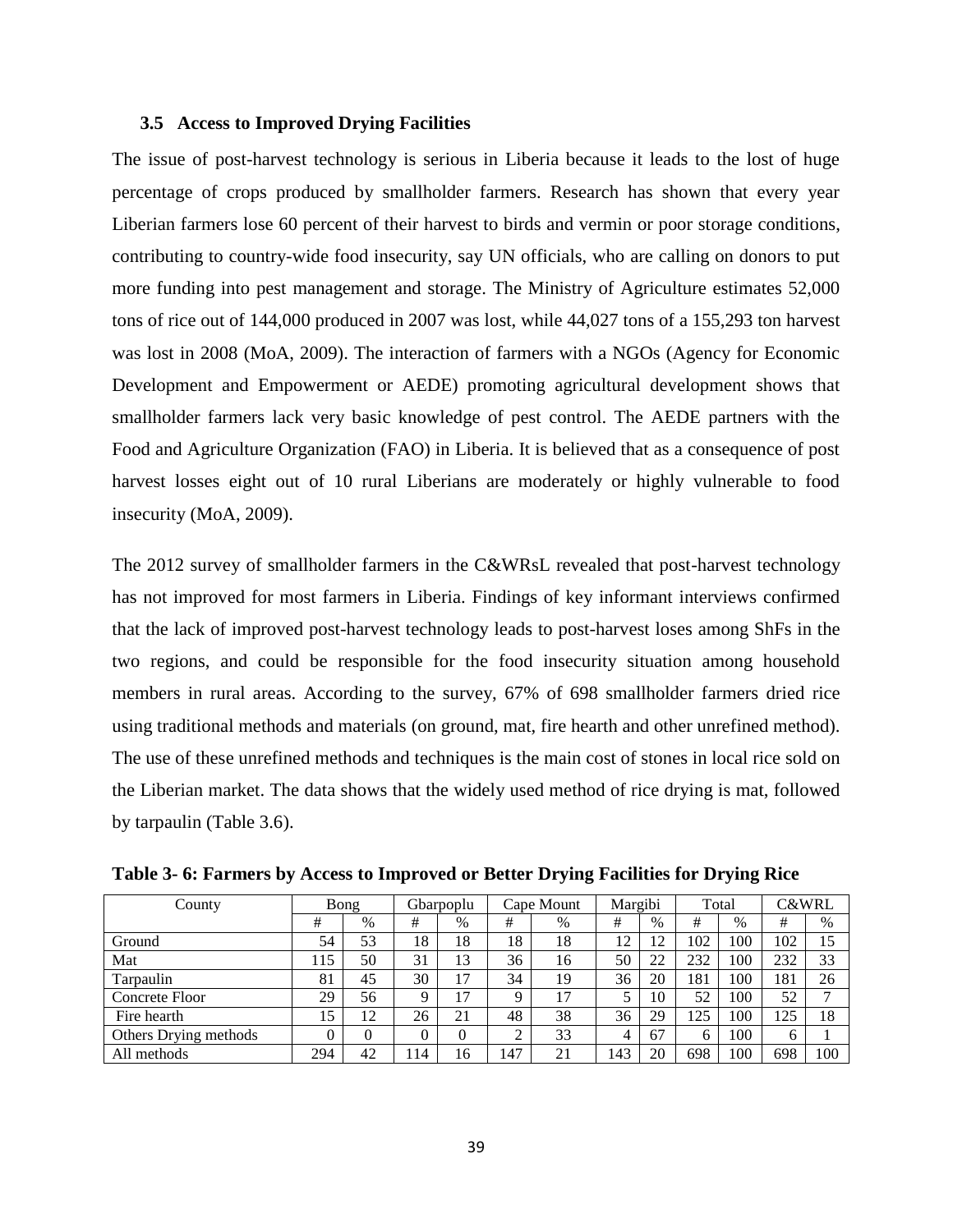### 3.5 Access to Improved Drying Facilities

The issue of post-harvest technology is serious in Liberia because it leads to the lost of huge percentage of crops produced by smallholder farmers. Research has shown that every year Liberian farmers lose 60 percent of their harvest to birds and vermin or poor storage conditions, contributing to country-wide food insecurity, say UN officials, who are calling on donors to put more funding into pest management and storage. The Ministry of Agriculture estimates 52,000 tons of rice out of 144,000 produced in 2007 was lost, while 44,027 tons of a 155,293 ton harvest was lost in 2008 (MoA, 2009). The interaction of farmers with a NGOs (Agency for Economic Development and Empowerment or AEDE) promoting agricultural development shows that smallholder farmers lack very basic knowledge of pest control. The AEDE partners with the Food and Agriculture Organization (FAO) in Liberia. It is believed that as a consequence of post harvest losses eight out of 10 rural Liberians are moderately or highly vulnerable to food insecurity (MoA, 2009).

The 2012 survey of smallholder farmers in the C&WRsL revealed that post-harvest technology has not improved for most farmers in Liberia. Findings of key informant interviews confirmed that the lack of improved post-harvest technology leads to post-harvest loses among ShFs in the two regions, and could be responsible for the food insecurity situation among household members in rural areas. According to the survey, 67% of 698 smallholder farmers dried rice using traditional methods and materials (on ground, mat, fire hearth and other unrefined method). The use of these unrefined methods and techniques is the main cost of stones in local rice sold on the Liberian market. The data shows that the widely used method of rice drying is mat, followed by tarpaulin (Table 3.6).

**Table 3- 6: Farmers by Access to Improved or Better Drying Facilities for Drying Rice**

| County | Bong | | Gbarpoplu | | Cape Mount | | Margibi | | Total | | C&WRL | |
|---|---|---|---|---|---|---|---|---|---|---|---|---|
| | # | % | # | % | # | % | # | % | # | % | # | % |
| Ground | 54 | 53 | 18 | 18 | 18 | 18 | 12 | 12 | 102 | 100 | 102 | 15 |
| Mat | 115 | 50 | 31 | 13 | 36 | 16 | 50 | 22 | 232 | 100 | 232 | 33 |
| Tarpaulin | 81 | 45 | 30 | 17 | 34 | 19 | 36 | 20 | 181 | 100 | 181 | 26 |
| Concrete Floor | 29 | 56 | 9 | 17 | 9 | 17 | 5 | 10 | 52 | 100 | 52 | 7 |
| Fire hearth | 15 | 12 | 26 | 21 | 48 | 38 | 36 | 29 | 125 | 100 | 125 | 18 |
| Others Drying methods | 0 | 0 | 0 | 0 | 2 | 33 | 4 | 67 | 6 | 100 | 6 | 1 |
| All methods | 294 | 42 | 114 | 16 | 147 | 21 | 143 | 20 | 698 | 100 | 698 | 100 |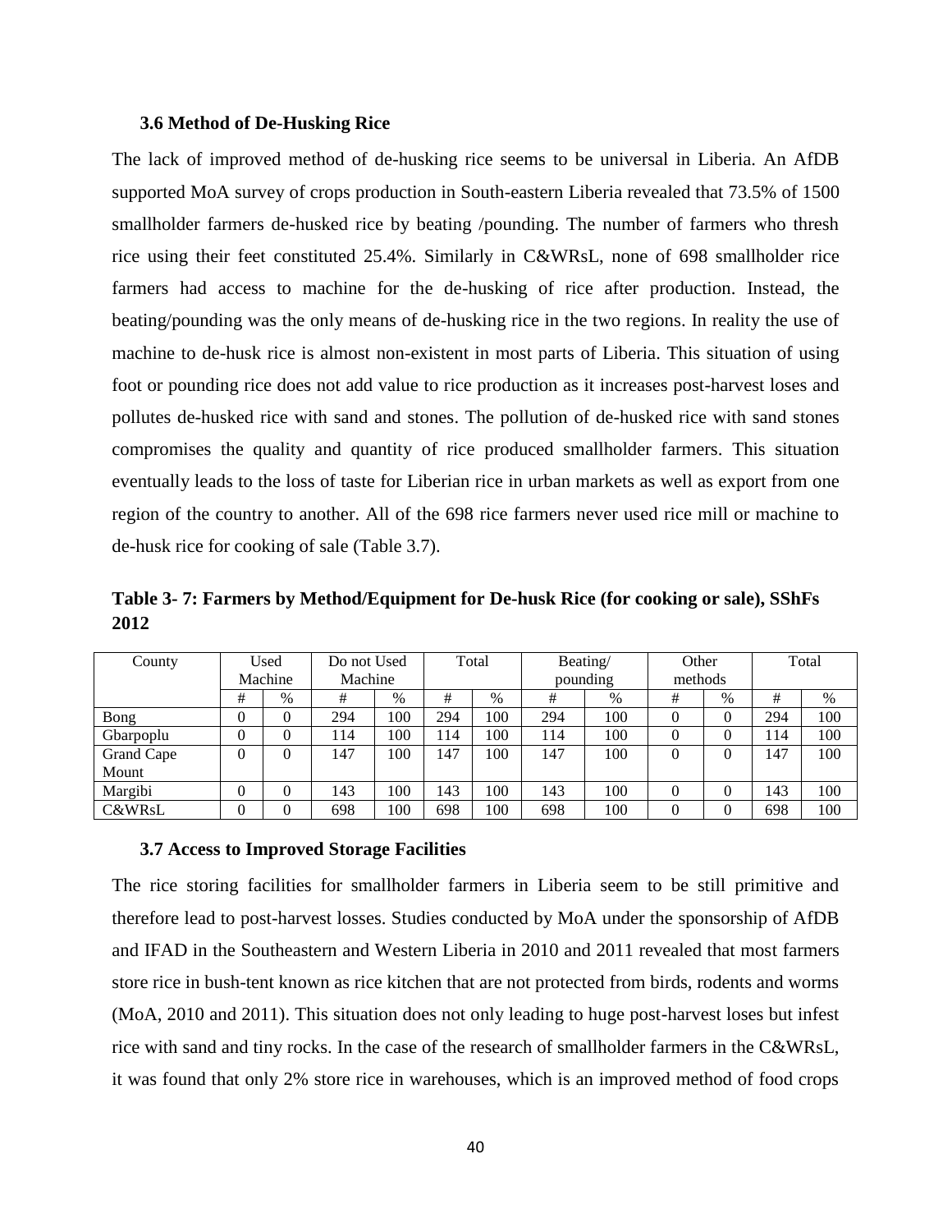### 3.6 Method of De-Husking Rice

The lack of improved method of de-husking rice seems to be universal in Liberia. An AfDB supported MoA survey of crops production in South-eastern Liberia revealed that 73.5% of 1500 smallholder farmers de-husked rice by beating /pounding. The number of farmers who thresh rice using their feet constituted 25.4%. Similarly in C&WRsL, none of 698 smallholder rice farmers had access to machine for the de-husking of rice after production. Instead, the beating/pounding was the only means of de-husking rice in the two regions. In reality the use of machine to de-husk rice is almost non-existent in most parts of Liberia. This situation of using foot or pounding rice does not add value to rice production as it increases post-harvest loses and pollutes de-husked rice with sand and stones. The pollution of de-husked rice with sand stones compromises the quality and quantity of rice produced smallholder farmers. This situation eventually leads to the loss of taste for Liberian rice in urban markets as well as export from one region of the country to another. All of the 698 rice farmers never used rice mill or machine to de-husk rice for cooking of sale (Table 3.7).

**Table 3- 7: Farmers by Method/Equipment for De-husk Rice (for cooking or sale), SShFs 2012**

| County | Used Machine | | Do not Used Machine | | Total | | Beating/ pounding | | Other methods | | Total | |
|---|---|---|---|---|---|---|---|---|---|---|---|---|
| | # | % | # | % | # | % | # | % | # | % | # | % |
| Bong | 0 | 0 | 294 | 100 | 294 | 100 | 294 | 100 | 0 | 0 | 294 | 100 |
| Gbarpoplu | 0 | 0 | 114 | 100 | 114 | 100 | 114 | 100 | 0 | 0 | 114 | 100 |
| Grand Cape Mount | 0 | 0 | 147 | 100 | 147 | 100 | 147 | 100 | 0 | 0 | 147 | 100 |
| Margibi | 0 | 0 | 143 | 100 | 143 | 100 | 143 | 100 | 0 | 0 | 143 | 100 |
| C&WRsL | 0 | 0 | 698 | 100 | 698 | 100 | 698 | 100 | 0 | 0 | 698 | 100 |

### 3.7 Access to Improved Storage Facilities

The rice storing facilities for smallholder farmers in Liberia seem to be still primitive and therefore lead to post-harvest losses. Studies conducted by MoA under the sponsorship of AfDB and IFAD in the Southeastern and Western Liberia in 2010 and 2011 revealed that most farmers store rice in bush-tent known as rice kitchen that are not protected from birds, rodents and worms (MoA, 2010 and 2011). This situation does not only leading to huge post-harvest loses but infest rice with sand and tiny rocks. In the case of the research of smallholder farmers in the C&WRsL, it was found that only 2% store rice in warehouses, which is an improved method of food crops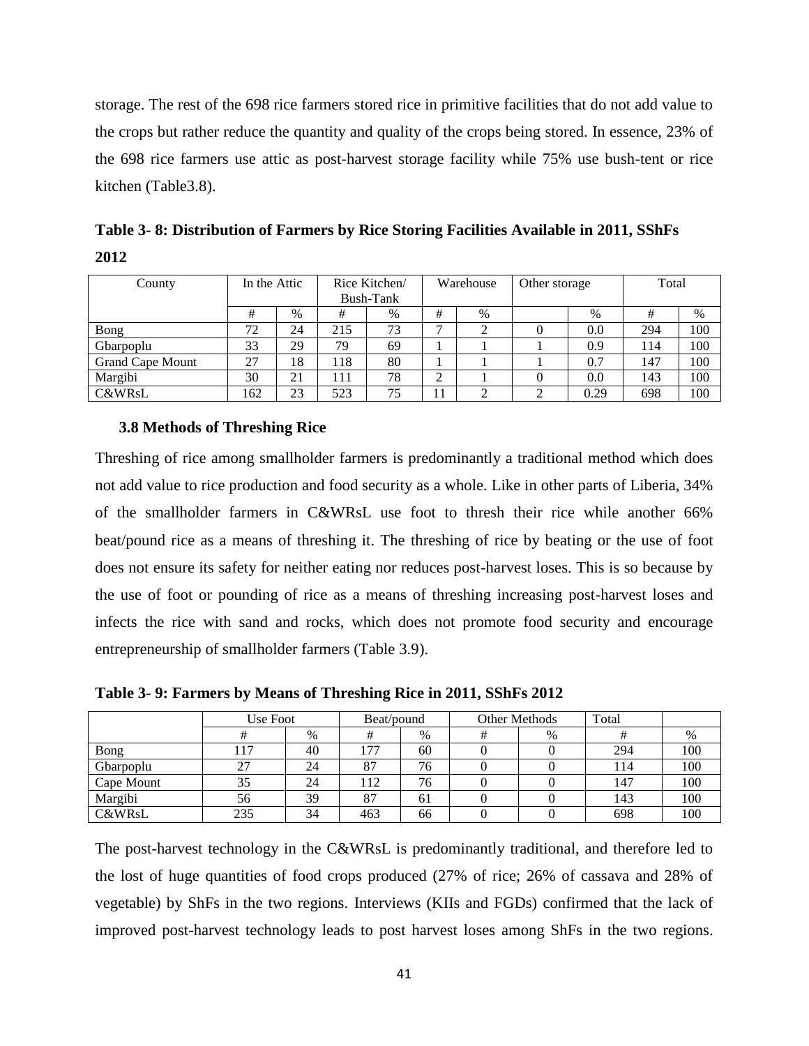storage. The rest of the 698 rice farmers stored rice in primitive facilities that do not add value to the crops but rather reduce the quantity and quality of the crops being stored. In essence, 23% of the 698 rice farmers use attic as post-harvest storage facility while 75% use bush-tent or rice kitchen (Table3.8).

**Table 3- 8: Distribution of Farmers by Rice Storing Facilities Available in 2011, SShFs 2012**

| County | In the Attic | | Rice Kitchen/ Bush-Tank | | Warehouse | | Other storage | | Total | |
|---|---|---|---|---|---|---|---|---|---|---|
| | # | % | # | % | # | % | | % | # | % |
| Bong | 72 | 24 | 215 | 73 | 7 | 2 | 0 | 0.0 | 294 | 100 |
| Gbarpoplu | 33 | 29 | 79 | 69 | 1 | 1 | 1 | 0.9 | 114 | 100 |
| Grand Cape Mount | 27 | 18 | 118 | 80 | 1 | 1 | 1 | 0.7 | 147 | 100 |
| Margibi | 30 | 21 | 111 | 78 | 2 | 1 | 0 | 0.0 | 143 | 100 |
| C&WRsL | 162 | 23 | 523 | 75 | 11 | 2 | 2 | 0.29 | 698 | 100 |

### 3.8 Methods of Threshing Rice

Threshing of rice among smallholder farmers is predominantly a traditional method which does not add value to rice production and food security as a whole. Like in other parts of Liberia, 34% of the smallholder farmers in C&WRsL use foot to thresh their rice while another 66% beat/pound rice as a means of threshing it. The threshing of rice by beating or the use of foot does not ensure its safety for neither eating nor reduces post-harvest loses. This is so because by the use of foot or pounding of rice as a means of threshing increasing post-harvest loses and infects the rice with sand and rocks, which does not promote food security and encourage entrepreneurship of smallholder farmers (Table 3.9).

**Table 3- 9: Farmers by Means of Threshing Rice in 2011, SShFs 2012**

| | Use Foot | | Beat/pound | | Other Methods | | Total | |
|---|---|---|---|---|---|---|---|---|
| | # | % | # | % | # | % | # | % |
| Bong | 117 | 40 | 177 | 60 | 0 | 0 | 294 | 100 |
| Gbarpoplu | 27 | 24 | 87 | 76 | 0 | 0 | 114 | 100 |
| Cape Mount | 35 | 24 | 112 | 76 | 0 | 0 | 147 | 100 |
| Margibi | 56 | 39 | 87 | 61 | 0 | 0 | 143 | 100 |
| C&WRsL | 235 | 34 | 463 | 66 | 0 | 0 | 698 | 100 |

The post-harvest technology in the C&WRsL is predominantly traditional, and therefore led to the lost of huge quantities of food crops produced (27% of rice; 26% of cassava and 28% of vegetable) by ShFs in the two regions. Interviews (KIIs and FGDs) confirmed that the lack of improved post-harvest technology leads to post harvest loses among ShFs in the two regions.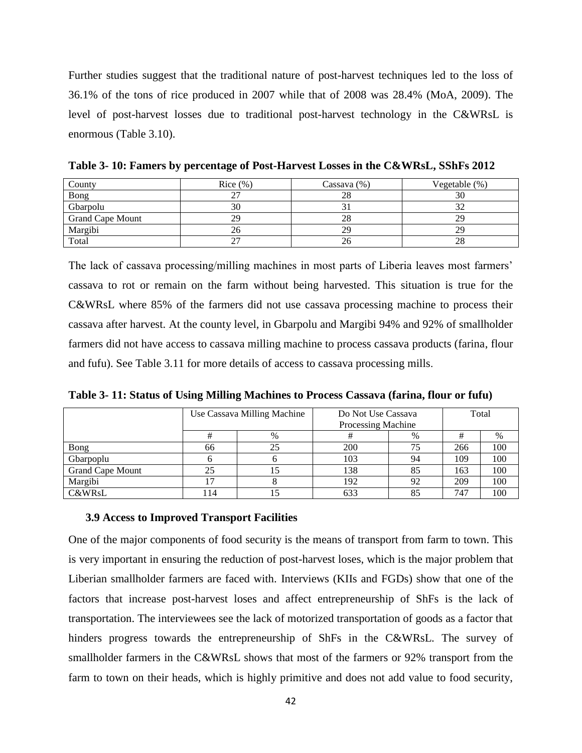Further studies suggest that the traditional nature of post-harvest techniques led to the loss of 36.1% of the tons of rice produced in 2007 while that of 2008 was 28.4% (MoA, 2009). The level of post-harvest losses due to traditional post-harvest technology in the C&WRsL is enormous (Table 3.10).

**Table 3- 10: Famers by percentage of Post-Harvest Losses in the C&WRsL, SShFs 2012**

| County | Rice (%) | Cassava (%) | Vegetable (%) |
|---|---|---|---|
| Bong | 27 | 28 | 30 |
| Gbarpolu | 30 | 31 | 32 |
| Grand Cape Mount | 29 | 28 | 29 |
| Margibi | 26 | 29 | 29 |
| Total | 27 | 26 | 28 |

The lack of cassava processing/milling machines in most parts of Liberia leaves most farmers' cassava to rot or remain on the farm without being harvested. This situation is true for the C&WRsL where 85% of the farmers did not use cassava processing machine to process their cassava after harvest. At the county level, in Gbarpolu and Margibi 94% and 92% of smallholder farmers did not have access to cassava milling machine to process cassava products (farina, flour and fufu). See Table 3.11 for more details of access to cassava processing mills.

**Table 3- 11: Status of Using Milling Machines to Process Cassava (farina, flour or fufu)**

| | Use Cassava Milling Machine | | Do Not Use Cassava Processing Machine | | Total | |
|---|---|---|---|---|---|---|
| | # | % | # | % | # | % |
| Bong | 66 | 25 | 200 | 75 | 266 | 100 |
| Gbarpoplu | 6 | 6 | 103 | 94 | 109 | 100 |
| Grand Cape Mount | 25 | 15 | 138 | 85 | 163 | 100 |
| Margibi | 17 | 8 | 192 | 92 | 209 | 100 |
| C&WRsL | 114 | 15 | 633 | 85 | 747 | 100 |

### 3.9 Access to Improved Transport Facilities

One of the major components of food security is the means of transport from farm to town. This is very important in ensuring the reduction of post-harvest loses, which is the major problem that Liberian smallholder farmers are faced with. Interviews (KIIs and FGDs) show that one of the factors that increase post-harvest loses and affect entrepreneurship of ShFs is the lack of transportation. The interviewees see the lack of motorized transportation of goods as a factor that hinders progress towards the entrepreneurship of ShFs in the C&WRsL. The survey of smallholder farmers in the C&WRsL shows that most of the farmers or 92% transport from the farm to town on their heads, which is highly primitive and does not add value to food security,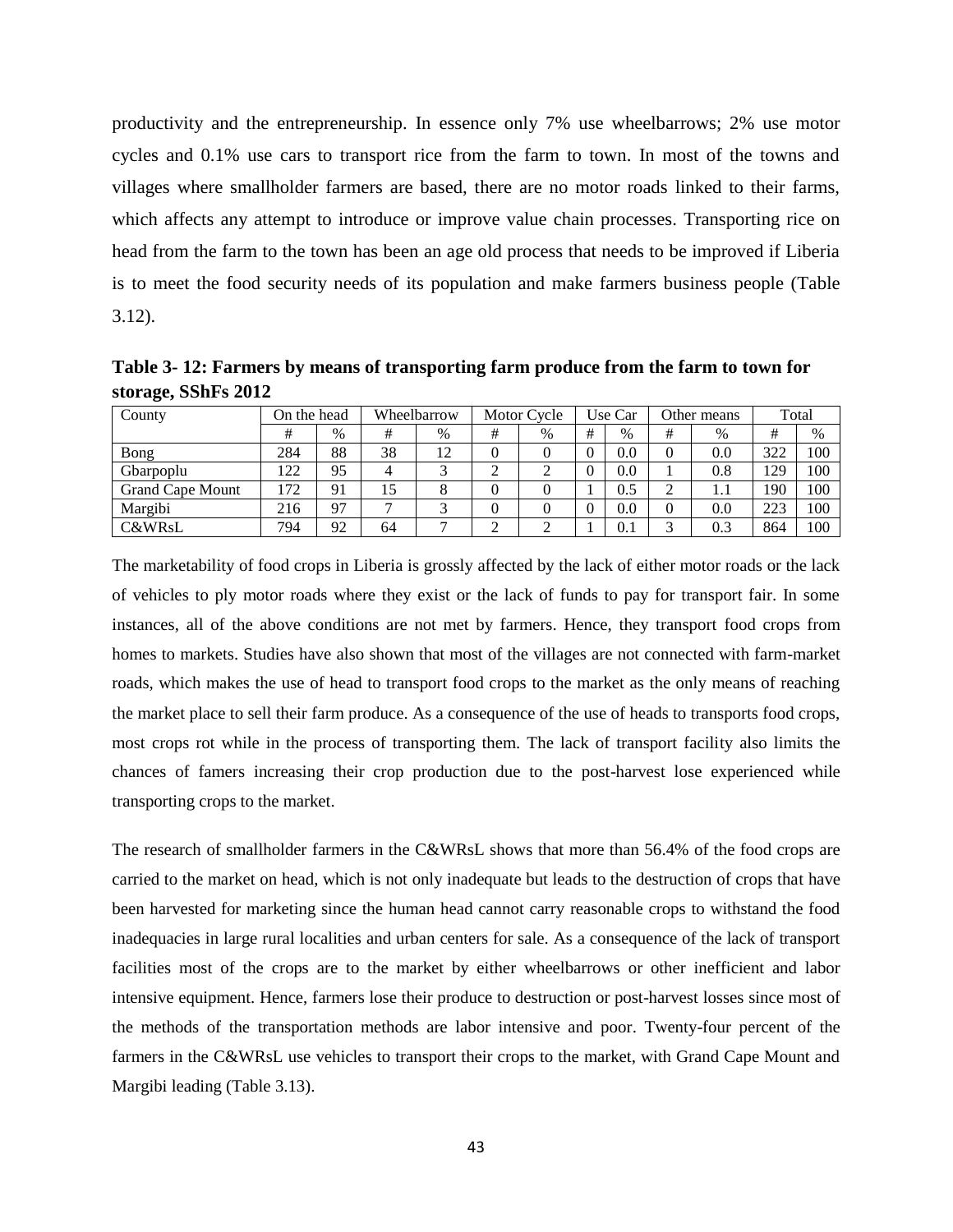productivity and the entrepreneurship. In essence only 7% use wheelbarrows; 2% use motor cycles and 0.1% use cars to transport rice from the farm to town. In most of the towns and villages where smallholder farmers are based, there are no motor roads linked to their farms, which affects any attempt to introduce or improve value chain processes. Transporting rice on head from the farm to the town has been an age old process that needs to be improved if Liberia is to meet the food security needs of its population and make farmers business people (Table 3.12).

**Table 3- 12: Farmers by means of transporting farm produce from the farm to town for storage, SShFs 2012**

| County | On the head | | Wheelbarrow | | Motor Cycle | | Use Car | | Other means | | Total | |
|---|---|---|---|---|---|---|---|---|---|---|---|---|
| | # | % | # | % | # | % | # | % | # | % | # | % |
| Bong | 284 | 88 | 38 | 12 | 0 | 0 | 0 | 0.0 | 0 | 0.0 | 322 | 100 |
| Gbarpoplu | 122 | 95 | 4 | 3 | 2 | 2 | 0 | 0.0 | 1 | 0.8 | 129 | 100 |
| Grand Cape Mount | 172 | 91 | 15 | 8 | 0 | 0 | 1 | 0.5 | 2 | 1.1 | 190 | 100 |
| Margibi | 216 | 97 | 7 | 3 | 0 | 0 | 0 | 0.0 | 0 | 0.0 | 223 | 100 |
| C&WRsL | 794 | 92 | 64 | 7 | 2 | 2 | 1 | 0.1 | 3 | 0.3 | 864 | 100 |

The marketability of food crops in Liberia is grossly affected by the lack of either motor roads or the lack of vehicles to ply motor roads where they exist or the lack of funds to pay for transport fair. In some instances, all of the above conditions are not met by farmers. Hence, they transport food crops from homes to markets. Studies have also shown that most of the villages are not connected with farm-market roads, which makes the use of head to transport food crops to the market as the only means of reaching the market place to sell their farm produce. As a consequence of the use of heads to transports food crops, most crops rot while in the process of transporting them. The lack of transport facility also limits the chances of famers increasing their crop production due to the post-harvest lose experienced while transporting crops to the market.

The research of smallholder farmers in the C&WRsL shows that more than 56.4% of the food crops are carried to the market on head, which is not only inadequate but leads to the destruction of crops that have been harvested for marketing since the human head cannot carry reasonable crops to withstand the food inadequacies in large rural localities and urban centers for sale. As a consequence of the lack of transport facilities most of the crops are to the market by either wheelbarrows or other inefficient and labor intensive equipment. Hence, farmers lose their produce to destruction or post-harvest losses since most of the methods of the transportation methods are labor intensive and poor. Twenty-four percent of the farmers in the C&WRsL use vehicles to transport their crops to the market, with Grand Cape Mount and Margibi leading (Table 3.13).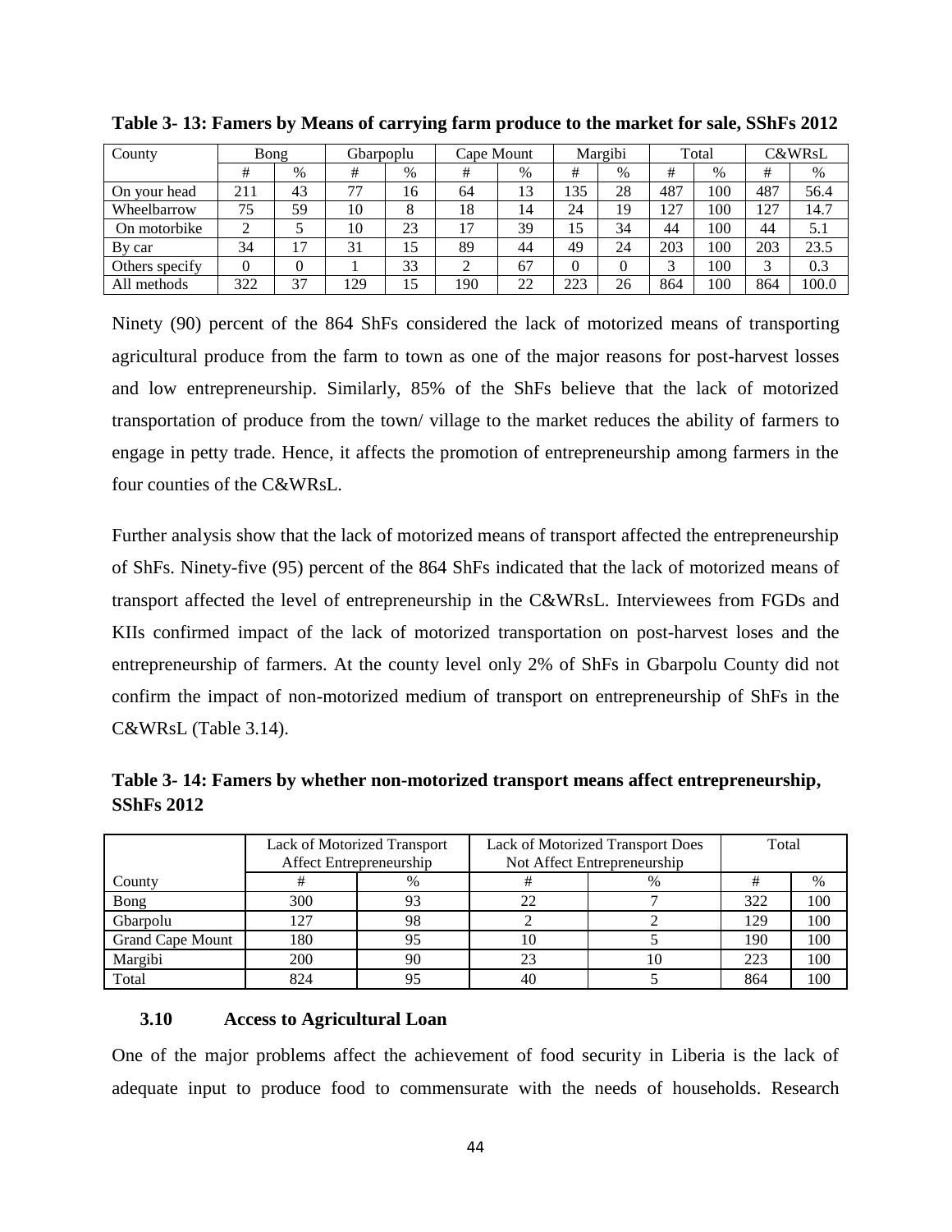**Table 3- 13: Famers by Means of carrying farm produce to the market for sale, SShFs 2012**

| County | Bong | | Gbarpoplu | | Cape Mount | | Margibi | | Total | | C&WRsL | |
|---|---|---|---|---|---|---|---|---|---|---|---|---|
| | # | % | # | % | # | % | # | % | # | % | # | % |
| On your head | 211 | 43 | 77 | 16 | 64 | 13 | 135 | 28 | 487 | 100 | 487 | 56.4 |
| Wheelbarrow | 75 | 59 | 10 | 8 | 18 | 14 | 24 | 19 | 127 | 100 | 127 | 14.7 |
| On motorbike | 2 | 5 | 10 | 23 | 17 | 39 | 15 | 34 | 44 | 100 | 44 | 5.1 |
| By car | 34 | 17 | 31 | 15 | 89 | 44 | 49 | 24 | 203 | 100 | 203 | 23.5 |
| Others specify | 0 | 0 | 1 | 33 | 2 | 67 | 0 | 0 | 3 | 100 | 3 | 0.3 |
| All methods | 322 | 37 | 129 | 15 | 190 | 22 | 223 | 26 | 864 | 100 | 864 | 100.0 |

Ninety (90) percent of the 864 ShFs considered the lack of motorized means of transporting agricultural produce from the farm to town as one of the major reasons for post-harvest losses and low entrepreneurship. Similarly, 85% of the ShFs believe that the lack of motorized transportation of produce from the town/ village to the market reduces the ability of farmers to engage in petty trade. Hence, it affects the promotion of entrepreneurship among farmers in the four counties of the C&WRsL.

Further analysis show that the lack of motorized means of transport affected the entrepreneurship of ShFs. Ninety-five (95) percent of the 864 ShFs indicated that the lack of motorized means of transport affected the level of entrepreneurship in the C&WRsL. Interviewees from FGDs and KIIs confirmed impact of the lack of motorized transportation on post-harvest loses and the entrepreneurship of farmers. At the county level only 2% of ShFs in Gbarpolu County did not confirm the impact of non-motorized medium of transport on entrepreneurship of ShFs in the C&WRsL (Table 3.14).

**Table 3- 14: Famers by whether non-motorized transport means affect entrepreneurship, SShFs 2012**

| | Lack of Motorized Transport Affect Entrepreneurship | | Lack of Motorized Transport Does Not Affect Entrepreneurship | | Total | |
|---|---|---|---|---|---|---|
| County | # | % | # | % | # | % |
| Bong | 300 | 93 | 22 | 7 | 322 | 100 |
| Gbarpolu | 127 | 98 | 2 | 2 | 129 | 100 |
| Grand Cape Mount | 180 | 95 | 10 | 5 | 190 | 100 |
| Margibi | 200 | 90 | 23 | 10 | 223 | 100 |
| Total | 824 | 95 | 40 | 5 | 864 | 100 |

### 3.10 Access to Agricultural Loan

One of the major problems affect the achievement of food security in Liberia is the lack of adequate input to produce food to commensurate with the needs of households. Research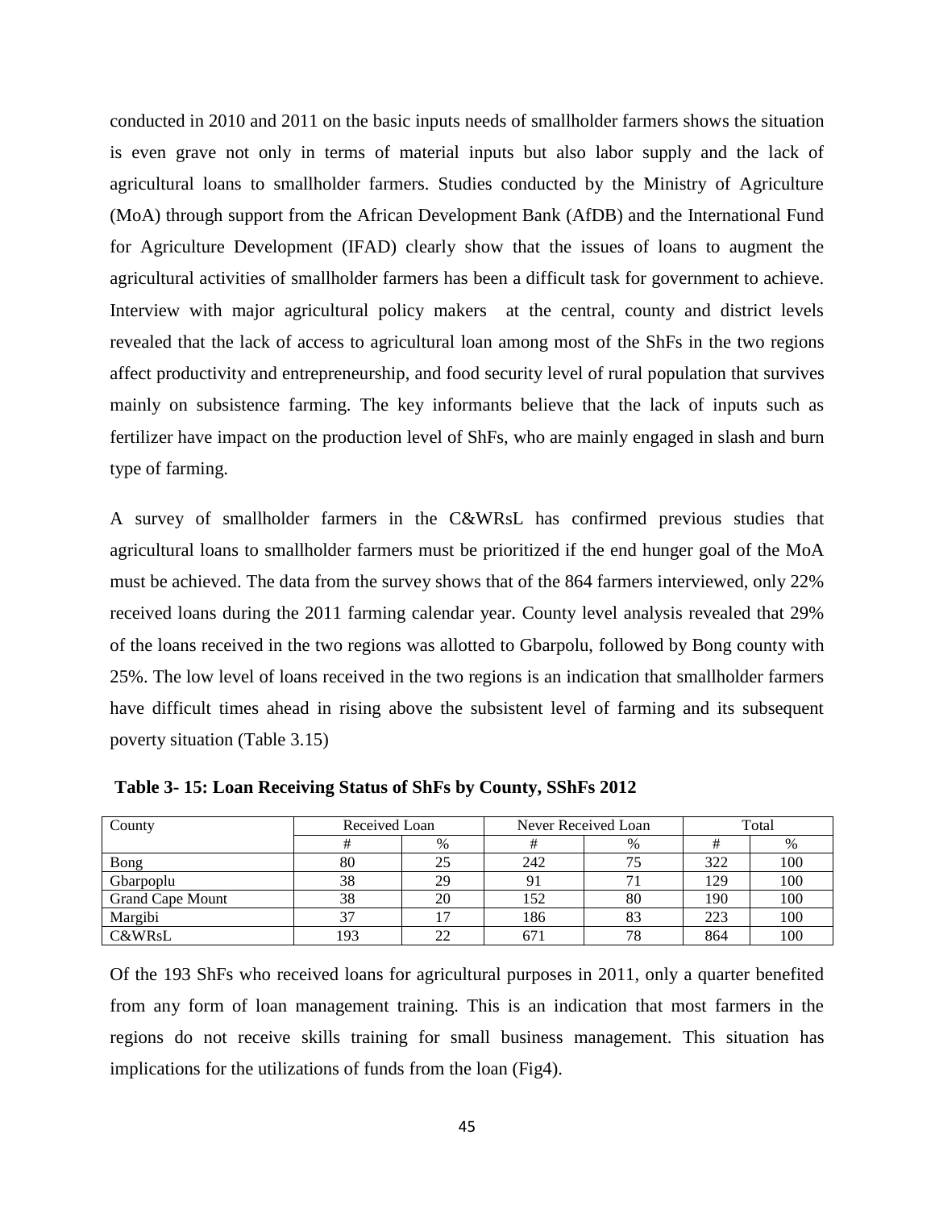conducted in 2010 and 2011 on the basic inputs needs of smallholder farmers shows the situation is even grave not only in terms of material inputs but also labor supply and the lack of agricultural loans to smallholder farmers. Studies conducted by the Ministry of Agriculture (MoA) through support from the African Development Bank (AfDB) and the International Fund for Agriculture Development (IFAD) clearly show that the issues of loans to augment the agricultural activities of smallholder farmers has been a difficult task for government to achieve. Interview with major agricultural policy makers at the central, county and district levels revealed that the lack of access to agricultural loan among most of the ShFs in the two regions affect productivity and entrepreneurship, and food security level of rural population that survives mainly on subsistence farming. The key informants believe that the lack of inputs such as fertilizer have impact on the production level of ShFs, who are mainly engaged in slash and burn type of farming.

A survey of smallholder farmers in the C&WRsL has confirmed previous studies that agricultural loans to smallholder farmers must be prioritized if the end hunger goal of the MoA must be achieved. The data from the survey shows that of the 864 farmers interviewed, only 22% received loans during the 2011 farming calendar year. County level analysis revealed that 29% of the loans received in the two regions was allotted to Gbarpolu, followed by Bong county with 25%. The low level of loans received in the two regions is an indication that smallholder farmers have difficult times ahead in rising above the subsistent level of farming and its subsequent poverty situation (Table 3.15)

**Table 3- 15: Loan Receiving Status of ShFs by County, SShFs 2012**

| County | Received Loan | | Never Received Loan | | Total | |
|---|---|---|---|---|---|---|
| | # | % | # | % | # | % |
| Bong | 80 | 25 | 242 | 75 | 322 | 100 |
| Gbarpoplu | 38 | 29 | 91 | 71 | 129 | 100 |
| Grand Cape Mount | 38 | 20 | 152 | 80 | 190 | 100 |
| Margibi | 37 | 17 | 186 | 83 | 223 | 100 |
| C&WRsL | 193 | 22 | 671 | 78 | 864 | 100 |

Of the 193 ShFs who received loans for agricultural purposes in 2011, only a quarter benefited from any form of loan management training. This is an indication that most farmers in the regions do not receive skills training for small business management. This situation has implications for the utilizations of funds from the loan (Fig4).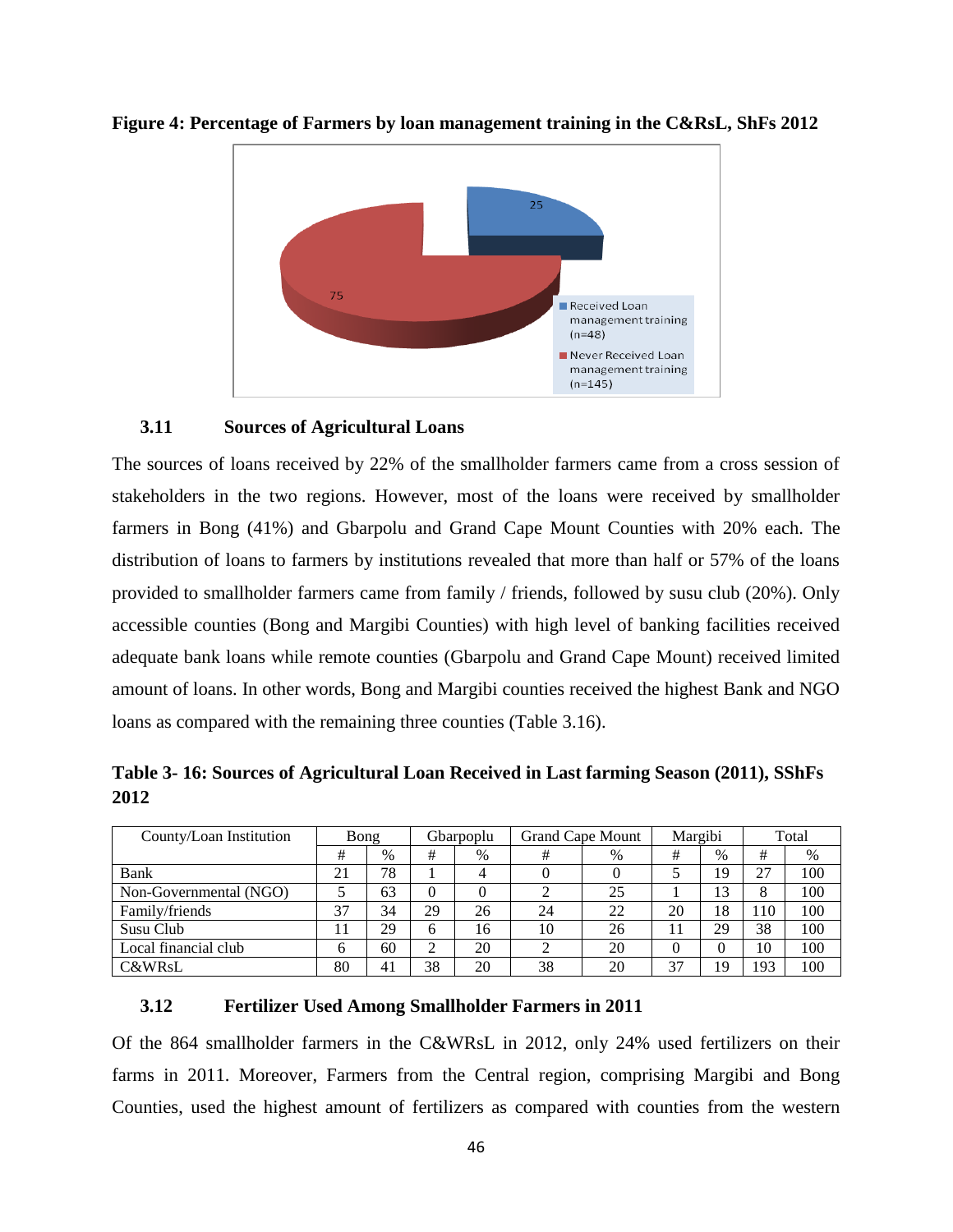**Figure 4: Percentage of Farmers by loan management training in the C&RsL, ShFs 2012**

### 3.11 Sources of Agricultural Loans

The sources of loans received by 22% of the smallholder farmers came from a cross session of stakeholders in the two regions. However, most of the loans were received by smallholder farmers in Bong (41%) and Gbarpolu and Grand Cape Mount Counties with 20% each. The distribution of loans to farmers by institutions revealed that more than half or 57% of the loans provided to smallholder farmers came from family / friends, followed by susu club (20%). Only accessible counties (Bong and Margibi Counties) with high level of banking facilities received adequate bank loans while remote counties (Gbarpolu and Grand Cape Mount) received limited amount of loans. In other words, Bong and Margibi counties received the highest Bank and NGO loans as compared with the remaining three counties (Table 3.16).

**Table 3- 16: Sources of Agricultural Loan Received in Last farming Season (2011), SShFs 2012**

| County/Loan Institution | Bong | | Gbarpoplu | | Grand Cape Mount | | Margibi | | Total | |
|---|---|---|---|---|---|---|---|---|---|---|
| | # | % | # | % | # | % | # | % | # | % |
| Bank | 21 | 78 | 1 | 4 | 0 | 0 | 5 | 19 | 27 | 100 |
| Non-Governmental (NGO) | 5 | 63 | 0 | 0 | 2 | 25 | 1 | 13 | 8 | 100 |
| Family/friends | 37 | 34 | 29 | 26 | 24 | 22 | 20 | 18 | 110 | 100 |
| Susu Club | 11 | 29 | 6 | 16 | 10 | 26 | 11 | 29 | 38 | 100 |
| Local financial club | 6 | 60 | 2 | 20 | 2 | 20 | 0 | 0 | 10 | 100 |
| C&WRsL | 80 | 41 | 38 | 20 | 38 | 20 | 37 | 19 | 193 | 100 |

### 3.12 Fertilizer Used Among Smallholder Farmers in 2011

Of the 864 smallholder farmers in the C&WRsL in 2012, only 24% used fertilizers on their farms in 2011. Moreover, Farmers from the Central region, comprising Margibi and Bong Counties, used the highest amount of fertilizers as compared with counties from the western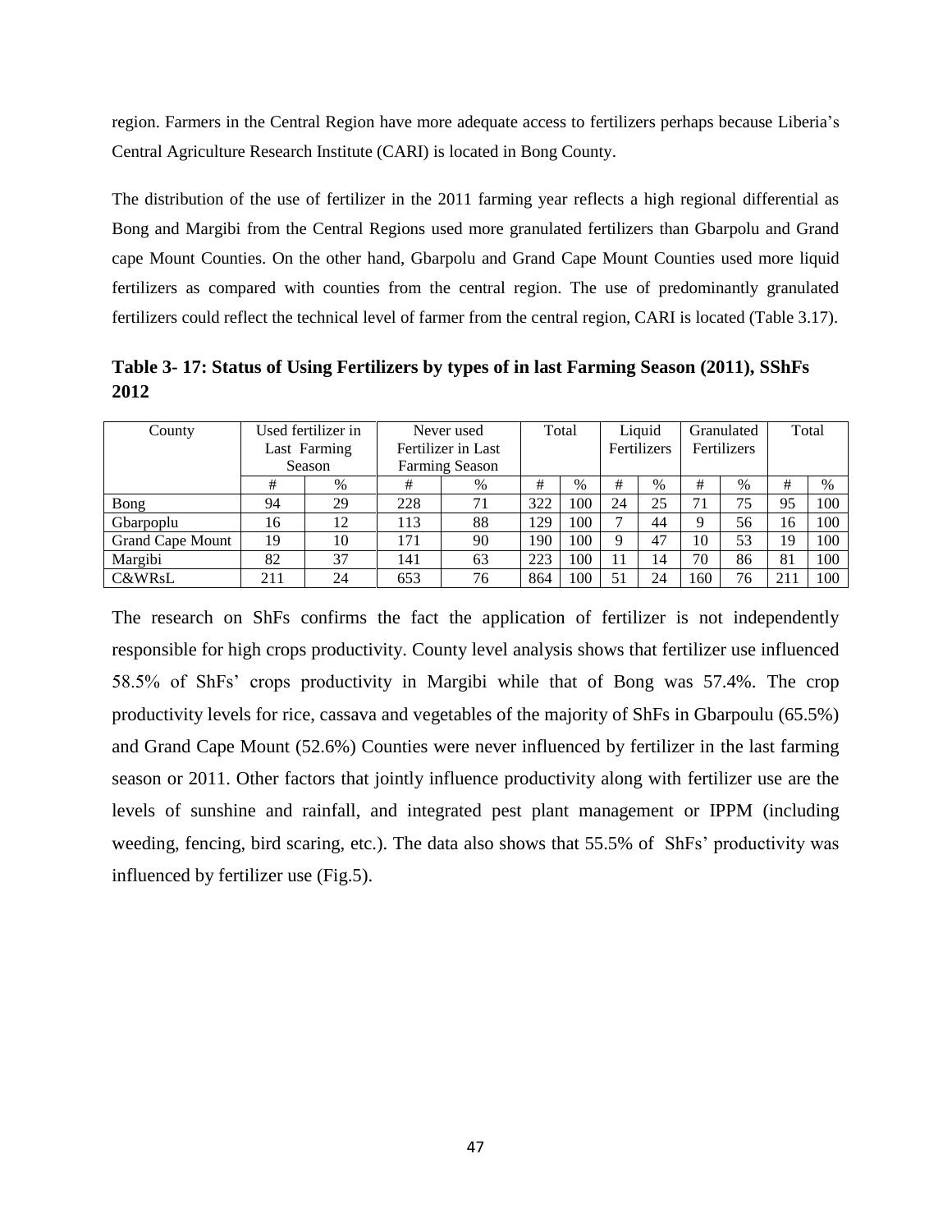region. Farmers in the Central Region have more adequate access to fertilizers perhaps because Liberia's Central Agriculture Research Institute (CARI) is located in Bong County.

The distribution of the use of fertilizer in the 2011 farming year reflects a high regional differential as Bong and Margibi from the Central Regions used more granulated fertilizers than Gbarpolu and Grand cape Mount Counties. On the other hand, Gbarpolu and Grand Cape Mount Counties used more liquid fertilizers as compared with counties from the central region. The use of predominantly granulated fertilizers could reflect the technical level of farmer from the central region, CARI is located (Table 3.17).

**Table 3- 17: Status of Using Fertilizers by types of in last Farming Season (2011), SShFs 2012**

| County | Used fertilizer in Last Farming Season | | Never used Fertilizer in Last Farming Season | | Total | | Liquid Fertilizers | | Granulated Fertilizers | | Total | |
|---|---|---|---|---|---|---|---|---|---|---|---|---|
| | # | % | # | % | # | % | # | % | # | % | # | % |
| Bong | 94 | 29 | 228 | 71 | 322 | 100 | 24 | 25 | 71 | 75 | 95 | 100 |
| Gbarpoplu | 16 | 12 | 113 | 88 | 129 | 100 | 7 | 44 | 9 | 56 | 16 | 100 |
| Grand Cape Mount | 19 | 10 | 171 | 90 | 190 | 100 | 9 | 47 | 10 | 53 | 19 | 100 |
| Margibi | 82 | 37 | 141 | 63 | 223 | 100 | 11 | 14 | 70 | 86 | 81 | 100 |
| C&WRsL | 211 | 24 | 653 | 76 | 864 | 100 | 51 | 24 | 160 | 76 | 211 | 100 |

The research on ShFs confirms the fact the application of fertilizer is not independently responsible for high crops productivity. County level analysis shows that fertilizer use influenced 58.5% of ShFs' crops productivity in Margibi while that of Bong was 57.4%. The crop productivity levels for rice, cassava and vegetables of the majority of ShFs in Gbarpoulu (65.5%) and Grand Cape Mount (52.6%) Counties were never influenced by fertilizer in the last farming season or 2011. Other factors that jointly influence productivity along with fertilizer use are the levels of sunshine and rainfall, and integrated pest plant management or IPPM (including weeding, fencing, bird scaring, etc.). The data also shows that 55.5% of ShFs' productivity was influenced by fertilizer use (Fig.5).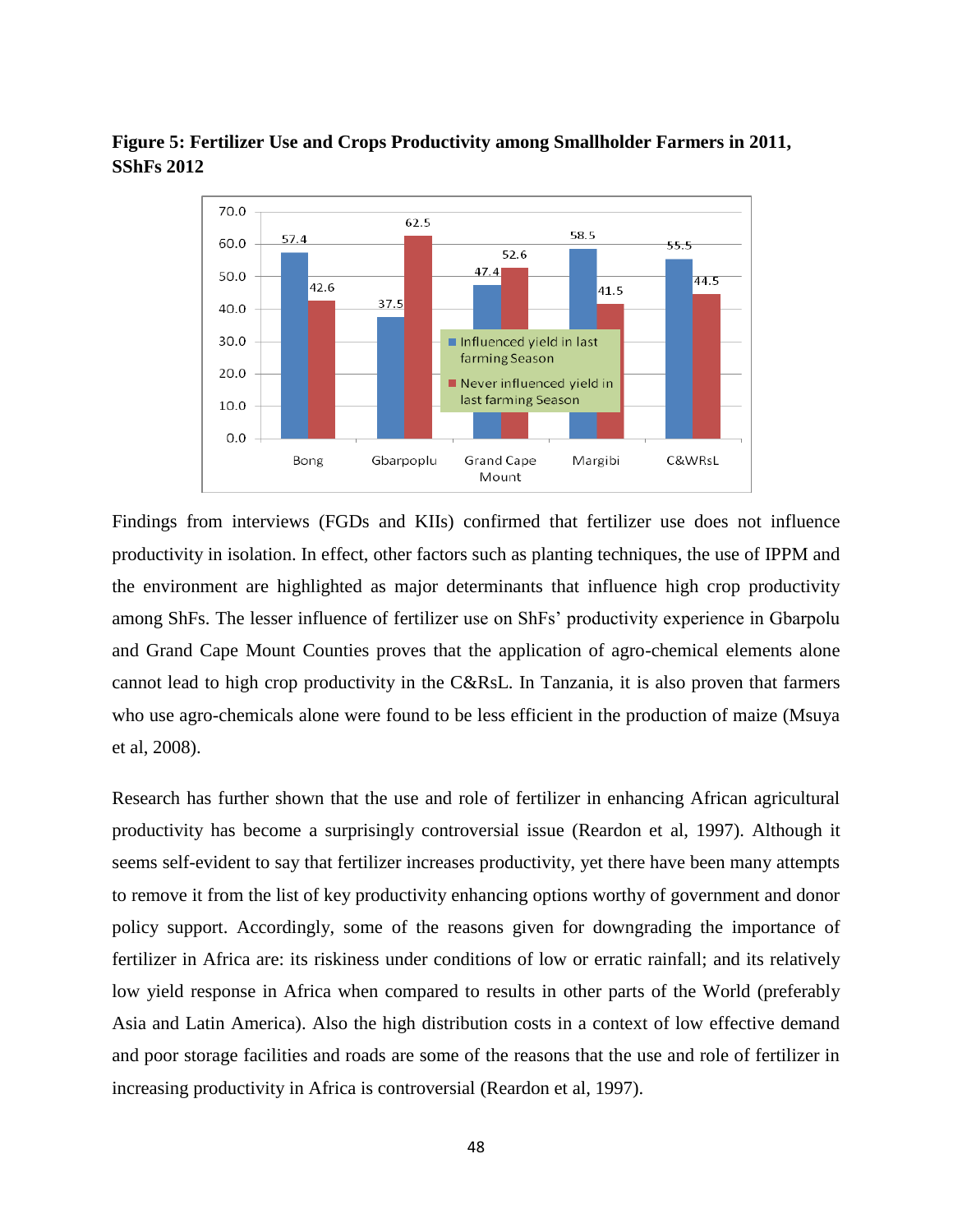**Figure 5: Fertilizer Use and Crops Productivity among Smallholder Farmers in 2011, SShFs 2012**

| County | Influenced yield in last farming Season | Never influenced yield in last farming Season |
|---|---|---|
| Bong | 57.4 | 42.6 |
| Gbarpoplu | 37.5 | 62.5 |
| Grand Cape Mount | 47.4 | 52.6 |
| Margibi | 58.5 | 41.5 |
| C&WRsL | 55.5 | 44.5 |

Findings from interviews (FGDs and KIIs) confirmed that fertilizer use does not influence productivity in isolation. In effect, other factors such as planting techniques, the use of IPPM and the environment are highlighted as major determinants that influence high crop productivity among ShFs. The lesser influence of fertilizer use on ShFs' productivity experience in Gbarpolu and Grand Cape Mount Counties proves that the application of agro-chemical elements alone cannot lead to high crop productivity in the C&RsL. In Tanzania, it is also proven that farmers who use agro-chemicals alone were found to be less efficient in the production of maize (Msuya et al, 2008).

Research has further shown that the use and role of fertilizer in enhancing African agricultural productivity has become a surprisingly controversial issue (Reardon et al, 1997). Although it seems self-evident to say that fertilizer increases productivity, yet there have been many attempts to remove it from the list of key productivity enhancing options worthy of government and donor policy support. Accordingly, some of the reasons given for downgrading the importance of fertilizer in Africa are: its riskiness under conditions of low or erratic rainfall; and its relatively low yield response in Africa when compared to results in other parts of the World (preferably Asia and Latin America). Also the high distribution costs in a context of low effective demand and poor storage facilities and roads are some of the reasons that the use and role of fertilizer in increasing productivity in Africa is controversial (Reardon et al, 1997).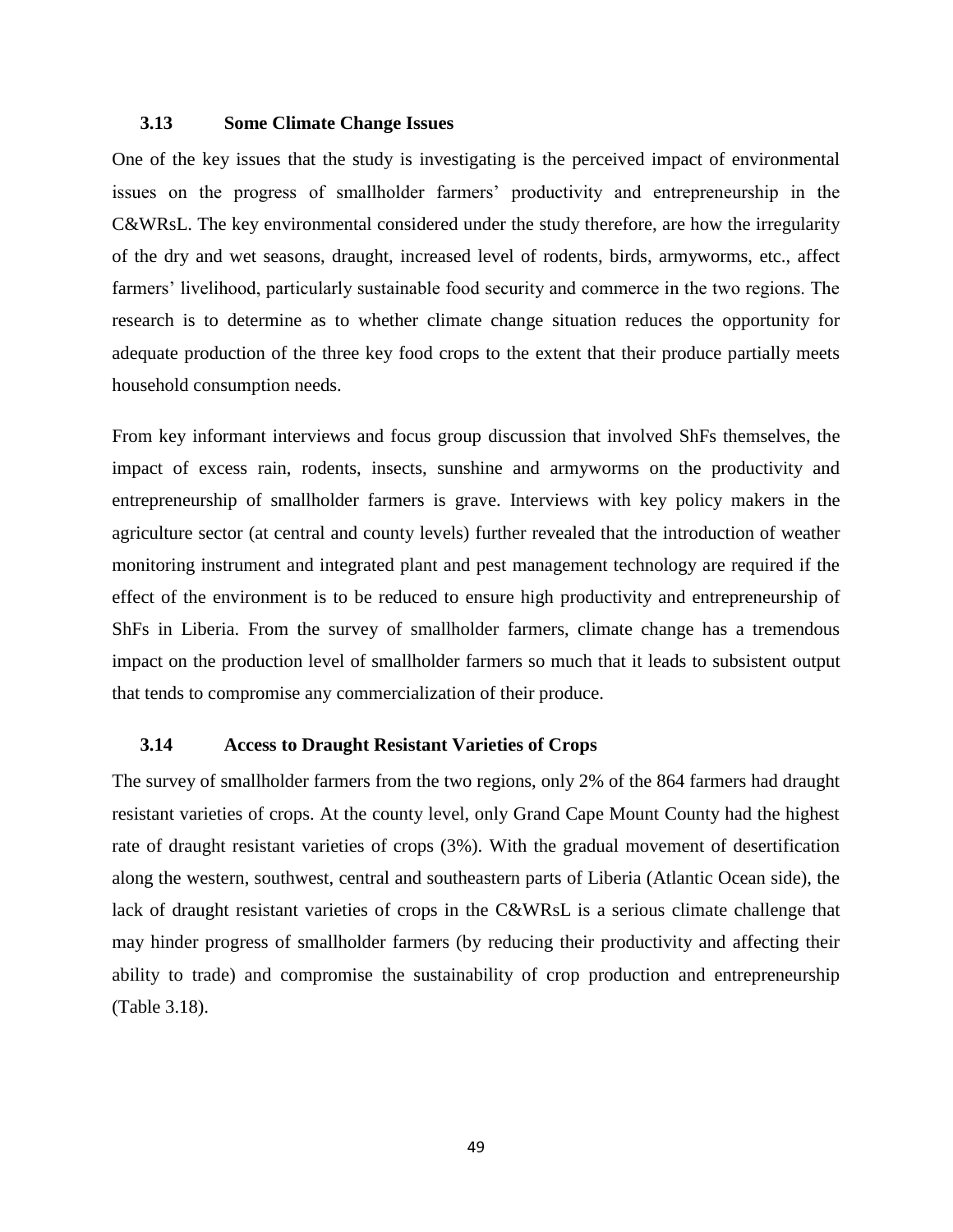### 3.13 Some Climate Change Issues

One of the key issues that the study is investigating is the perceived impact of environmental issues on the progress of smallholder farmers' productivity and entrepreneurship in the C&WRsL. The key environmental considered under the study therefore, are how the irregularity of the dry and wet seasons, draught, increased level of rodents, birds, armyworms, etc., affect farmers' livelihood, particularly sustainable food security and commerce in the two regions. The research is to determine as to whether climate change situation reduces the opportunity for adequate production of the three key food crops to the extent that their produce partially meets household consumption needs.

From key informant interviews and focus group discussion that involved ShFs themselves, the impact of excess rain, rodents, insects, sunshine and armyworms on the productivity and entrepreneurship of smallholder farmers is grave. Interviews with key policy makers in the agriculture sector (at central and county levels) further revealed that the introduction of weather monitoring instrument and integrated plant and pest management technology are required if the effect of the environment is to be reduced to ensure high productivity and entrepreneurship of ShFs in Liberia. From the survey of smallholder farmers, climate change has a tremendous impact on the production level of smallholder farmers so much that it leads to subsistent output that tends to compromise any commercialization of their produce.

### 3.14 Access to Draught Resistant Varieties of Crops

The survey of smallholder farmers from the two regions, only 2% of the 864 farmers had draught resistant varieties of crops. At the county level, only Grand Cape Mount County had the highest rate of draught resistant varieties of crops (3%). With the gradual movement of desertification along the western, southwest, central and southeastern parts of Liberia (Atlantic Ocean side), the lack of draught resistant varieties of crops in the C&WRsL is a serious climate challenge that may hinder progress of smallholder farmers (by reducing their productivity and affecting their ability to trade) and compromise the sustainability of crop production and entrepreneurship (Table 3.18).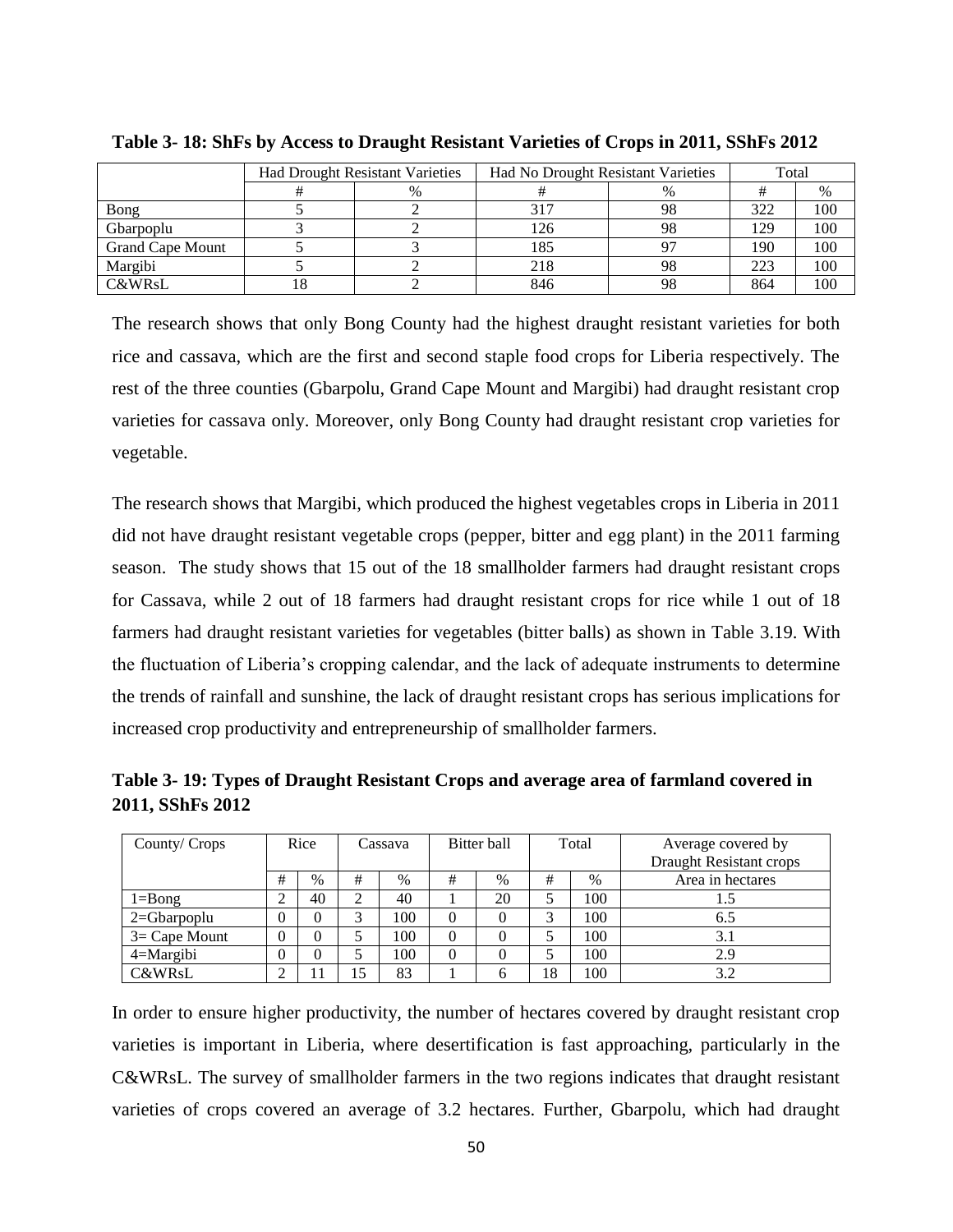**Table 3- 18: ShFs by Access to Draught Resistant Varieties of Crops in 2011, SShFs 2012**

| | Had Drought Resistant Varieties | | Had No Drought Resistant Varieties | | Total | |
|---|---|---|---|---|---|---|
| | # | % | # | % | # | % |
| Bong | 5 | 2 | 317 | 98 | 322 | 100 |
| Gbarpoplu | 3 | 2 | 126 | 98 | 129 | 100 |
| Grand Cape Mount | 5 | 3 | 185 | 97 | 190 | 100 |
| Margibi | 5 | 2 | 218 | 98 | 223 | 100 |
| C&WRsL | 18 | 2 | 846 | 98 | 864 | 100 |

The research shows that only Bong County had the highest draught resistant varieties for both rice and cassava, which are the first and second staple food crops for Liberia respectively. The rest of the three counties (Gbarpolu, Grand Cape Mount and Margibi) had draught resistant crop varieties for cassava only. Moreover, only Bong County had draught resistant crop varieties for vegetable.

The research shows that Margibi, which produced the highest vegetables crops in Liberia in 2011 did not have draught resistant vegetable crops (pepper, bitter and egg plant) in the 2011 farming season. The study shows that 15 out of the 18 smallholder farmers had draught resistant crops for Cassava, while 2 out of 18 farmers had draught resistant crops for rice while 1 out of 18 farmers had draught resistant varieties for vegetables (bitter balls) as shown in Table 3.19. With the fluctuation of Liberia's cropping calendar, and the lack of adequate instruments to determine the trends of rainfall and sunshine, the lack of draught resistant crops has serious implications for increased crop productivity and entrepreneurship of smallholder farmers.

**Table 3- 19: Types of Draught Resistant Crops and average area of farmland covered in 2011, SShFs 2012**

| County/ Crops | Rice | | Cassava | | Bitter ball | | Total | | Average covered by Draught Resistant crops |
|---|---|---|---|---|---|---|---|---|---|
| | # | % | # | % | # | % | # | % | Area in hectares |
| 1=Bong | 2 | 40 | 2 | 40 | 1 | 20 | 5 | 100 | 1.5 |
| 2=Gbarpoplu | 0 | 0 | 3 | 100 | 0 | 0 | 3 | 100 | 6.5 |
| 3= Cape Mount | 0 | 0 | 5 | 100 | 0 | 0 | 5 | 100 | 3.1 |
| 4=Margibi | 0 | 0 | 5 | 100 | 0 | 0 | 5 | 100 | 2.9 |
| C&WRsL | 2 | 11 | 15 | 83 | 1 | 6 | 18 | 100 | 3.2 |

In order to ensure higher productivity, the number of hectares covered by draught resistant crop varieties is important in Liberia, where desertification is fast approaching, particularly in the C&WRsL. The survey of smallholder farmers in the two regions indicates that draught resistant varieties of crops covered an average of 3.2 hectares. Further, Gbarpolu, which had draught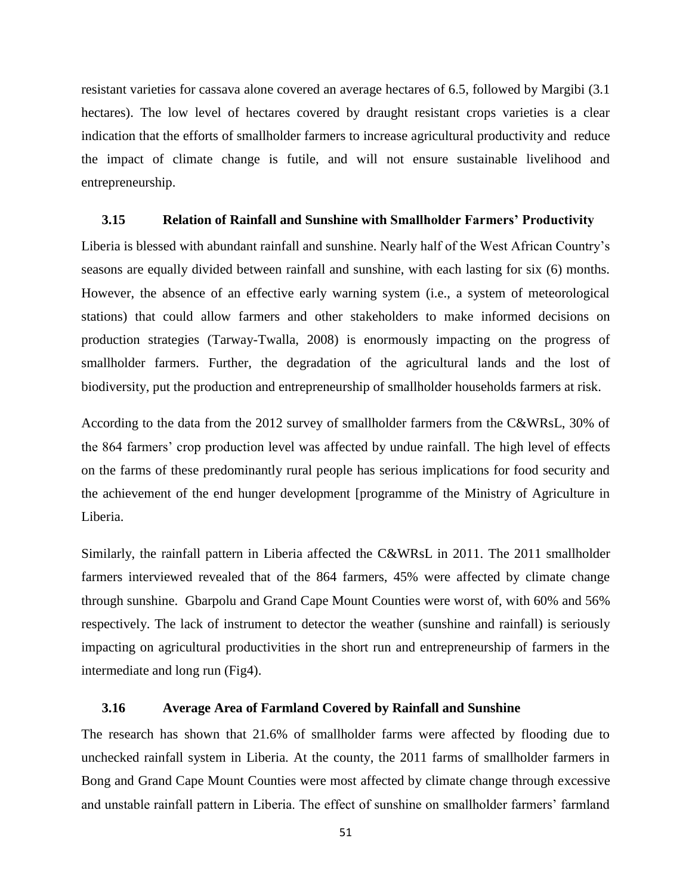resistant varieties for cassava alone covered an average hectares of 6.5, followed by Margibi (3.1 hectares). The low level of hectares covered by draught resistant crops varieties is a clear indication that the efforts of smallholder farmers to increase agricultural productivity and reduce the impact of climate change is futile, and will not ensure sustainable livelihood and entrepreneurship.

### 3.15 Relation of Rainfall and Sunshine with Smallholder Farmers' Productivity

Liberia is blessed with abundant rainfall and sunshine. Nearly half of the West African Country's seasons are equally divided between rainfall and sunshine, with each lasting for six (6) months. However, the absence of an effective early warning system (i.e., a system of meteorological stations) that could allow farmers and other stakeholders to make informed decisions on production strategies (Tarway-Twalla, 2008) is enormously impacting on the progress of smallholder farmers. Further, the degradation of the agricultural lands and the lost of biodiversity, put the production and entrepreneurship of smallholder households farmers at risk.

According to the data from the 2012 survey of smallholder farmers from the C&WRsL, 30% of the 864 farmers' crop production level was affected by undue rainfall. The high level of effects on the farms of these predominantly rural people has serious implications for food security and the achievement of the end hunger development [programme of the Ministry of Agriculture in Liberia.

Similarly, the rainfall pattern in Liberia affected the C&WRsL in 2011. The 2011 smallholder farmers interviewed revealed that of the 864 farmers, 45% were affected by climate change through sunshine. Gbarpolu and Grand Cape Mount Counties were worst of, with 60% and 56% respectively. The lack of instrument to detector the weather (sunshine and rainfall) is seriously impacting on agricultural productivities in the short run and entrepreneurship of farmers in the intermediate and long run (Fig4).

### 3.16 Average Area of Farmland Covered by Rainfall and Sunshine

The research has shown that 21.6% of smallholder farms were affected by flooding due to unchecked rainfall system in Liberia. At the county, the 2011 farms of smallholder farmers in Bong and Grand Cape Mount Counties were most affected by climate change through excessive and unstable rainfall pattern in Liberia. The effect of sunshine on smallholder farmers' farmland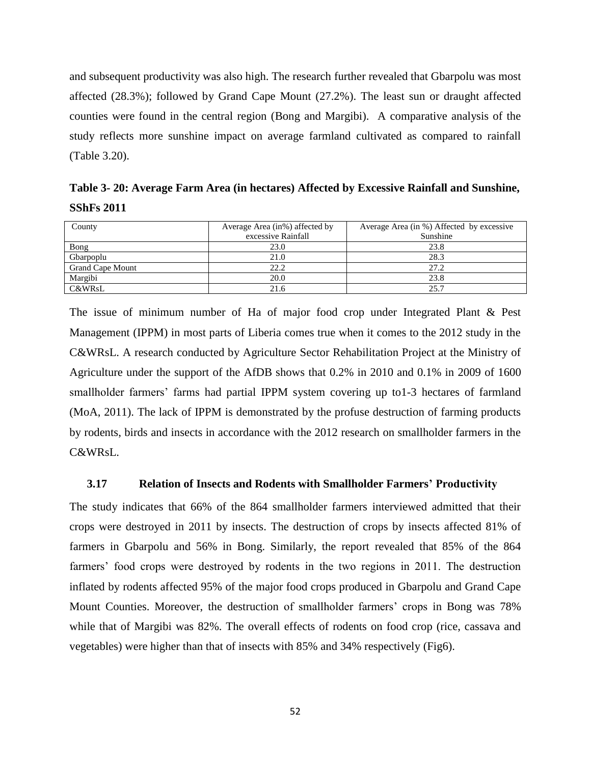and subsequent productivity was also high. The research further revealed that Gbarpolu was most affected (28.3%); followed by Grand Cape Mount (27.2%). The least sun or draught affected counties were found in the central region (Bong and Margibi). A comparative analysis of the study reflects more sunshine impact on average farmland cultivated as compared to rainfall (Table 3.20).

**Table 3- 20: Average Farm Area (in hectares) Affected by Excessive Rainfall and Sunshine, SShFs 2011**

| County | Average Area (in%) affected by excessive Rainfall | Average Area (in %) Affected by excessive Sunshine |
|---|---|---|
| Bong | 23.0 | 23.8 |
| Gbarpoplu | 21.0 | 28.3 |
| Grand Cape Mount | 22.2 | 27.2 |
| Margibi | 20.0 | 23.8 |
| C&WRsL | 21.6 | 25.7 |

The issue of minimum number of Ha of major food crop under Integrated Plant & Pest Management (IPPM) in most parts of Liberia comes true when it comes to the 2012 study in the C&WRsL. A research conducted by Agriculture Sector Rehabilitation Project at the Ministry of Agriculture under the support of the AfDB shows that 0.2% in 2010 and 0.1% in 2009 of 1600 smallholder farmers' farms had partial IPPM system covering up to1-3 hectares of farmland (MoA, 2011). The lack of IPPM is demonstrated by the profuse destruction of farming products by rodents, birds and insects in accordance with the 2012 research on smallholder farmers in the C&WRsL.

### 3.17 Relation of Insects and Rodents with Smallholder Farmers' Productivity

The study indicates that 66% of the 864 smallholder farmers interviewed admitted that their crops were destroyed in 2011 by insects. The destruction of crops by insects affected 81% of farmers in Gbarpolu and 56% in Bong. Similarly, the report revealed that 85% of the 864 farmers' food crops were destroyed by rodents in the two regions in 2011. The destruction inflated by rodents affected 95% of the major food crops produced in Gbarpolu and Grand Cape Mount Counties. Moreover, the destruction of smallholder farmers' crops in Bong was 78% while that of Margibi was 82%. The overall effects of rodents on food crop (rice, cassava and vegetables) were higher than that of insects with 85% and 34% respectively (Fig6).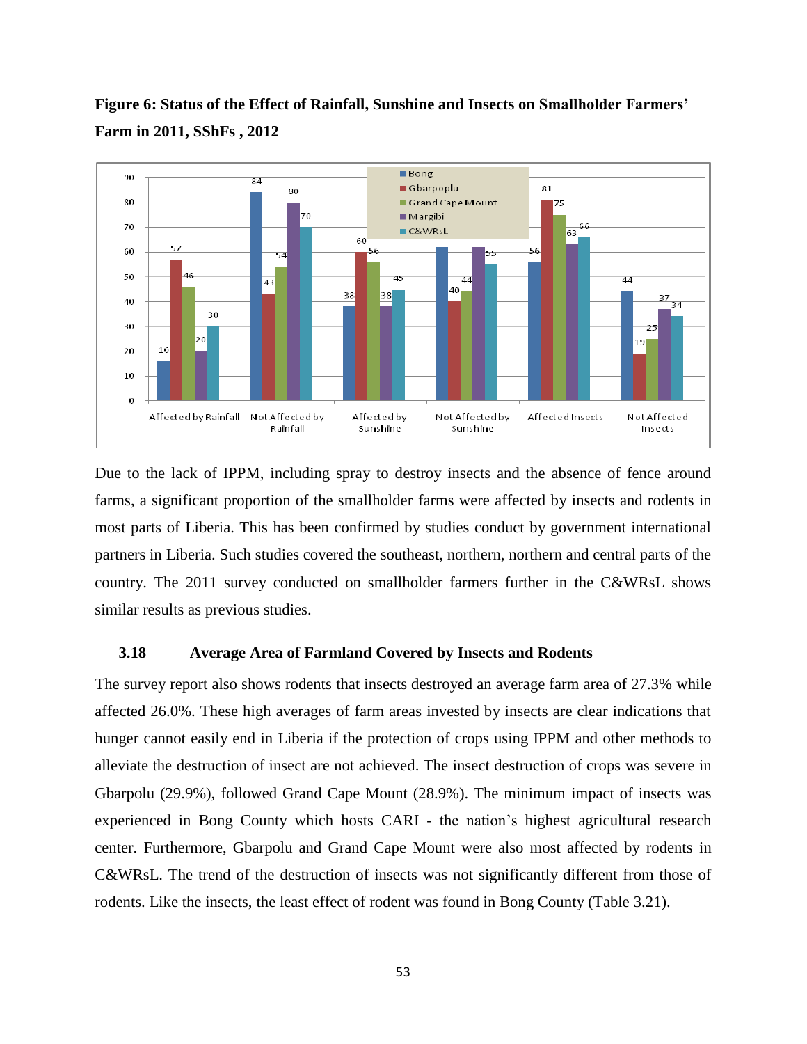**Figure 6: Status of the Effect of Rainfall, Sunshine and Insects on Smallholder Farmers' Farm in 2011, SShFs , 2012**

| | Bong | Gbarpoplu | Grand Cape Mount | Margibi | C&WRsL |
|---|---|---|---|---|---|
| Affected by Rainfall | 16 | 57 | 46 | 20 | 30 |
| Not Affected by Rainfall | 84 | 43 | 54 | 80 | 70 |
| Affected by Sunshine | 38 | 60 | 56 | 38 | 45 |
| Not Affected by Sunshine | 62 | 40 | 44 | 62 | 55 |
| Affected Insects | 56 | 81 | 75 | 63 | 66 |
| Not Affected Insects | 44 | 19 | 25 | 37 | 34 |

Due to the lack of IPPM, including spray to destroy insects and the absence of fence around farms, a significant proportion of the smallholder farms were affected by insects and rodents in most parts of Liberia. This has been confirmed by studies conduct by government international partners in Liberia. Such studies covered the southeast, northern, northern and central parts of the country. The 2011 survey conducted on smallholder farmers further in the C&WRsL shows similar results as previous studies.

### 3.18 Average Area of Farmland Covered by Insects and Rodents

The survey report also shows rodents that insects destroyed an average farm area of 27.3% while affected 26.0%. These high averages of farm areas invested by insects are clear indications that hunger cannot easily end in Liberia if the protection of crops using IPPM and other methods to alleviate the destruction of insect are not achieved. The insect destruction of crops was severe in Gbarpolu (29.9%), followed Grand Cape Mount (28.9%). The minimum impact of insects was experienced in Bong County which hosts CARI - the nation's highest agricultural research center. Furthermore, Gbarpolu and Grand Cape Mount were also most affected by rodents in C&WRsL. The trend of the destruction of insects was not significantly different from those of rodents. Like the insects, the least effect of rodent was found in Bong County (Table 3.21).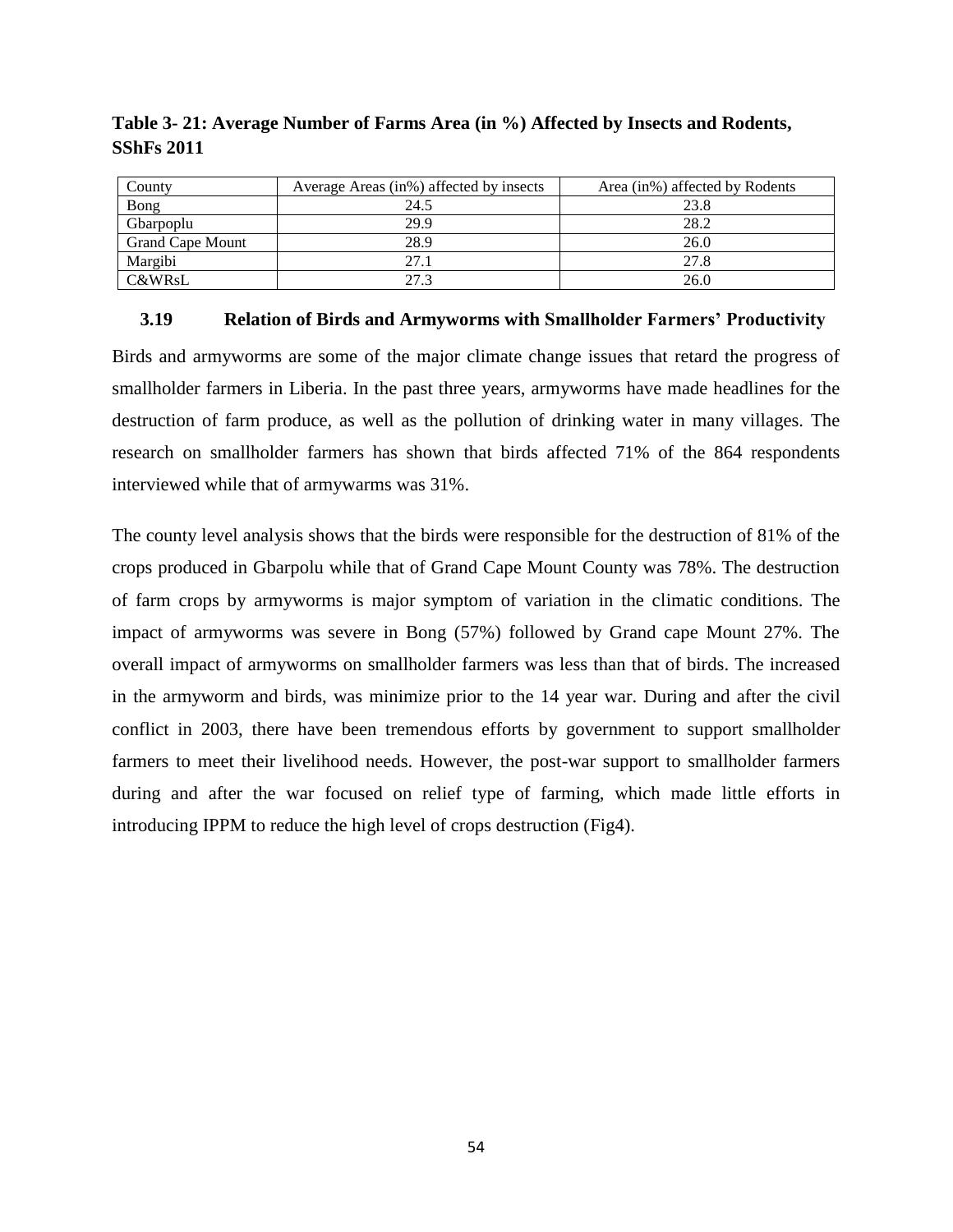**Table 3- 21: Average Number of Farms Area (in %) Affected by Insects and Rodents, SShFs 2011**

| County | Average Areas (in%) affected by insects | Area (in%) affected by Rodents |
|---|---|---|
| Bong | 24.5 | 23.8 |
| Gbarpoplu | 29.9 | 28.2 |
| Grand Cape Mount | 28.9 | 26.0 |
| Margibi | 27.1 | 27.8 |
| C&WRsL | 27.3 | 26.0 |

### 3.19 Relation of Birds and Armyworms with Smallholder Farmers' Productivity

Birds and armyworms are some of the major climate change issues that retard the progress of smallholder farmers in Liberia. In the past three years, armyworms have made headlines for the destruction of farm produce, as well as the pollution of drinking water in many villages. The research on smallholder farmers has shown that birds affected 71% of the 864 respondents interviewed while that of armywarms was 31%.

The county level analysis shows that the birds were responsible for the destruction of 81% of the crops produced in Gbarpolu while that of Grand Cape Mount County was 78%. The destruction of farm crops by armyworms is major symptom of variation in the climatic conditions. The impact of armyworms was severe in Bong (57%) followed by Grand cape Mount 27%. The overall impact of armyworms on smallholder farmers was less than that of birds. The increased in the armyworm and birds, was minimize prior to the 14 year war. During and after the civil conflict in 2003, there have been tremendous efforts by government to support smallholder farmers to meet their livelihood needs. However, the post-war support to smallholder farmers during and after the war focused on relief type of farming, which made little efforts in introducing IPPM to reduce the high level of crops destruction (Fig4).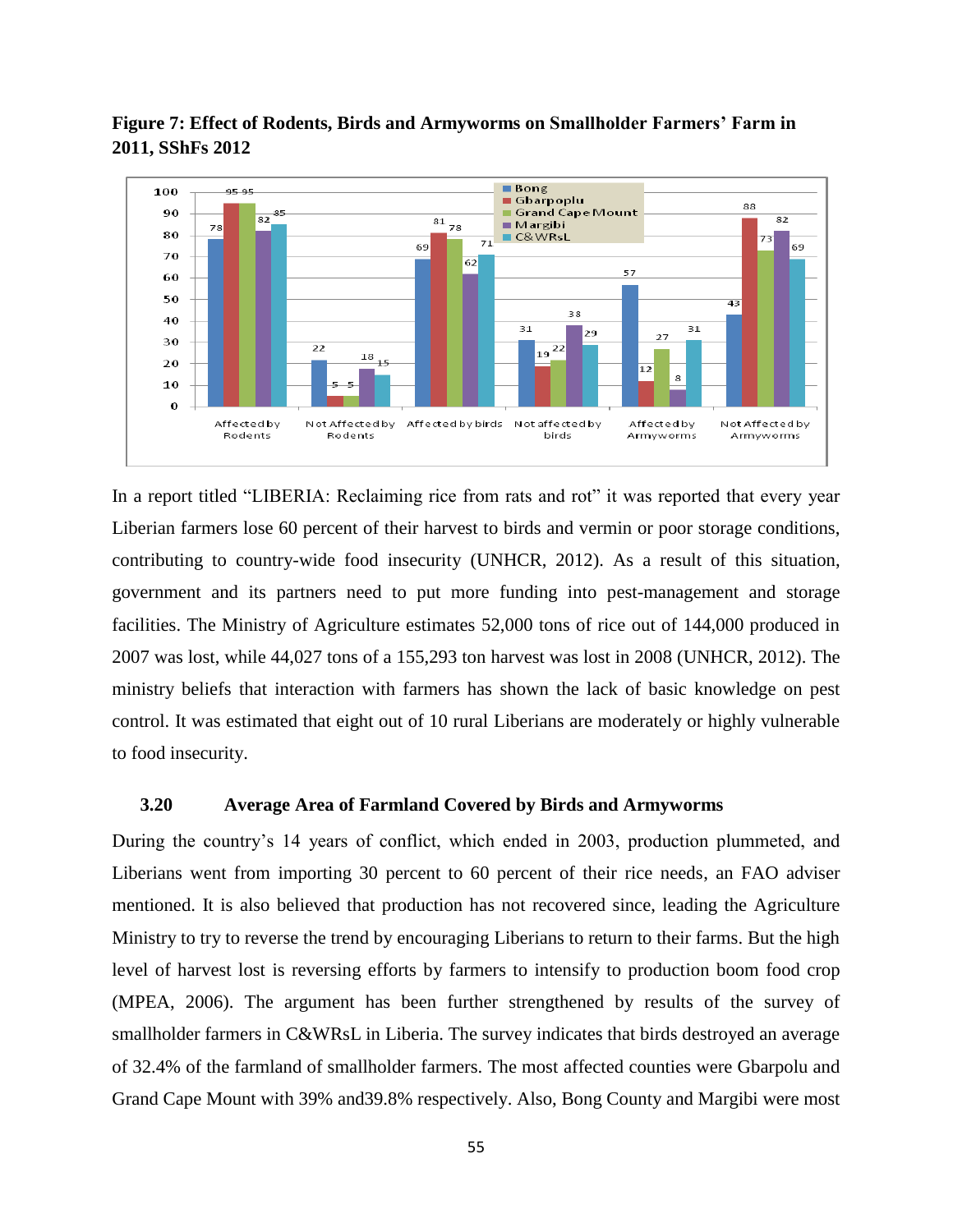**Figure 7: Effect of Rodents, Birds and Armyworms on Smallholder Farmers' Farm in 2011, SShFs 2012**

| | Bong | Gbarpoplu | Grand Cape Mount | Margibi | C&WRsL |
|---|---|---|---|---|---|
| Affected by Rodents | 78 | 95 | 95 | 82 | 85 |
| Not Affected by Rodents | 22 | 5 | 5 | 18 | 15 |
| Affected by birds | 69 | 81 | 78 | 62 | 71 |
| Not affected by birds | 31 | 19 | 22 | 38 | 29 |
| Affected by Armyworms | 57 | 12 | 27 | 8 | 31 |
| Not Affected by Armyworms | 43 | 88 | 73 | 82 | 69 |

In a report titled "LIBERIA: Reclaiming rice from rats and rot" it was reported that every year Liberian farmers lose 60 percent of their harvest to birds and vermin or poor storage conditions, contributing to country-wide food insecurity (UNHCR, 2012). As a result of this situation, government and its partners need to put more funding into pest-management and storage facilities. The Ministry of Agriculture estimates 52,000 tons of rice out of 144,000 produced in 2007 was lost, while 44,027 tons of a 155,293 ton harvest was lost in 2008 (UNHCR, 2012). The ministry beliefs that interaction with farmers has shown the lack of basic knowledge on pest control. It was estimated that eight out of 10 rural Liberians are moderately or highly vulnerable to food insecurity.

### 3.20 Average Area of Farmland Covered by Birds and Armyworms

During the country's 14 years of conflict, which ended in 2003, production plummeted, and Liberians went from importing 30 percent to 60 percent of their rice needs, an FAO adviser mentioned. It is also believed that production has not recovered since, leading the Agriculture Ministry to try to reverse the trend by encouraging Liberians to return to their farms. But the high level of harvest lost is reversing efforts by farmers to intensify to production boom food crop (MPEA, 2006). The argument has been further strengthened by results of the survey of smallholder farmers in C&WRsL in Liberia. The survey indicates that birds destroyed an average of 32.4% of the farmland of smallholder farmers. The most affected counties were Gbarpolu and Grand Cape Mount with 39% and39.8% respectively. Also, Bong County and Margibi were most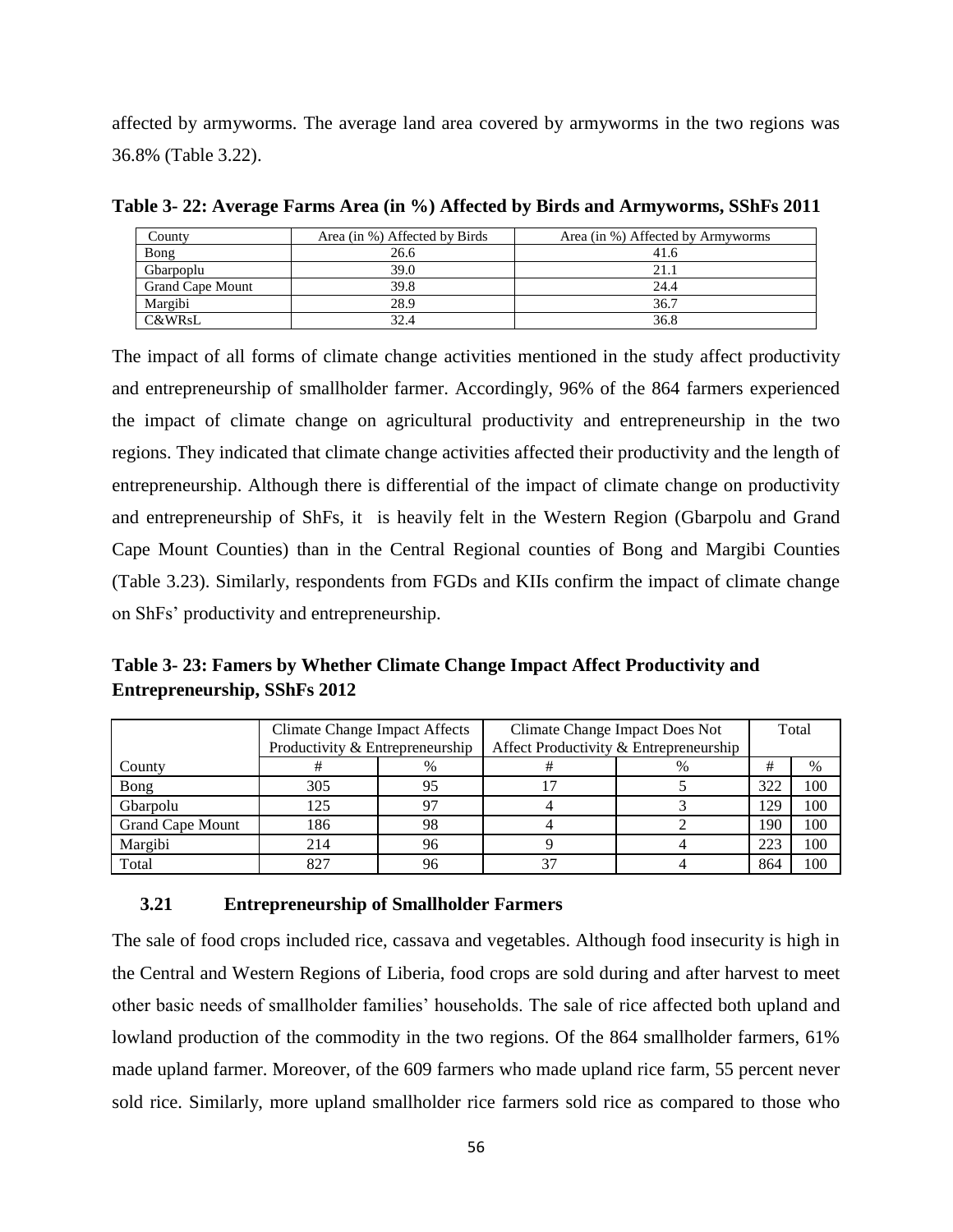affected by armyworms. The average land area covered by armyworms in the two regions was 36.8% (Table 3.22).

**Table 3- 22: Average Farms Area (in %) Affected by Birds and Armyworms, SShFs 2011**

| County | Area (in %) Affected by Birds | Area (in %) Affected by Armyworms |
|---|---|---|
| Bong | 26.6 | 41.6 |
| Gbarpoplu | 39.0 | 21.1 |
| Grand Cape Mount | 39.8 | 24.4 |
| Margibi | 28.9 | 36.7 |
| C&WRsL | 32.4 | 36.8 |

The impact of all forms of climate change activities mentioned in the study affect productivity and entrepreneurship of smallholder farmer. Accordingly, 96% of the 864 farmers experienced the impact of climate change on agricultural productivity and entrepreneurship in the two regions. They indicated that climate change activities affected their productivity and the length of entrepreneurship. Although there is differential of the impact of climate change on productivity and entrepreneurship of ShFs, it is heavily felt in the Western Region (Gbarpolu and Grand Cape Mount Counties) than in the Central Regional counties of Bong and Margibi Counties (Table 3.23). Similarly, respondents from FGDs and KIIs confirm the impact of climate change on ShFs' productivity and entrepreneurship.

**Table 3- 23: Famers by Whether Climate Change Impact Affect Productivity and Entrepreneurship, SShFs 2012**

| | Climate Change Impact Affects Productivity & Entrepreneurship | | Climate Change Impact Does Not Affect Productivity & Entrepreneurship | | Total | |
|---|---|---|---|---|---|---|
| County | # | % | # | % | # | % |
| Bong | 305 | 95 | 17 | 5 | 322 | 100 |
| Gbarpolu | 125 | 97 | 4 | 3 | 129 | 100 |
| Grand Cape Mount | 186 | 98 | 4 | 2 | 190 | 100 |
| Margibi | 214 | 96 | 9 | 4 | 223 | 100 |
| Total | 827 | 96 | 37 | 4 | 864 | 100 |

### 3.21 Entrepreneurship of Smallholder Farmers

The sale of food crops included rice, cassava and vegetables. Although food insecurity is high in the Central and Western Regions of Liberia, food crops are sold during and after harvest to meet other basic needs of smallholder families' households. The sale of rice affected both upland and lowland production of the commodity in the two regions. Of the 864 smallholder farmers, 61% made upland farmer. Moreover, of the 609 farmers who made upland rice farm, 55 percent never sold rice. Similarly, more upland smallholder rice farmers sold rice as compared to those who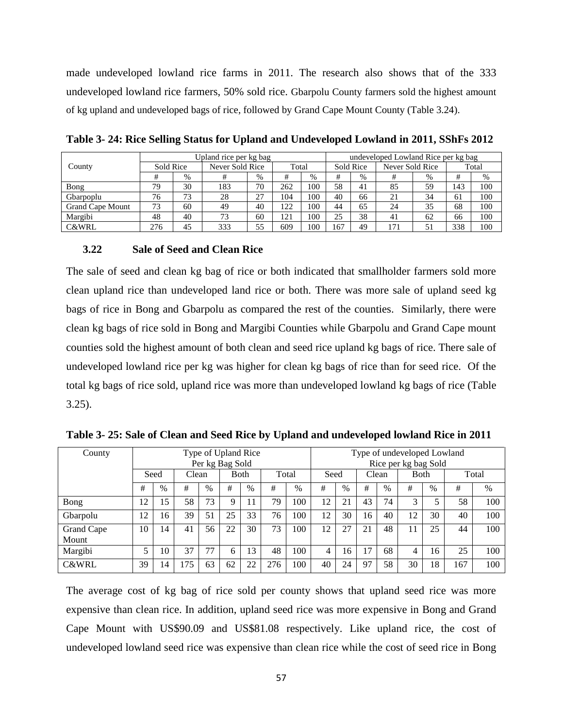made undeveloped lowland rice farms in 2011. The research also shows that of the 333 undeveloped lowland rice farmers, 50% sold rice. Gbarpolu County farmers sold the highest amount of kg upland and undeveloped bags of rice, followed by Grand Cape Mount County (Table 3.24).

**Table 3- 24: Rice Selling Status for Upland and Undeveloped Lowland in 2011, SShFs 2012**

| County | Upland rice per kg bag | | | | | | undeveloped Lowland Rice per kg bag | | | | | |
|---|---|---|---|---|---|---|---|---|---|---|---|---|
| | Sold Rice | | Never Sold Rice | | Total | | Sold Rice | | Never Sold Rice | | Total | |
| | # | % | # | % | # | % | # | % | # | % | # | % |
| Bong | 79 | 30 | 183 | 70 | 262 | 100 | 58 | 41 | 85 | 59 | 143 | 100 |
| Gbarpoplu | 76 | 73 | 28 | 27 | 104 | 100 | 40 | 66 | 21 | 34 | 61 | 100 |
| Grand Cape Mount | 73 | 60 | 49 | 40 | 122 | 100 | 44 | 65 | 24 | 35 | 68 | 100 |
| Margibi | 48 | 40 | 73 | 60 | 121 | 100 | 25 | 38 | 41 | 62 | 66 | 100 |
| C&WRL | 276 | 45 | 333 | 55 | 609 | 100 | 167 | 49 | 171 | 51 | 338 | 100 |

### 3.22 Sale of Seed and Clean Rice

The sale of seed and clean kg bag of rice or both indicated that smallholder farmers sold more clean upland rice than undeveloped land rice or both. There was more sale of upland seed kg bags of rice in Bong and Gbarpolu as compared the rest of the counties. Similarly, there were clean kg bags of rice sold in Bong and Margibi Counties while Gbarpolu and Grand Cape mount counties sold the highest amount of both clean and seed rice upland kg bags of rice. There sale of undeveloped lowland rice per kg was higher for clean kg bags of rice than for seed rice. Of the total kg bags of rice sold, upland rice was more than undeveloped lowland kg bags of rice (Table 3.25).

**Table 3- 25: Sale of Clean and Seed Rice by Upland and undeveloped lowland Rice in 2011**

| County | Type of Upland Rice Per kg Bag Sold | | | | | | | | Type of undeveloped Lowland Rice per kg bag Sold | | | | | | | |
|---|---|---|---|---|---|---|---|---|---|---|---|---|---|---|---|---|
| | Seed | | Clean | | Both | | Total | | Seed | | Clean | | Both | | Total | |
| | # | % | # | % | # | % | # | % | # | % | # | % | # | % | # | % |
| Bong | 12 | 15 | 58 | 73 | 9 | 11 | 79 | 100 | 12 | 21 | 43 | 74 | 3 | 5 | 58 | 100 |
| Gbarpolu | 12 | 16 | 39 | 51 | 25 | 33 | 76 | 100 | 12 | 30 | 16 | 40 | 12 | 30 | 40 | 100 |
| Grand Cape Mount | 10 | 14 | 41 | 56 | 22 | 30 | 73 | 100 | 12 | 27 | 21 | 48 | 11 | 25 | 44 | 100 |
| Margibi | 5 | 10 | 37 | 77 | 6 | 13 | 48 | 100 | 4 | 16 | 17 | 68 | 4 | 16 | 25 | 100 |
| C&WRL | 39 | 14 | 175 | 63 | 62 | 22 | 276 | 100 | 40 | 24 | 97 | 58 | 30 | 18 | 167 | 100 |

The average cost of kg bag of rice sold per county shows that upland seed rice was more expensive than clean rice. In addition, upland seed rice was more expensive in Bong and Grand Cape Mount with US$90.09 and US$81.08 respectively. Like upland rice, the cost of undeveloped lowland seed rice was expensive than clean rice while the cost of seed rice in Bong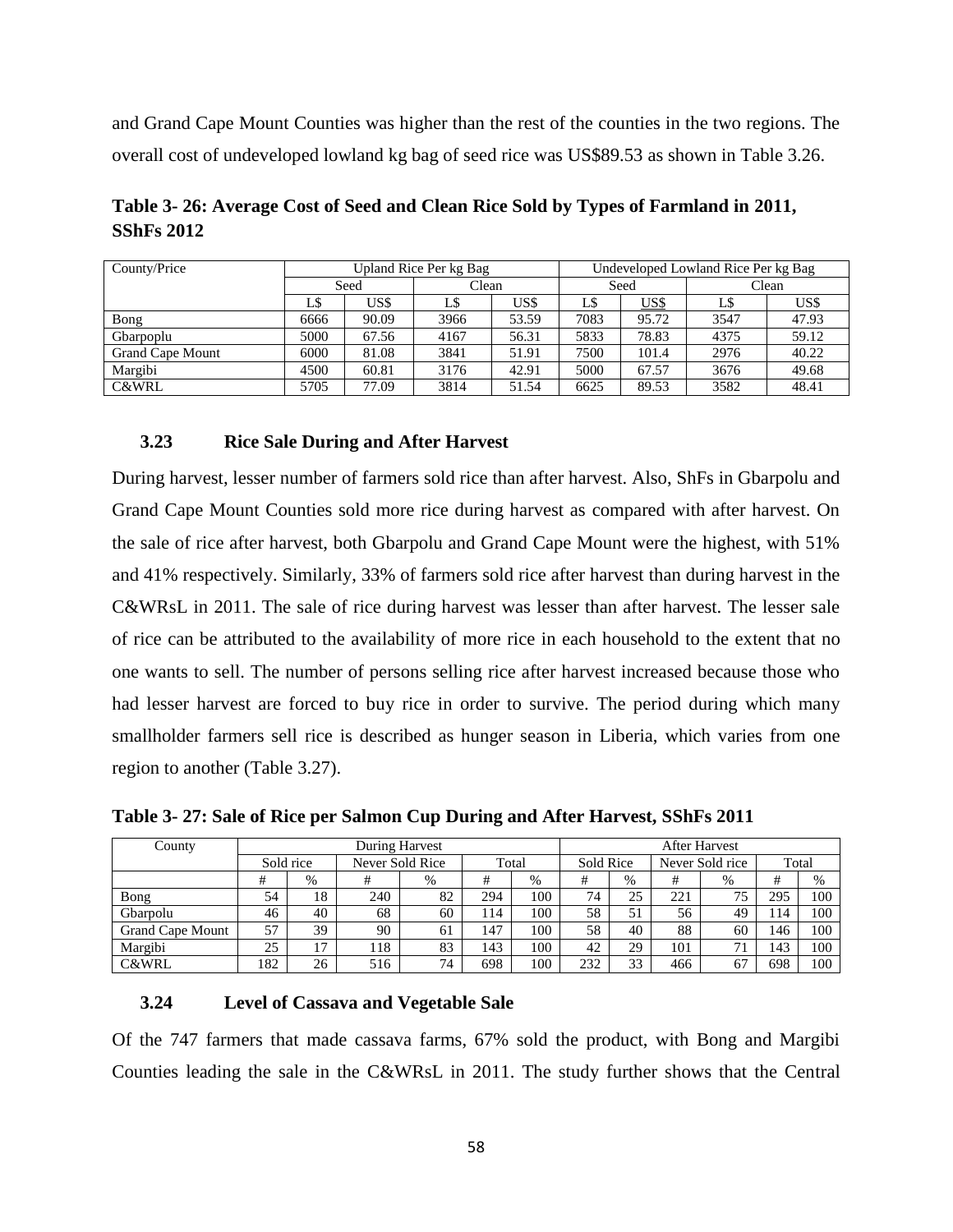and Grand Cape Mount Counties was higher than the rest of the counties in the two regions. The overall cost of undeveloped lowland kg bag of seed rice was US$89.53 as shown in Table 3.26.

**Table 3- 26: Average Cost of Seed and Clean Rice Sold by Types of Farmland in 2011, SShFs 2012**

| County/Price | Upland Rice Per kg Bag | | | | Undeveloped Lowland Rice Per kg Bag | | | |
|---|---|---|---|---|---|---|---|---|
| | Seed | | Clean | | Seed | | Clean | |
| | L$ | US$ | L$ | US$ | L$ | US$ | L$ | US$ |
| Bong | 6666 | 90.09 | 3966 | 53.59 | 7083 | 95.72 | 3547 | 47.93 |
| Gbarpoplu | 5000 | 67.56 | 4167 | 56.31 | 5833 | 78.83 | 4375 | 59.12 |
| Grand Cape Mount | 6000 | 81.08 | 3841 | 51.91 | 7500 | 101.4 | 2976 | 40.22 |
| Margibi | 4500 | 60.81 | 3176 | 42.91 | 5000 | 67.57 | 3676 | 49.68 |
| C&WRL | 5705 | 77.09 | 3814 | 51.54 | 6625 | 89.53 | 3582 | 48.41 |

### 3.23 Rice Sale During and After Harvest

During harvest, lesser number of farmers sold rice than after harvest. Also, ShFs in Gbarpolu and Grand Cape Mount Counties sold more rice during harvest as compared with after harvest. On the sale of rice after harvest, both Gbarpolu and Grand Cape Mount were the highest, with 51% and 41% respectively. Similarly, 33% of farmers sold rice after harvest than during harvest in the C&WRsL in 2011. The sale of rice during harvest was lesser than after harvest. The lesser sale of rice can be attributed to the availability of more rice in each household to the extent that no one wants to sell. The number of persons selling rice after harvest increased because those who had lesser harvest are forced to buy rice in order to survive. The period during which many smallholder farmers sell rice is described as hunger season in Liberia, which varies from one region to another (Table 3.27).

**Table 3- 27: Sale of Rice per Salmon Cup During and After Harvest, SShFs 2011**

| County | During Harvest | | | | | | After Harvest | | | | | |
|---|---|---|---|---|---|---|---|---|---|---|---|---|
| | Sold rice | | Never Sold Rice | | Total | | Sold Rice | | Never Sold rice | | Total | |
| | # | % | # | % | # | % | # | % | # | % | # | % |
| Bong | 54 | 18 | 240 | 82 | 294 | 100 | 74 | 25 | 221 | 75 | 295 | 100 |
| Gbarpolu | 46 | 40 | 68 | 60 | 114 | 100 | 58 | 51 | 56 | 49 | 114 | 100 |
| Grand Cape Mount | 57 | 39 | 90 | 61 | 147 | 100 | 58 | 40 | 88 | 60 | 146 | 100 |
| Margibi | 25 | 17 | 118 | 83 | 143 | 100 | 42 | 29 | 101 | 71 | 143 | 100 |
| C&WRL | 182 | 26 | 516 | 74 | 698 | 100 | 232 | 33 | 466 | 67 | 698 | 100 |

### 3.24 Level of Cassava and Vegetable Sale

Of the 747 farmers that made cassava farms, 67% sold the product, with Bong and Margibi Counties leading the sale in the C&WRsL in 2011. The study further shows that the Central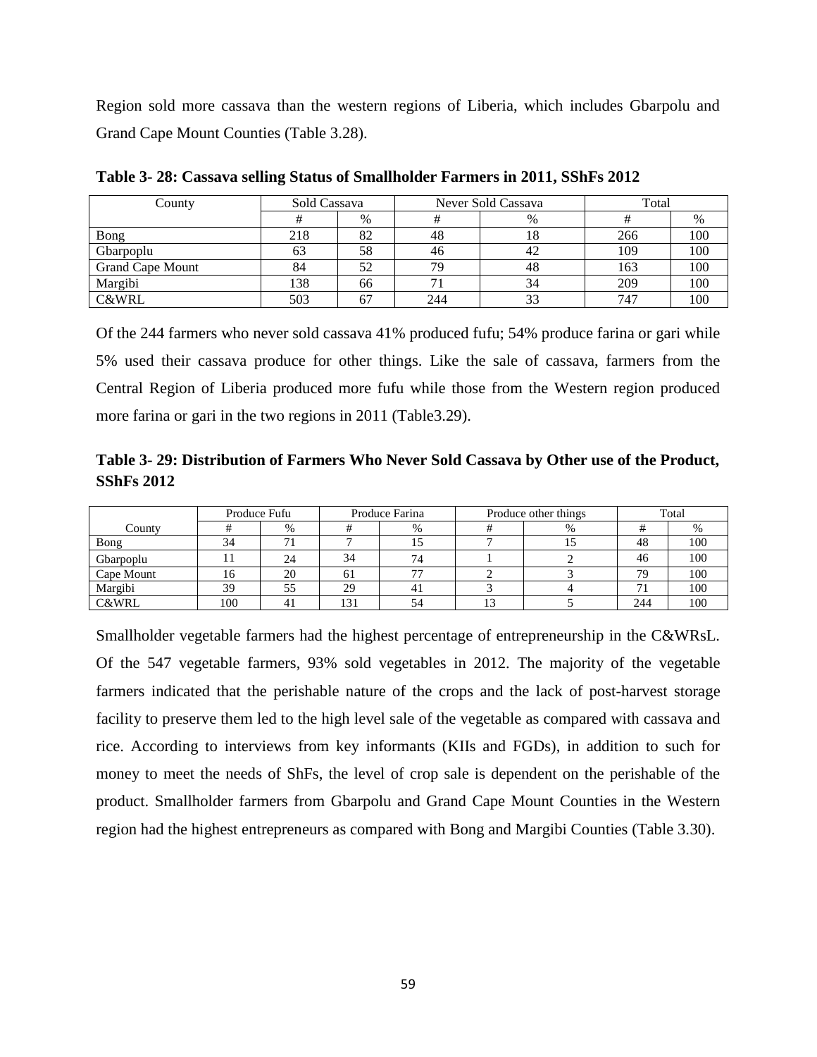Region sold more cassava than the western regions of Liberia, which includes Gbarpolu and Grand Cape Mount Counties (Table 3.28).

**Table 3- 28: Cassava selling Status of Smallholder Farmers in 2011, SShFs 2012**

| County | Sold Cassava | | Never Sold Cassava | | Total | |
|---|---|---|---|---|---|---|
| | # | % | # | % | # | % |
| Bong | 218 | 82 | 48 | 18 | 266 | 100 |
| Gbarpoplu | 63 | 58 | 46 | 42 | 109 | 100 |
| Grand Cape Mount | 84 | 52 | 79 | 48 | 163 | 100 |
| Margibi | 138 | 66 | 71 | 34 | 209 | 100 |
| C&WRL | 503 | 67 | 244 | 33 | 747 | 100 |

Of the 244 farmers who never sold cassava 41% produced fufu; 54% produce farina or gari while 5% used their cassava produce for other things. Like the sale of cassava, farmers from the Central Region of Liberia produced more fufu while those from the Western region produced more farina or gari in the two regions in 2011 (Table3.29).

**Table 3- 29: Distribution of Farmers Who Never Sold Cassava by Other use of the Product, SShFs 2012**

| | Produce Fufu | | Produce Farina | | Produce other things | | Total | |
|---|---|---|---|---|---|---|---|---|
| County | # | % | # | % | # | % | # | % |
| Bong | 34 | 71 | 7 | 15 | 7 | 15 | 48 | 100 |
| Gbarpoplu | 11 | 24 | 34 | 74 | 1 | 2 | 46 | 100 |
| Cape Mount | 16 | 20 | 61 | 77 | 2 | 3 | 79 | 100 |
| Margibi | 39 | 55 | 29 | 41 | 3 | 4 | 71 | 100 |
| C&WRL | 100 | 41 | 131 | 54 | 13 | 5 | 244 | 100 |

Smallholder vegetable farmers had the highest percentage of entrepreneurship in the C&WRsL. Of the 547 vegetable farmers, 93% sold vegetables in 2012. The majority of the vegetable farmers indicated that the perishable nature of the crops and the lack of post-harvest storage facility to preserve them led to the high level sale of the vegetable as compared with cassava and rice. According to interviews from key informants (KIIs and FGDs), in addition to such for money to meet the needs of ShFs, the level of crop sale is dependent on the perishable of the product. Smallholder farmers from Gbarpolu and Grand Cape Mount Counties in the Western region had the highest entrepreneurs as compared with Bong and Margibi Counties (Table 3.30).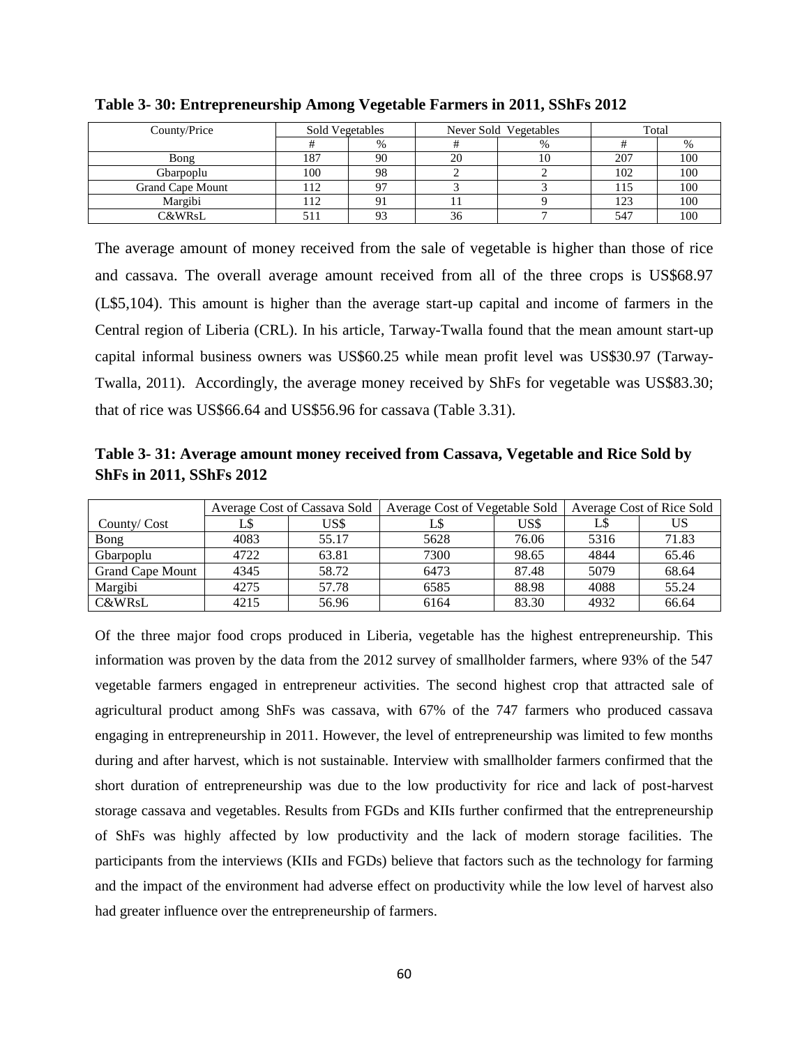**Table 3- 30: Entrepreneurship Among Vegetable Farmers in 2011, SShFs 2012**

| County/Price | Sold Vegetables | | Never Sold Vegetables | | Total | |
|---|---|---|---|---|---|---|
| | # | % | # | % | # | % |
| Bong | 187 | 90 | 20 | 10 | 207 | 100 |
| Gbarpoplu | 100 | 98 | 2 | 2 | 102 | 100 |
| Grand Cape Mount | 112 | 97 | 3 | 3 | 115 | 100 |
| Margibi | 112 | 91 | 11 | 9 | 123 | 100 |
| C&WRsL | 511 | 93 | 36 | 7 | 547 | 100 |

The average amount of money received from the sale of vegetable is higher than those of rice and cassava. The overall average amount received from all of the three crops is US$68.97 (L$5,104). This amount is higher than the average start-up capital and income of farmers in the Central region of Liberia (CRL). In his article, Tarway-Twalla found that the mean amount start-up capital informal business owners was US$60.25 while mean profit level was US$30.97 (Tarway-Twalla, 2011). Accordingly, the average money received by ShFs for vegetable was US$83.30; that of rice was US$66.64 and US$56.96 for cassava (Table 3.31).

**Table 3- 31: Average amount money received from Cassava, Vegetable and Rice Sold by ShFs in 2011, SShFs 2012**

| | Average Cost of Cassava Sold | | Average Cost of Vegetable Sold | | Average Cost of Rice Sold | |
|---|---|---|---|---|---|---|
| County/ Cost | L$ | US$ | L$ | US$ | L$ | US |
| Bong | 4083 | 55.17 | 5628 | 76.06 | 5316 | 71.83 |
| Gbarpoplu | 4722 | 63.81 | 7300 | 98.65 | 4844 | 65.46 |
| Grand Cape Mount | 4345 | 58.72 | 6473 | 87.48 | 5079 | 68.64 |
| Margibi | 4275 | 57.78 | 6585 | 88.98 | 4088 | 55.24 |
| C&WRsL | 4215 | 56.96 | 6164 | 83.30 | 4932 | 66.64 |

Of the three major food crops produced in Liberia, vegetable has the highest entrepreneurship. This information was proven by the data from the 2012 survey of smallholder farmers, where 93% of the 547 vegetable farmers engaged in entrepreneur activities. The second highest crop that attracted sale of agricultural product among ShFs was cassava, with 67% of the 747 farmers who produced cassava engaging in entrepreneurship in 2011. However, the level of entrepreneurship was limited to few months during and after harvest, which is not sustainable. Interview with smallholder farmers confirmed that the short duration of entrepreneurship was due to the low productivity for rice and lack of post-harvest storage cassava and vegetables. Results from FGDs and KIIs further confirmed that the entrepreneurship of ShFs was highly affected by low productivity and the lack of modern storage facilities. The participants from the interviews (KIIs and FGDs) believe that factors such as the technology for farming and the impact of the environment had adverse effect on productivity while the low level of harvest also had greater influence over the entrepreneurship of farmers.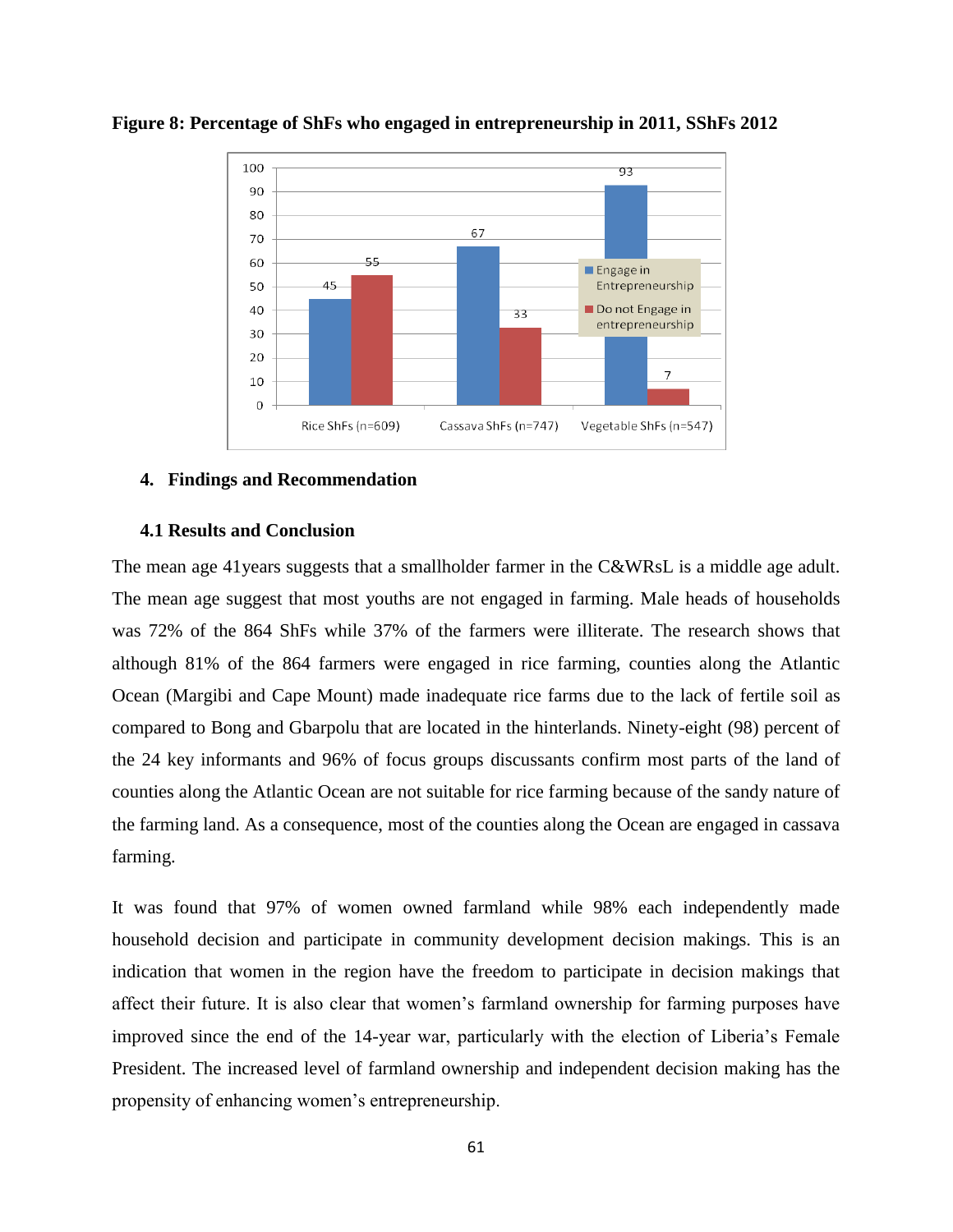**Figure 8: Percentage of ShFs who engaged in entrepreneurship in 2011, SShFs 2012**

| | Engage in Entrepreneurship | Do not Engage in entrepreneurship |
|---|---|---|
| Rice ShFs (n=609) | 45 | 55 |
| Cassava ShFs (n=747) | 67 | 33 |
| Vegetable ShFs (n=547) | 93 | 7 |

## 4. Findings and Recommendation

### 4.1 Results and Conclusion

The mean age 41years suggests that a smallholder farmer in the C&WRsL is a middle age adult. The mean age suggest that most youths are not engaged in farming. Male heads of households was 72% of the 864 ShFs while 37% of the farmers were illiterate. The research shows that although 81% of the 864 farmers were engaged in rice farming, counties along the Atlantic Ocean (Margibi and Cape Mount) made inadequate rice farms due to the lack of fertile soil as compared to Bong and Gbarpolu that are located in the hinterlands. Ninety-eight (98) percent of the 24 key informants and 96% of focus groups discussants confirm most parts of the land of counties along the Atlantic Ocean are not suitable for rice farming because of the sandy nature of the farming land. As a consequence, most of the counties along the Ocean are engaged in cassava farming.

It was found that 97% of women owned farmland while 98% each independently made household decision and participate in community development decision makings. This is an indication that women in the region have the freedom to participate in decision makings that affect their future. It is also clear that women's farmland ownership for farming purposes have improved since the end of the 14-year war, particularly with the election of Liberia's Female President. The increased level of farmland ownership and independent decision making has the propensity of enhancing women's entrepreneurship.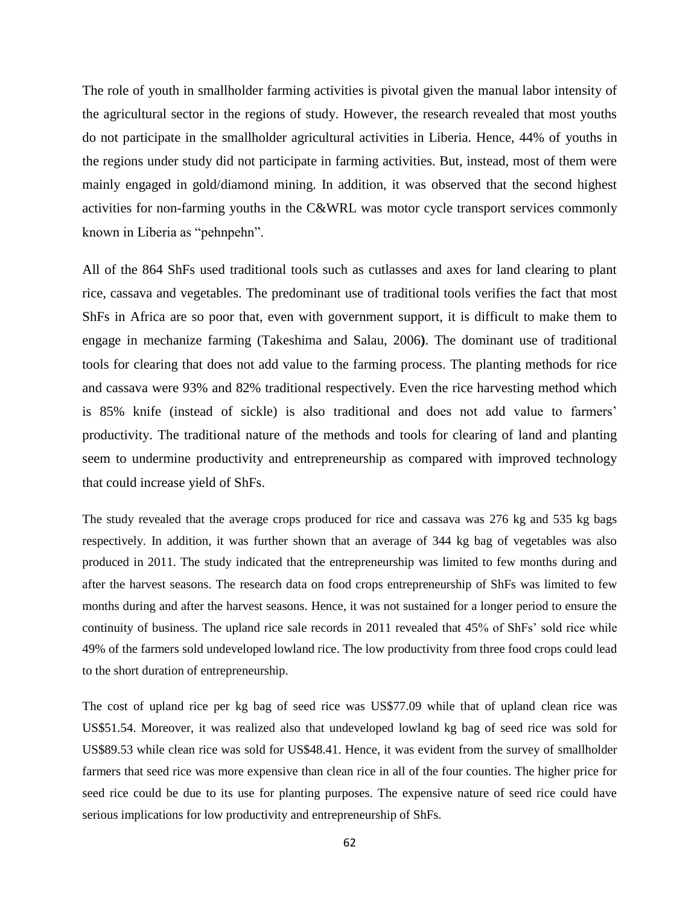The role of youth in smallholder farming activities is pivotal given the manual labor intensity of the agricultural sector in the regions of study. However, the research revealed that most youths do not participate in the smallholder agricultural activities in Liberia. Hence, 44% of youths in the regions under study did not participate in farming activities. But, instead, most of them were mainly engaged in gold/diamond mining. In addition, it was observed that the second highest activities for non-farming youths in the C&WRL was motor cycle transport services commonly known in Liberia as "pehnpehn".

All of the 864 ShFs used traditional tools such as cutlasses and axes for land clearing to plant rice, cassava and vegetables. The predominant use of traditional tools verifies the fact that most ShFs in Africa are so poor that, even with government support, it is difficult to make them to engage in mechanize farming (Takeshima and Salau, 2006**)**. The dominant use of traditional tools for clearing that does not add value to the farming process. The planting methods for rice and cassava were 93% and 82% traditional respectively. Even the rice harvesting method which is 85% knife (instead of sickle) is also traditional and does not add value to farmers' productivity. The traditional nature of the methods and tools for clearing of land and planting seem to undermine productivity and entrepreneurship as compared with improved technology that could increase yield of ShFs.

The study revealed that the average crops produced for rice and cassava was 276 kg and 535 kg bags respectively. In addition, it was further shown that an average of 344 kg bag of vegetables was also produced in 2011. The study indicated that the entrepreneurship was limited to few months during and after the harvest seasons. The research data on food crops entrepreneurship of ShFs was limited to few months during and after the harvest seasons. Hence, it was not sustained for a longer period to ensure the continuity of business. The upland rice sale records in 2011 revealed that 45% of ShFs' sold rice while 49% of the farmers sold undeveloped lowland rice. The low productivity from three food crops could lead to the short duration of entrepreneurship.

The cost of upland rice per kg bag of seed rice was US$77.09 while that of upland clean rice was US$51.54. Moreover, it was realized also that undeveloped lowland kg bag of seed rice was sold for US$89.53 while clean rice was sold for US$48.41. Hence, it was evident from the survey of smallholder farmers that seed rice was more expensive than clean rice in all of the four counties. The higher price for seed rice could be due to its use for planting purposes. The expensive nature of seed rice could have serious implications for low productivity and entrepreneurship of ShFs.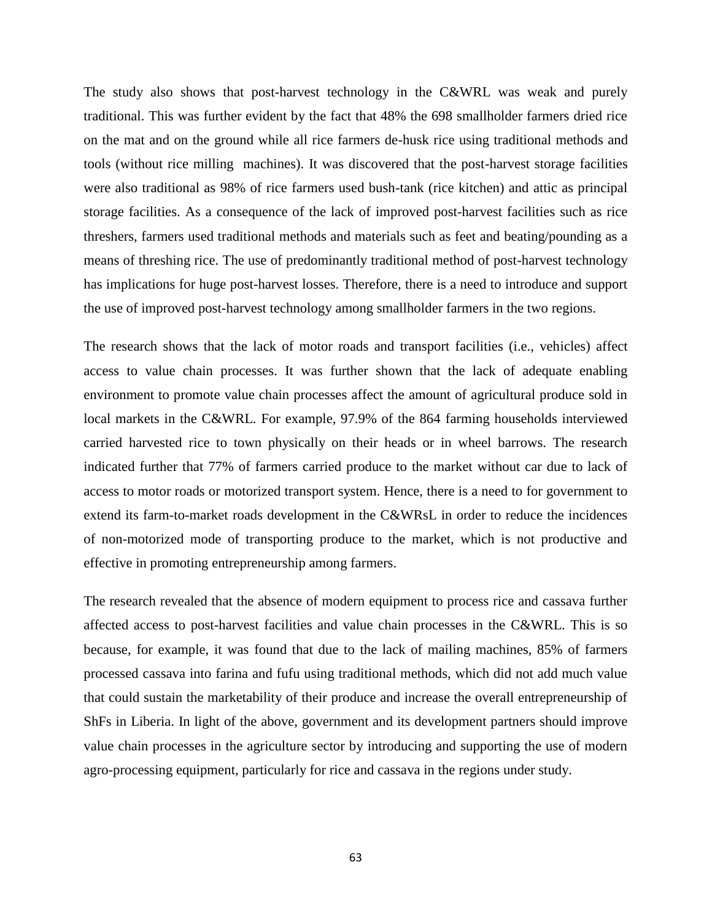The study also shows that post-harvest technology in the C&WRL was weak and purely traditional. This was further evident by the fact that 48% the 698 smallholder farmers dried rice on the mat and on the ground while all rice farmers de-husk rice using traditional methods and tools (without rice milling machines). It was discovered that the post-harvest storage facilities were also traditional as 98% of rice farmers used bush-tank (rice kitchen) and attic as principal storage facilities. As a consequence of the lack of improved post-harvest facilities such as rice threshers, farmers used traditional methods and materials such as feet and beating/pounding as a means of threshing rice. The use of predominantly traditional method of post-harvest technology has implications for huge post-harvest losses. Therefore, there is a need to introduce and support the use of improved post-harvest technology among smallholder farmers in the two regions.

The research shows that the lack of motor roads and transport facilities (i.e., vehicles) affect access to value chain processes. It was further shown that the lack of adequate enabling environment to promote value chain processes affect the amount of agricultural produce sold in local markets in the C&WRL. For example, 97.9% of the 864 farming households interviewed carried harvested rice to town physically on their heads or in wheel barrows. The research indicated further that 77% of farmers carried produce to the market without car due to lack of access to motor roads or motorized transport system. Hence, there is a need to for government to extend its farm-to-market roads development in the C&WRsL in order to reduce the incidences of non-motorized mode of transporting produce to the market, which is not productive and effective in promoting entrepreneurship among farmers.

The research revealed that the absence of modern equipment to process rice and cassava further affected access to post-harvest facilities and value chain processes in the C&WRL. This is so because, for example, it was found that due to the lack of mailing machines, 85% of farmers processed cassava into farina and fufu using traditional methods, which did not add much value that could sustain the marketability of their produce and increase the overall entrepreneurship of ShFs in Liberia. In light of the above, government and its development partners should improve value chain processes in the agriculture sector by introducing and supporting the use of modern agro-processing equipment, particularly for rice and cassava in the regions under study.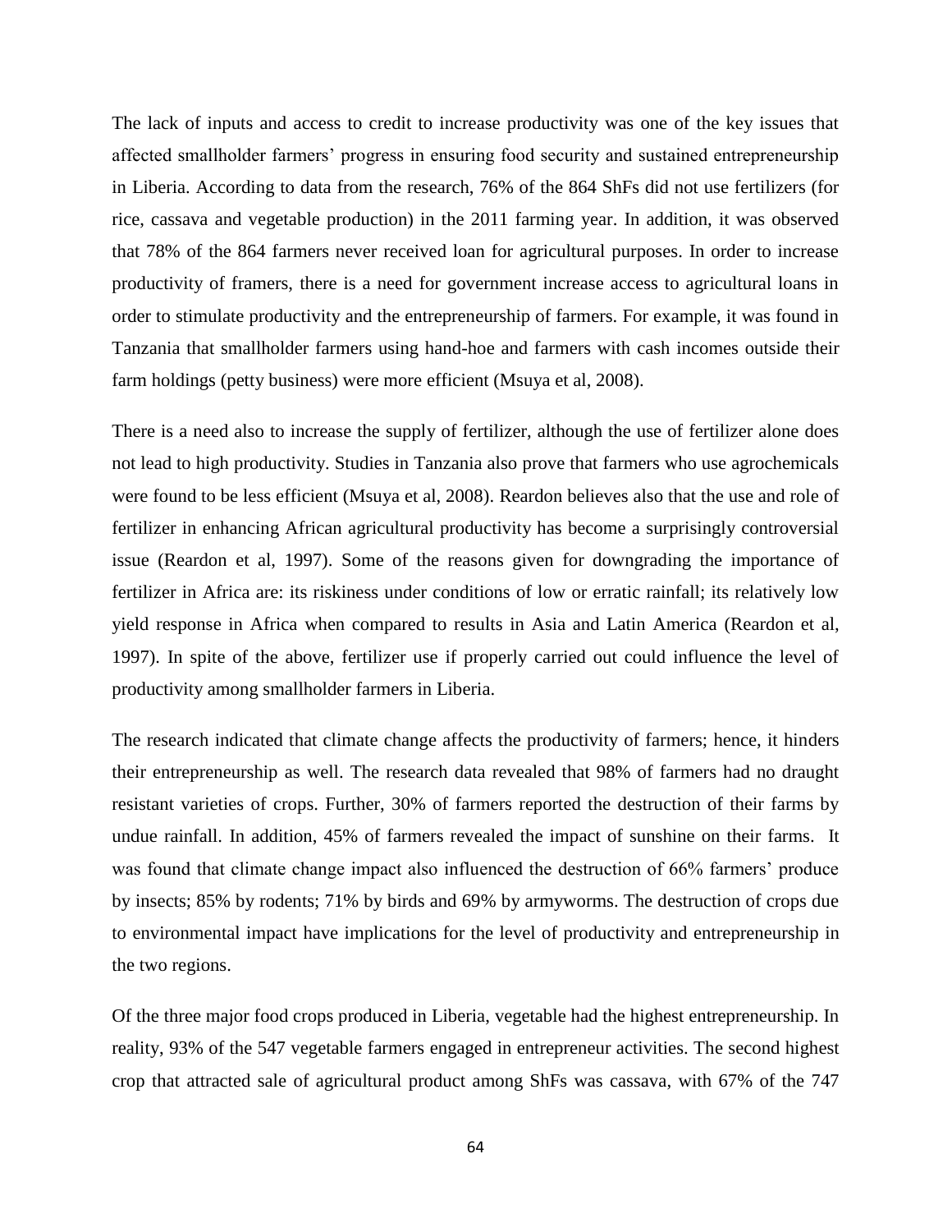The lack of inputs and access to credit to increase productivity was one of the key issues that affected smallholder farmers' progress in ensuring food security and sustained entrepreneurship in Liberia. According to data from the research, 76% of the 864 ShFs did not use fertilizers (for rice, cassava and vegetable production) in the 2011 farming year. In addition, it was observed that 78% of the 864 farmers never received loan for agricultural purposes. In order to increase productivity of framers, there is a need for government increase access to agricultural loans in order to stimulate productivity and the entrepreneurship of farmers. For example, it was found in Tanzania that smallholder farmers using hand-hoe and farmers with cash incomes outside their farm holdings (petty business) were more efficient (Msuya et al, 2008).

There is a need also to increase the supply of fertilizer, although the use of fertilizer alone does not lead to high productivity. Studies in Tanzania also prove that farmers who use agrochemicals were found to be less efficient (Msuya et al, 2008). Reardon believes also that the use and role of fertilizer in enhancing African agricultural productivity has become a surprisingly controversial issue (Reardon et al, 1997). Some of the reasons given for downgrading the importance of fertilizer in Africa are: its riskiness under conditions of low or erratic rainfall; its relatively low yield response in Africa when compared to results in Asia and Latin America (Reardon et al, 1997). In spite of the above, fertilizer use if properly carried out could influence the level of productivity among smallholder farmers in Liberia.

The research indicated that climate change affects the productivity of farmers; hence, it hinders their entrepreneurship as well. The research data revealed that 98% of farmers had no draught resistant varieties of crops. Further, 30% of farmers reported the destruction of their farms by undue rainfall. In addition, 45% of farmers revealed the impact of sunshine on their farms. It was found that climate change impact also influenced the destruction of 66% farmers' produce by insects; 85% by rodents; 71% by birds and 69% by armyworms. The destruction of crops due to environmental impact have implications for the level of productivity and entrepreneurship in the two regions.

Of the three major food crops produced in Liberia, vegetable had the highest entrepreneurship. In reality, 93% of the 547 vegetable farmers engaged in entrepreneur activities. The second highest crop that attracted sale of agricultural product among ShFs was cassava, with 67% of the 747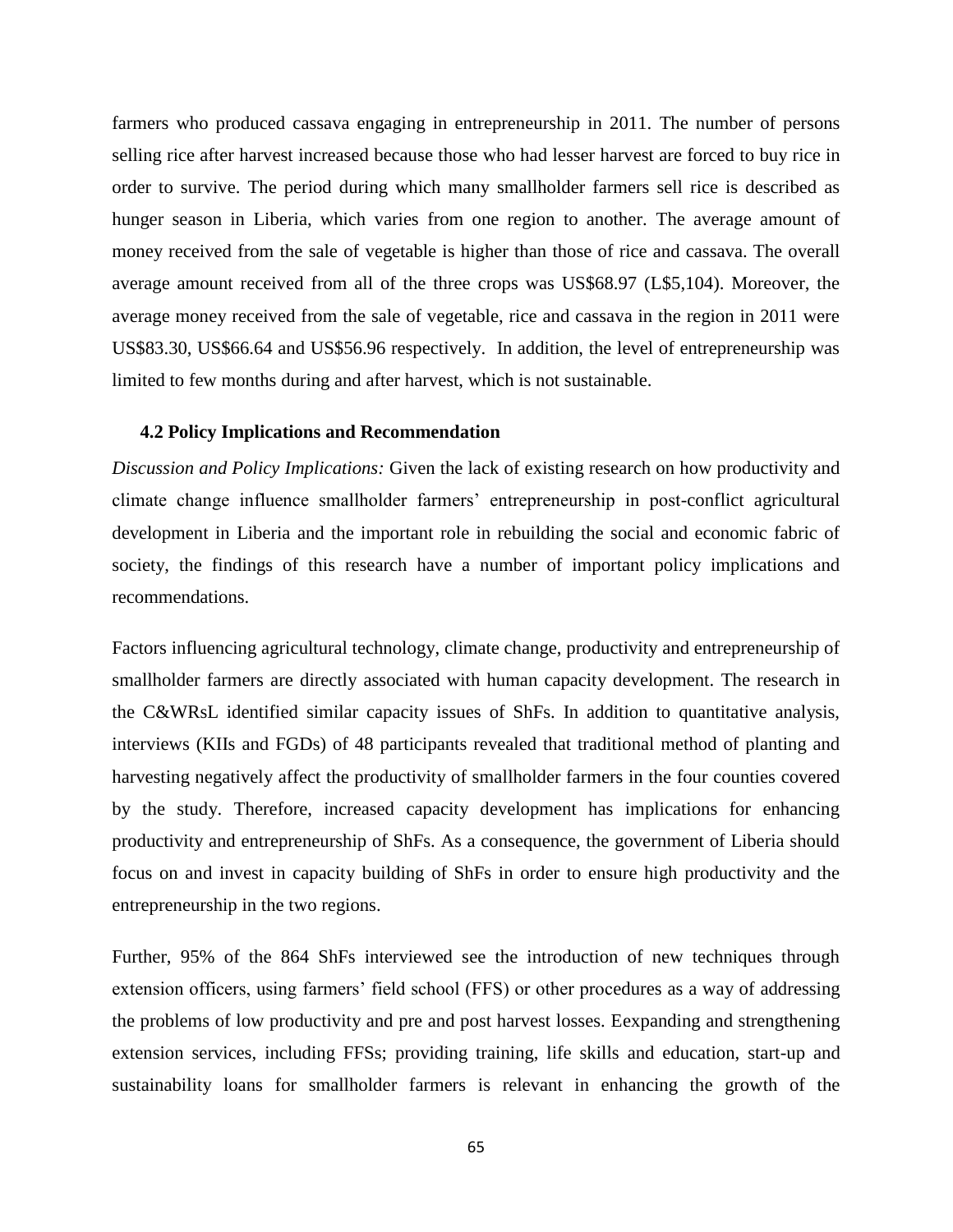farmers who produced cassava engaging in entrepreneurship in 2011. The number of persons selling rice after harvest increased because those who had lesser harvest are forced to buy rice in order to survive. The period during which many smallholder farmers sell rice is described as hunger season in Liberia, which varies from one region to another. The average amount of money received from the sale of vegetable is higher than those of rice and cassava. The overall average amount received from all of the three crops was US$68.97 (L$5,104). Moreover, the average money received from the sale of vegetable, rice and cassava in the region in 2011 were US$83.30, US$66.64 and US$56.96 respectively. In addition, the level of entrepreneurship was limited to few months during and after harvest, which is not sustainable.

### 4.2 Policy Implications and Recommendation

*Discussion and Policy Implications:* Given the lack of existing research on how productivity and climate change influence smallholder farmers' entrepreneurship in post-conflict agricultural development in Liberia and the important role in rebuilding the social and economic fabric of society, the findings of this research have a number of important policy implications and recommendations.

Factors influencing agricultural technology, climate change, productivity and entrepreneurship of smallholder farmers are directly associated with human capacity development. The research in the C&WRsL identified similar capacity issues of ShFs. In addition to quantitative analysis, interviews (KIIs and FGDs) of 48 participants revealed that traditional method of planting and harvesting negatively affect the productivity of smallholder farmers in the four counties covered by the study. Therefore, increased capacity development has implications for enhancing productivity and entrepreneurship of ShFs. As a consequence, the government of Liberia should focus on and invest in capacity building of ShFs in order to ensure high productivity and the entrepreneurship in the two regions.

Further, 95% of the 864 ShFs interviewed see the introduction of new techniques through extension officers, using farmers' field school (FFS) or other procedures as a way of addressing the problems of low productivity and pre and post harvest losses. Eexpanding and strengthening extension services, including FFSs; providing training, life skills and education, start-up and sustainability loans for smallholder farmers is relevant in enhancing the growth of the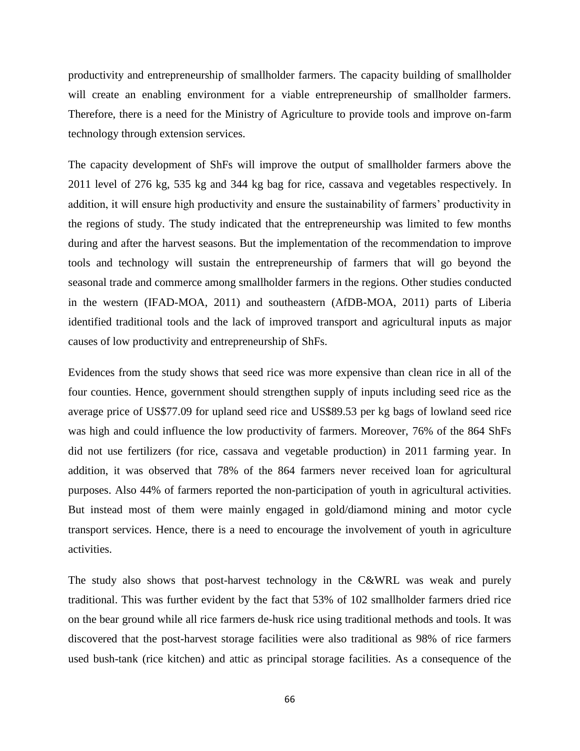productivity and entrepreneurship of smallholder farmers. The capacity building of smallholder will create an enabling environment for a viable entrepreneurship of smallholder farmers. Therefore, there is a need for the Ministry of Agriculture to provide tools and improve on-farm technology through extension services.

The capacity development of ShFs will improve the output of smallholder farmers above the 2011 level of 276 kg, 535 kg and 344 kg bag for rice, cassava and vegetables respectively. In addition, it will ensure high productivity and ensure the sustainability of farmers' productivity in the regions of study. The study indicated that the entrepreneurship was limited to few months during and after the harvest seasons. But the implementation of the recommendation to improve tools and technology will sustain the entrepreneurship of farmers that will go beyond the seasonal trade and commerce among smallholder farmers in the regions. Other studies conducted in the western (IFAD-MOA, 2011) and southeastern (AfDB-MOA, 2011) parts of Liberia identified traditional tools and the lack of improved transport and agricultural inputs as major causes of low productivity and entrepreneurship of ShFs.

Evidences from the study shows that seed rice was more expensive than clean rice in all of the four counties. Hence, government should strengthen supply of inputs including seed rice as the average price of US$77.09 for upland seed rice and US$89.53 per kg bags of lowland seed rice was high and could influence the low productivity of farmers. Moreover, 76% of the 864 ShFs did not use fertilizers (for rice, cassava and vegetable production) in 2011 farming year. In addition, it was observed that 78% of the 864 farmers never received loan for agricultural purposes. Also 44% of farmers reported the non-participation of youth in agricultural activities. But instead most of them were mainly engaged in gold/diamond mining and motor cycle transport services. Hence, there is a need to encourage the involvement of youth in agriculture activities.

The study also shows that post-harvest technology in the C&WRL was weak and purely traditional. This was further evident by the fact that 53% of 102 smallholder farmers dried rice on the bear ground while all rice farmers de-husk rice using traditional methods and tools. It was discovered that the post-harvest storage facilities were also traditional as 98% of rice farmers used bush-tank (rice kitchen) and attic as principal storage facilities. As a consequence of the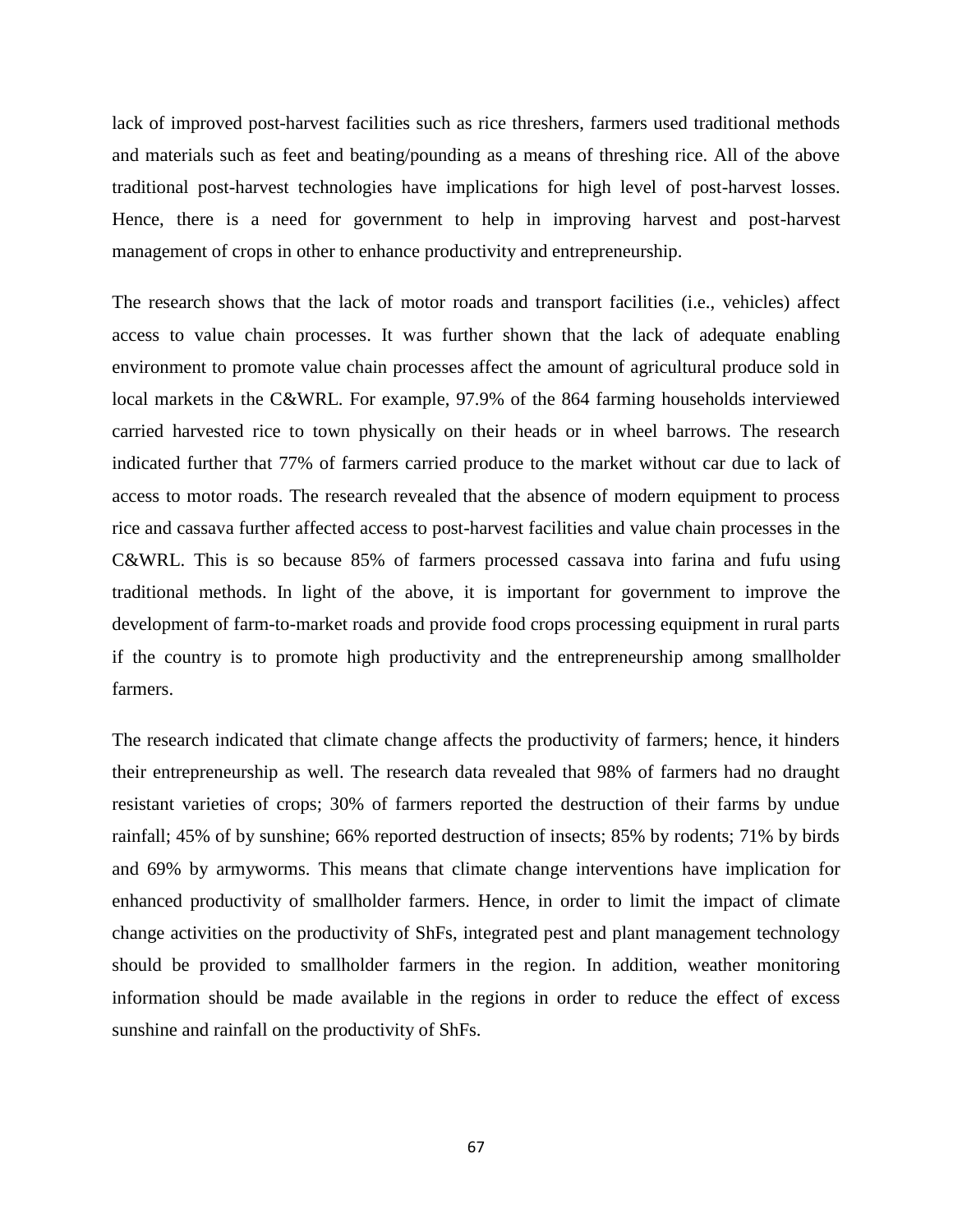lack of improved post-harvest facilities such as rice threshers, farmers used traditional methods and materials such as feet and beating/pounding as a means of threshing rice. All of the above traditional post-harvest technologies have implications for high level of post-harvest losses. Hence, there is a need for government to help in improving harvest and post-harvest management of crops in other to enhance productivity and entrepreneurship.

The research shows that the lack of motor roads and transport facilities (i.e., vehicles) affect access to value chain processes. It was further shown that the lack of adequate enabling environment to promote value chain processes affect the amount of agricultural produce sold in local markets in the C&WRL. For example, 97.9% of the 864 farming households interviewed carried harvested rice to town physically on their heads or in wheel barrows. The research indicated further that 77% of farmers carried produce to the market without car due to lack of access to motor roads. The research revealed that the absence of modern equipment to process rice and cassava further affected access to post-harvest facilities and value chain processes in the C&WRL. This is so because 85% of farmers processed cassava into farina and fufu using traditional methods. In light of the above, it is important for government to improve the development of farm-to-market roads and provide food crops processing equipment in rural parts if the country is to promote high productivity and the entrepreneurship among smallholder farmers.

The research indicated that climate change affects the productivity of farmers; hence, it hinders their entrepreneurship as well. The research data revealed that 98% of farmers had no draught resistant varieties of crops; 30% of farmers reported the destruction of their farms by undue rainfall; 45% of by sunshine; 66% reported destruction of insects; 85% by rodents; 71% by birds and 69% by armyworms. This means that climate change interventions have implication for enhanced productivity of smallholder farmers. Hence, in order to limit the impact of climate change activities on the productivity of ShFs, integrated pest and plant management technology should be provided to smallholder farmers in the region. In addition, weather monitoring information should be made available in the regions in order to reduce the effect of excess sunshine and rainfall on the productivity of ShFs.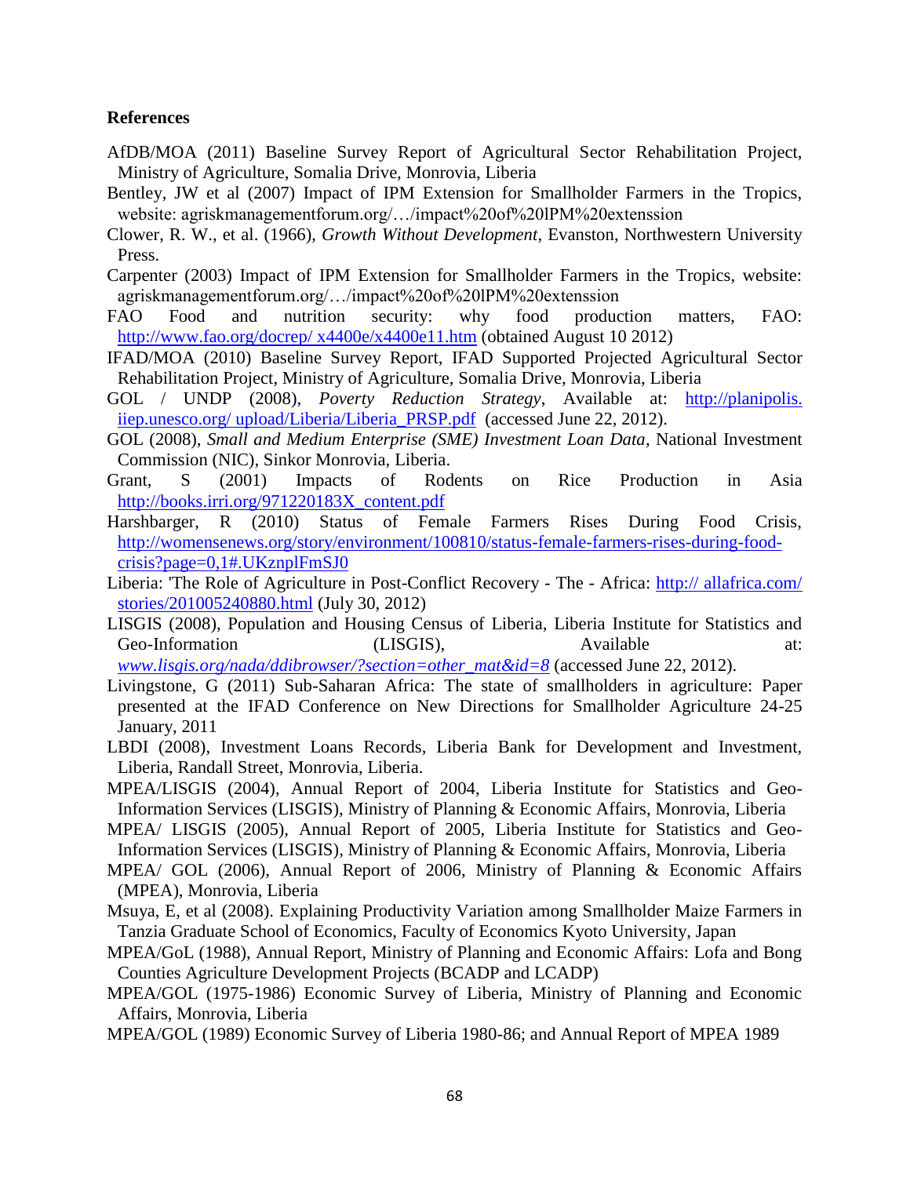**References**

AfDB/MOA (2011) Baseline Survey Report of Agricultural Sector Rehabilitation Project, Ministry of Agriculture, Somalia Drive, Monrovia, Liberia

Bentley, JW et al (2007) Impact of IPM Extension for Smallholder Farmers in the Tropics, website: agriskmanagementforum.org/…/impact%20of%20lPM%20extenssion

Clower, R. W., et al. (1966), *Growth Without Development*, Evanston, Northwestern University Press.

Carpenter (2003) Impact of IPM Extension for Smallholder Farmers in the Tropics, website: agriskmanagementforum.org/…/impact%20of%20lPM%20extenssion

FAO Food and nutrition security: why food production matters, FAO: http://www.fao.org/docrep/ x4400e/x4400e11.htm (obtained August 10 2012)

IFAD/MOA (2010) Baseline Survey Report, IFAD Supported Projected Agricultural Sector Rehabilitation Project, Ministry of Agriculture, Somalia Drive, Monrovia, Liberia

GOL / UNDP (2008), *Poverty Reduction Strategy*, Available at: http://planipolis.iiep.unesco.org/ upload/Liberia/Liberia_PRSP.pdf (accessed June 22, 2012).

GOL (2008), *Small and Medium Enterprise (SME) Investment Loan Data*, National Investment Commission (NIC), Sinkor Monrovia, Liberia.

Grant, S (2001) Impacts of Rodents on Rice Production in Asia http://books.irri.org/971220183X_content.pdf

Harshbarger, R (2010) Status of Female Farmers Rises During Food Crisis, http://womensenews.org/story/environment/100810/status-female-farmers-rises-during-food-crisis?page=0,1#.UKznplFmSJ0

Liberia: 'The Role of Agriculture in Post-Conflict Recovery - The - Africa: http:// allafrica.com/ stories/201005240880.html (July 30, 2012)

LISGIS (2008), Population and Housing Census of Liberia, Liberia Institute for Statistics and Geo-Information (LISGIS), Available at: *www.lisgis.org/nada/ddibrowser/?section=other_mat&id=8* (accessed June 22, 2012).

Livingstone, G (2011) Sub-Saharan Africa: The state of smallholders in agriculture: Paper presented at the IFAD Conference on New Directions for Smallholder Agriculture 24-25 January, 2011

LBDI (2008), Investment Loans Records, Liberia Bank for Development and Investment, Liberia, Randall Street, Monrovia, Liberia.

MPEA/LISGIS (2004), Annual Report of 2004, Liberia Institute for Statistics and Geo-Information Services (LISGIS), Ministry of Planning & Economic Affairs, Monrovia, Liberia

MPEA/ LISGIS (2005), Annual Report of 2005, Liberia Institute for Statistics and Geo-Information Services (LISGIS), Ministry of Planning & Economic Affairs, Monrovia, Liberia

MPEA/ GOL (2006), Annual Report of 2006, Ministry of Planning & Economic Affairs (MPEA), Monrovia, Liberia

Msuya, E, et al (2008). Explaining Productivity Variation among Smallholder Maize Farmers in Tanzia Graduate School of Economics, Faculty of Economics Kyoto University, Japan

MPEA/GoL (1988), Annual Report, Ministry of Planning and Economic Affairs: Lofa and Bong Counties Agriculture Development Projects (BCADP and LCADP)

MPEA/GOL (1975-1986) Economic Survey of Liberia, Ministry of Planning and Economic Affairs, Monrovia, Liberia

MPEA/GOL (1989) Economic Survey of Liberia 1980-86; and Annual Report of MPEA 1989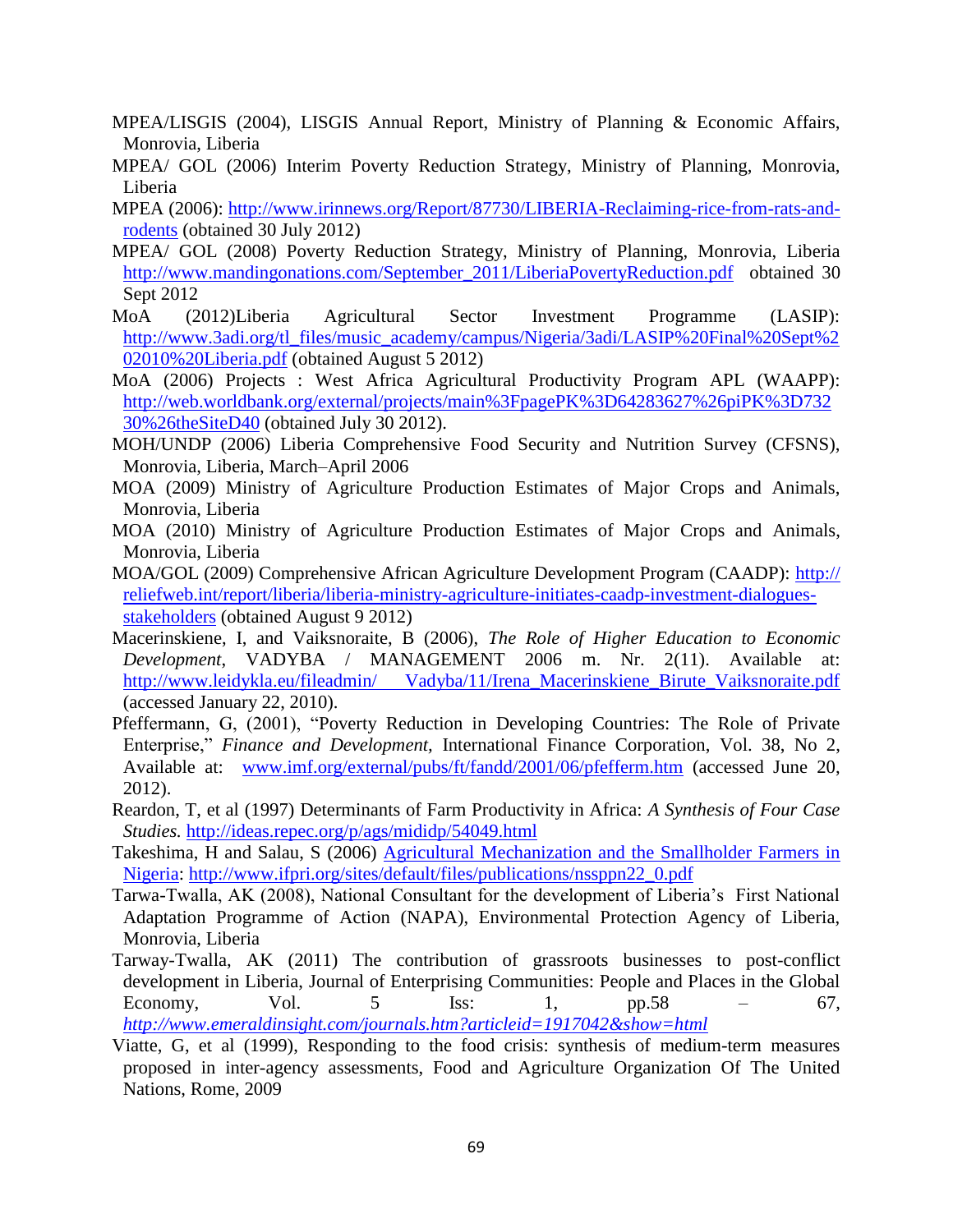MPEA/LISGIS (2004), LISGIS Annual Report, Ministry of Planning & Economic Affairs, Monrovia, Liberia

MPEA/ GOL (2006) Interim Poverty Reduction Strategy, Ministry of Planning, Monrovia, Liberia

MPEA (2006): http://www.irinnews.org/Report/87730/LIBERIA-Reclaiming-rice-from-rats-and-rodents (obtained 30 July 2012)

MPEA/ GOL (2008) Poverty Reduction Strategy, Ministry of Planning, Monrovia, Liberia http://www.mandingonations.com/September_2011/LiberiaPovertyReduction.pdf obtained 30 Sept 2012

MoA (2012)Liberia Agricultural Sector Investment Programme (LASIP): http://www.3adi.org/tl_files/music_academy/campus/Nigeria/3adi/LASIP%20Final%20Sept%2020l0%20Liberia.pdf (obtained August 5 2012)

MoA (2006) Projects : West Africa Agricultural Productivity Program APL (WAAPP): http://web.worldbank.org/external/projects/main%3FpagePK%3D64283627%26piPK%3D73230%26theSiteD40 (obtained July 30 2012).

MOH/UNDP (2006) Liberia Comprehensive Food Security and Nutrition Survey (CFSNS), Monrovia, Liberia, March–April 2006

MOA (2009) Ministry of Agriculture Production Estimates of Major Crops and Animals, Monrovia, Liberia

MOA (2010) Ministry of Agriculture Production Estimates of Major Crops and Animals, Monrovia, Liberia

MOA/GOL (2009) Comprehensive African Agriculture Development Program (CAADP): http://reliefweb.int/report/liberia/liberia-ministry-agriculture-initiates-caadp-investment-dialogues-stakeholders (obtained August 9 2012)

Macerinskiene, I, and Vaiksnoraite, B (2006), *The Role of Higher Education to Economic Development*, VADYBA / MANAGEMENT 2006 m. Nr. 2(11). Available at: http://www.leidykla.eu/fileadmin/ Vadyba/11/Irena_Macerinskiene_Birute_Vaiksnoraite.pdf (accessed January 22, 2010).

Pfeffermann, G, (2001), "Poverty Reduction in Developing Countries: The Role of Private Enterprise," *Finance and Development,* International Finance Corporation, Vol. 38, No 2, Available at: www.imf.org/external/pubs/ft/fandd/2001/06/pfefferm.htm (accessed June 20, 2012).

Reardon, T, et al (1997) Determinants of Farm Productivity in Africa: *A Synthesis of Four Case Studies.* http://ideas.repec.org/p/ags/mididp/54049.html

Takeshima, H and Salau, S (2006) Agricultural Mechanization and the Smallholder Farmers in Nigeria: http://www.ifpri.org/sites/default/files/publications/nssppn22_0.pdf

Tarwa-Twalla, AK (2008), National Consultant for the development of Liberia's First National Adaptation Programme of Action (NAPA), Environmental Protection Agency of Liberia, Monrovia, Liberia

Tarway-Twalla, AK (2011) The contribution of grassroots businesses to post-conflict development in Liberia, Journal of Enterprising Communities: People and Places in the Global Economy, Vol. 5 Iss: 1, pp.58 – 67, *http://www.emeraldinsight.com/journals.htm?articleid=1917042&show=html*

Viatte, G, et al (1999), Responding to the food crisis: synthesis of medium-term measures proposed in inter-agency assessments, Food and Agriculture Organization Of The United Nations, Rome, 2009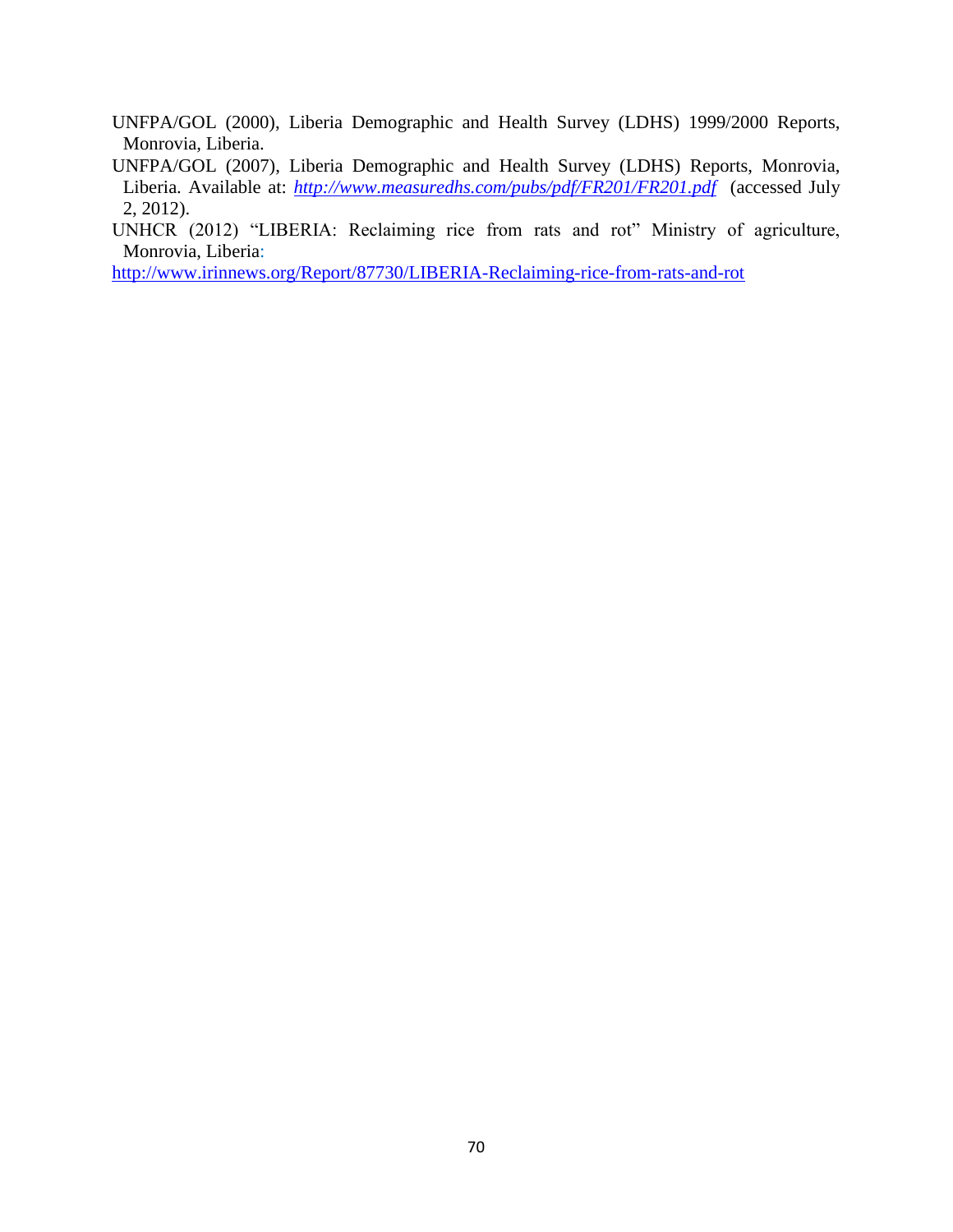UNFPA/GOL (2000), Liberia Demographic and Health Survey (LDHS) 1999/2000 Reports, Monrovia, Liberia.

UNFPA/GOL (2007), Liberia Demographic and Health Survey (LDHS) Reports, Monrovia, Liberia. Available at: *http://www.measuredhs.com/pubs/pdf/FR201/FR201.pdf* (accessed July 2, 2012).

UNHCR (2012) "LIBERIA: Reclaiming rice from rats and rot" Ministry of agriculture, Monrovia, Liberia:
http://www.irinnews.org/Report/87730/LIBERIA-Reclaiming-rice-from-rats-and-rot